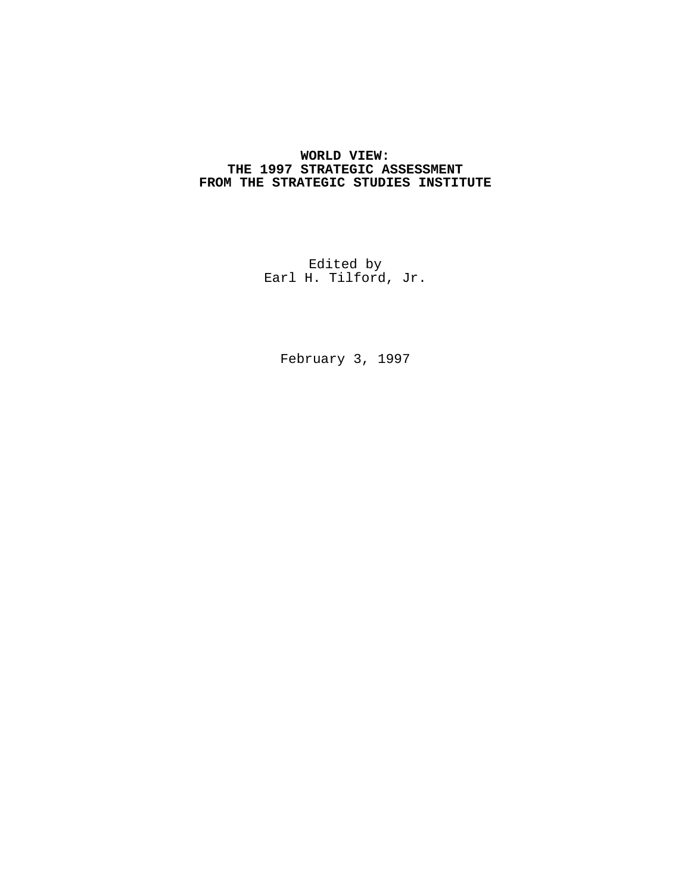# WORLD VIEW:
# THE 1997 STRATEGIC ASSESSMENT
# FROM THE STRATEGIC STUDIES INSTITUTE

Edited by
Earl H. Tilford, Jr.

February 3, 1997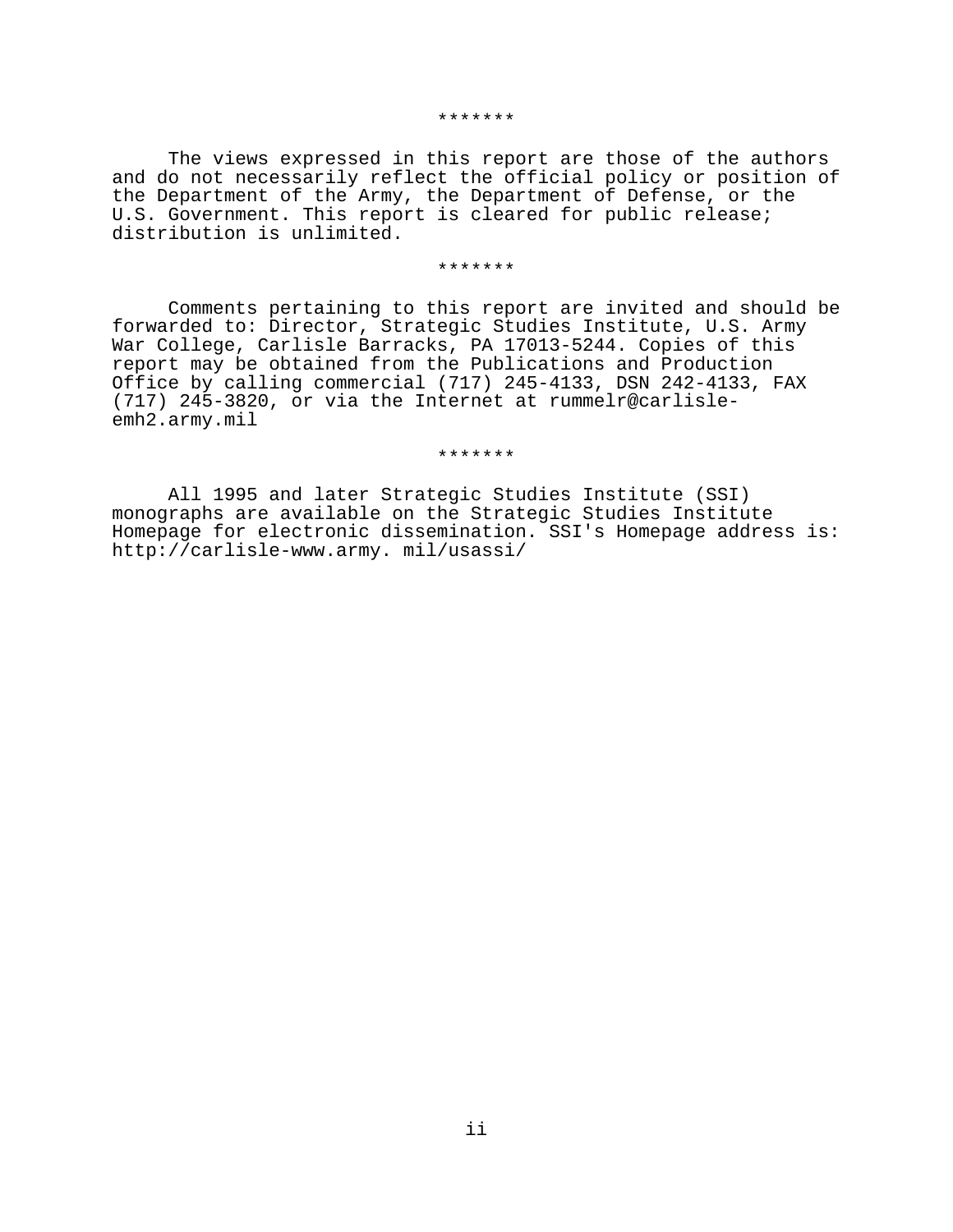*******

The views expressed in this report are those of the authors and do not necessarily reflect the official policy or position of the Department of the Army, the Department of Defense, or the U.S. Government. This report is cleared for public release; distribution is unlimited.

*******

Comments pertaining to this report are invited and should be forwarded to: Director, Strategic Studies Institute, U.S. Army War College, Carlisle Barracks, PA 17013-5244. Copies of this report may be obtained from the Publications and Production Office by calling commercial (717) 245-4133, DSN 242-4133, FAX (717) 245-3820, or via the Internet at rummelr@carlisle-emh2.army.mil

*******

All 1995 and later Strategic Studies Institute (SSI) monographs are available on the Strategic Studies Institute Homepage for electronic dissemination. SSI's Homepage address is: http://carlisle-www.army. mil/usassi/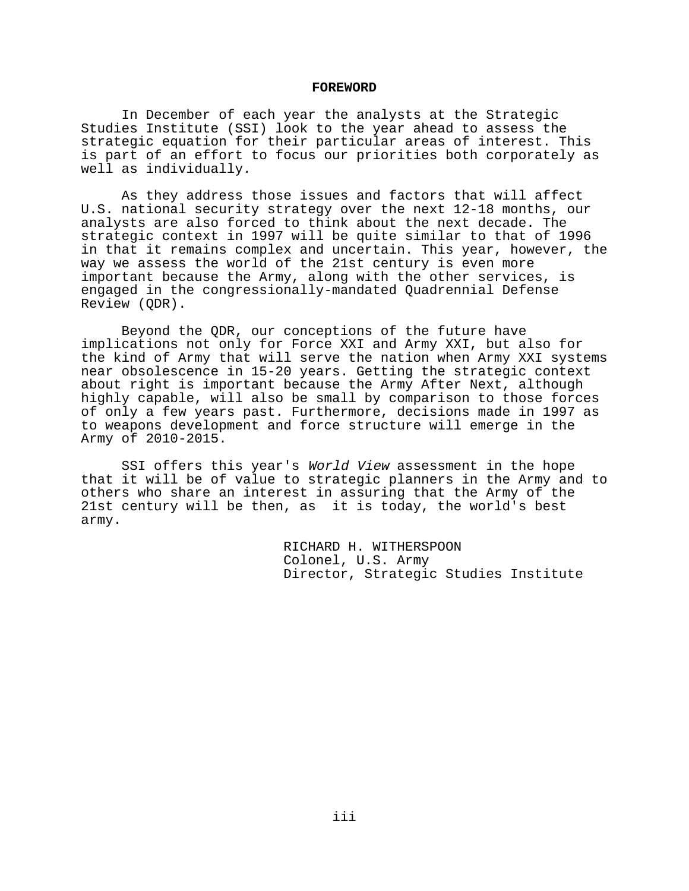## FOREWORD

In December of each year the analysts at the Strategic Studies Institute (SSI) look to the year ahead to assess the strategic equation for their particular areas of interest. This is part of an effort to focus our priorities both corporately as well as individually.

As they address those issues and factors that will affect U.S. national security strategy over the next 12-18 months, our analysts are also forced to think about the next decade. The strategic context in 1997 will be quite similar to that of 1996 in that it remains complex and uncertain. This year, however, the way we assess the world of the 21st century is even more important because the Army, along with the other services, is engaged in the congressionally-mandated Quadrennial Defense Review (QDR).

Beyond the QDR, our conceptions of the future have implications not only for Force XXI and Army XXI, but also for the kind of Army that will serve the nation when Army XXI systems near obsolescence in 15-20 years. Getting the strategic context about right is important because the Army After Next, although highly capable, will also be small by comparison to those forces of only a few years past. Furthermore, decisions made in 1997 as to weapons development and force structure will emerge in the Army of 2010-2015.

SSI offers this year's *World View* assessment in the hope that it will be of value to strategic planners in the Army and to others who share an interest in assuring that the Army of the 21st century will be then, as it is today, the world's best army.

RICHARD H. WITHERSPOON
Colonel, U.S. Army
Director, Strategic Studies Institute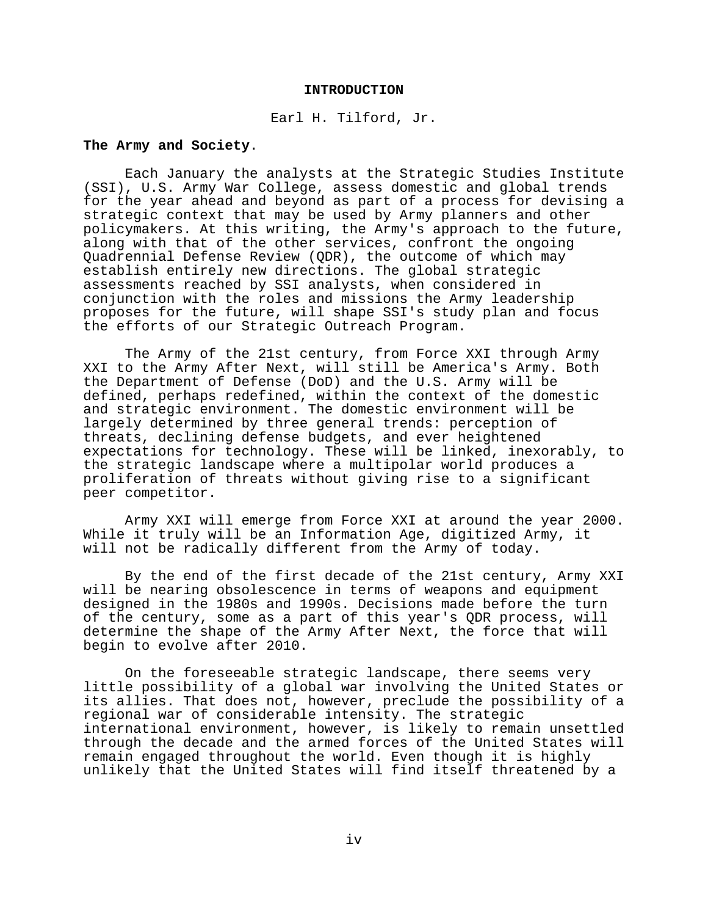# INTRODUCTION

Earl H. Tilford, Jr.

**The Army and Society**.

Each January the analysts at the Strategic Studies Institute (SSI), U.S. Army War College, assess domestic and global trends for the year ahead and beyond as part of a process for devising a strategic context that may be used by Army planners and other policymakers. At this writing, the Army's approach to the future, along with that of the other services, confront the ongoing Quadrennial Defense Review (QDR), the outcome of which may establish entirely new directions. The global strategic assessments reached by SSI analysts, when considered in conjunction with the roles and missions the Army leadership proposes for the future, will shape SSI's study plan and focus the efforts of our Strategic Outreach Program.

The Army of the 21st century, from Force XXI through Army XXI to the Army After Next, will still be America's Army. Both the Department of Defense (DoD) and the U.S. Army will be defined, perhaps redefined, within the context of the domestic and strategic environment. The domestic environment will be largely determined by three general trends: perception of threats, declining defense budgets, and ever heightened expectations for technology. These will be linked, inexorably, to the strategic landscape where a multipolar world produces a proliferation of threats without giving rise to a significant peer competitor.

Army XXI will emerge from Force XXI at around the year 2000. While it truly will be an Information Age, digitized Army, it will not be radically different from the Army of today.

By the end of the first decade of the 21st century, Army XXI will be nearing obsolescence in terms of weapons and equipment designed in the 1980s and 1990s. Decisions made before the turn of the century, some as a part of this year's QDR process, will determine the shape of the Army After Next, the force that will begin to evolve after 2010.

On the foreseeable strategic landscape, there seems very little possibility of a global war involving the United States or its allies. That does not, however, preclude the possibility of a regional war of considerable intensity. The strategic international environment, however, is likely to remain unsettled through the decade and the armed forces of the United States will remain engaged throughout the world. Even though it is highly unlikely that the United States will find itself threatened by a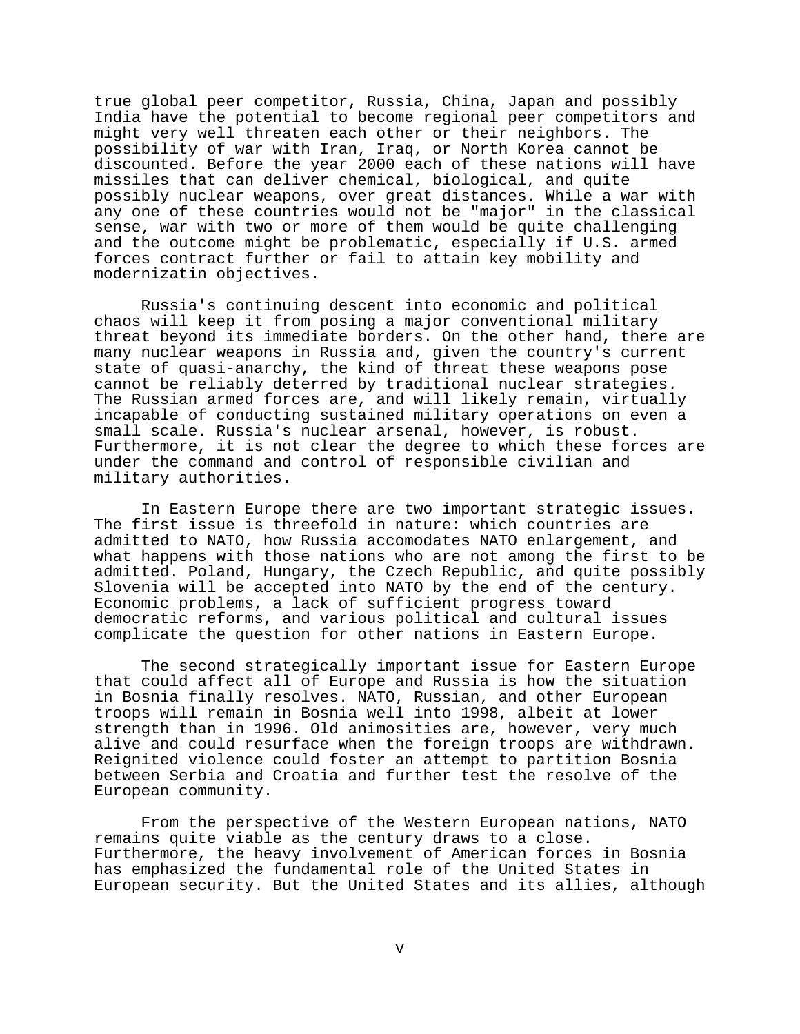true global peer competitor, Russia, China, Japan and possibly India have the potential to become regional peer competitors and might very well threaten each other or their neighbors. The possibility of war with Iran, Iraq, or North Korea cannot be discounted. Before the year 2000 each of these nations will have missiles that can deliver chemical, biological, and quite possibly nuclear weapons, over great distances. While a war with any one of these countries would not be "major" in the classical sense, war with two or more of them would be quite challenging and the outcome might be problematic, especially if U.S. armed forces contract further or fail to attain key mobility and modernizatin objectives.

Russia's continuing descent into economic and political chaos will keep it from posing a major conventional military threat beyond its immediate borders. On the other hand, there are many nuclear weapons in Russia and, given the country's current state of quasi-anarchy, the kind of threat these weapons pose cannot be reliably deterred by traditional nuclear strategies. The Russian armed forces are, and will likely remain, virtually incapable of conducting sustained military operations on even a small scale. Russia's nuclear arsenal, however, is robust. Furthermore, it is not clear the degree to which these forces are under the command and control of responsible civilian and military authorities.

In Eastern Europe there are two important strategic issues. The first issue is threefold in nature: which countries are admitted to NATO, how Russia accomodates NATO enlargement, and what happens with those nations who are not among the first to be admitted. Poland, Hungary, the Czech Republic, and quite possibly Slovenia will be accepted into NATO by the end of the century. Economic problems, a lack of sufficient progress toward democratic reforms, and various political and cultural issues complicate the question for other nations in Eastern Europe.

The second strategically important issue for Eastern Europe that could affect all of Europe and Russia is how the situation in Bosnia finally resolves. NATO, Russian, and other European troops will remain in Bosnia well into 1998, albeit at lower strength than in 1996. Old animosities are, however, very much alive and could resurface when the foreign troops are withdrawn. Reignited violence could foster an attempt to partition Bosnia between Serbia and Croatia and further test the resolve of the European community.

From the perspective of the Western European nations, NATO remains quite viable as the century draws to a close. Furthermore, the heavy involvement of American forces in Bosnia has emphasized the fundamental role of the United States in European security. But the United States and its allies, although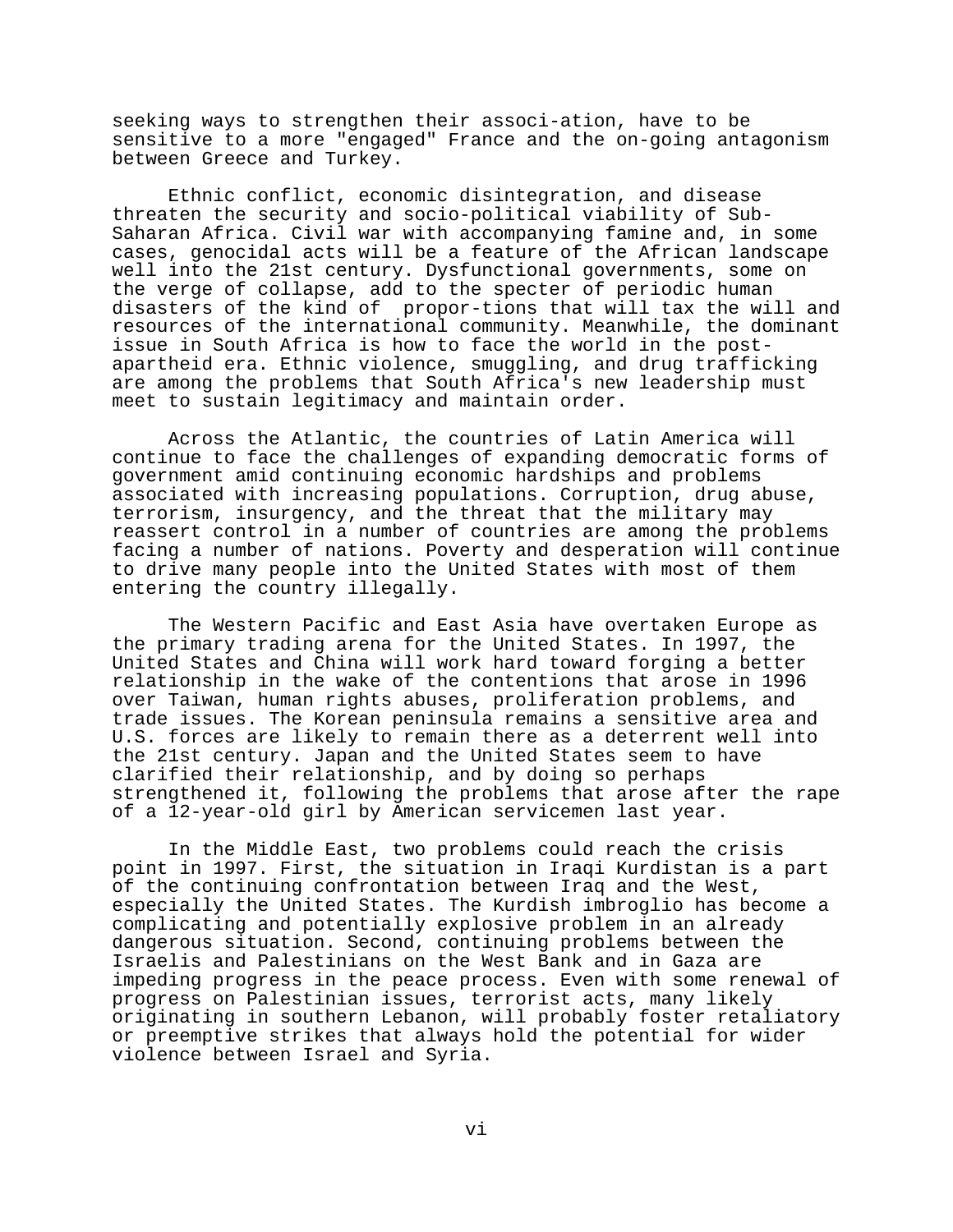seeking ways to strengthen their associ-ation, have to be sensitive to a more "engaged" France and the on-going antagonism between Greece and Turkey.

Ethnic conflict, economic disintegration, and disease threaten the security and socio-political viability of Sub-Saharan Africa. Civil war with accompanying famine and, in some cases, genocidal acts will be a feature of the African landscape well into the 21st century. Dysfunctional governments, some on the verge of collapse, add to the specter of periodic human disasters of the kind of propor-tions that will tax the will and resources of the international community. Meanwhile, the dominant issue in South Africa is how to face the world in the post-apartheid era. Ethnic violence, smuggling, and drug trafficking are among the problems that South Africa's new leadership must meet to sustain legitimacy and maintain order.

Across the Atlantic, the countries of Latin America will continue to face the challenges of expanding democratic forms of government amid continuing economic hardships and problems associated with increasing populations. Corruption, drug abuse, terrorism, insurgency, and the threat that the military may reassert control in a number of countries are among the problems facing a number of nations. Poverty and desperation will continue to drive many people into the United States with most of them entering the country illegally.

The Western Pacific and East Asia have overtaken Europe as the primary trading arena for the United States. In 1997, the United States and China will work hard toward forging a better relationship in the wake of the contentions that arose in 1996 over Taiwan, human rights abuses, proliferation problems, and trade issues. The Korean peninsula remains a sensitive area and U.S. forces are likely to remain there as a deterrent well into the 21st century. Japan and the United States seem to have clarified their relationship, and by doing so perhaps strengthened it, following the problems that arose after the rape of a 12-year-old girl by American servicemen last year.

In the Middle East, two problems could reach the crisis point in 1997. First, the situation in Iraqi Kurdistan is a part of the continuing confrontation between Iraq and the West, especially the United States. The Kurdish imbroglio has become a complicating and potentially explosive problem in an already dangerous situation. Second, continuing problems between the Israelis and Palestinians on the West Bank and in Gaza are impeding progress in the peace process. Even with some renewal of progress on Palestinian issues, terrorist acts, many likely originating in southern Lebanon, will probably foster retaliatory or preemptive strikes that always hold the potential for wider violence between Israel and Syria.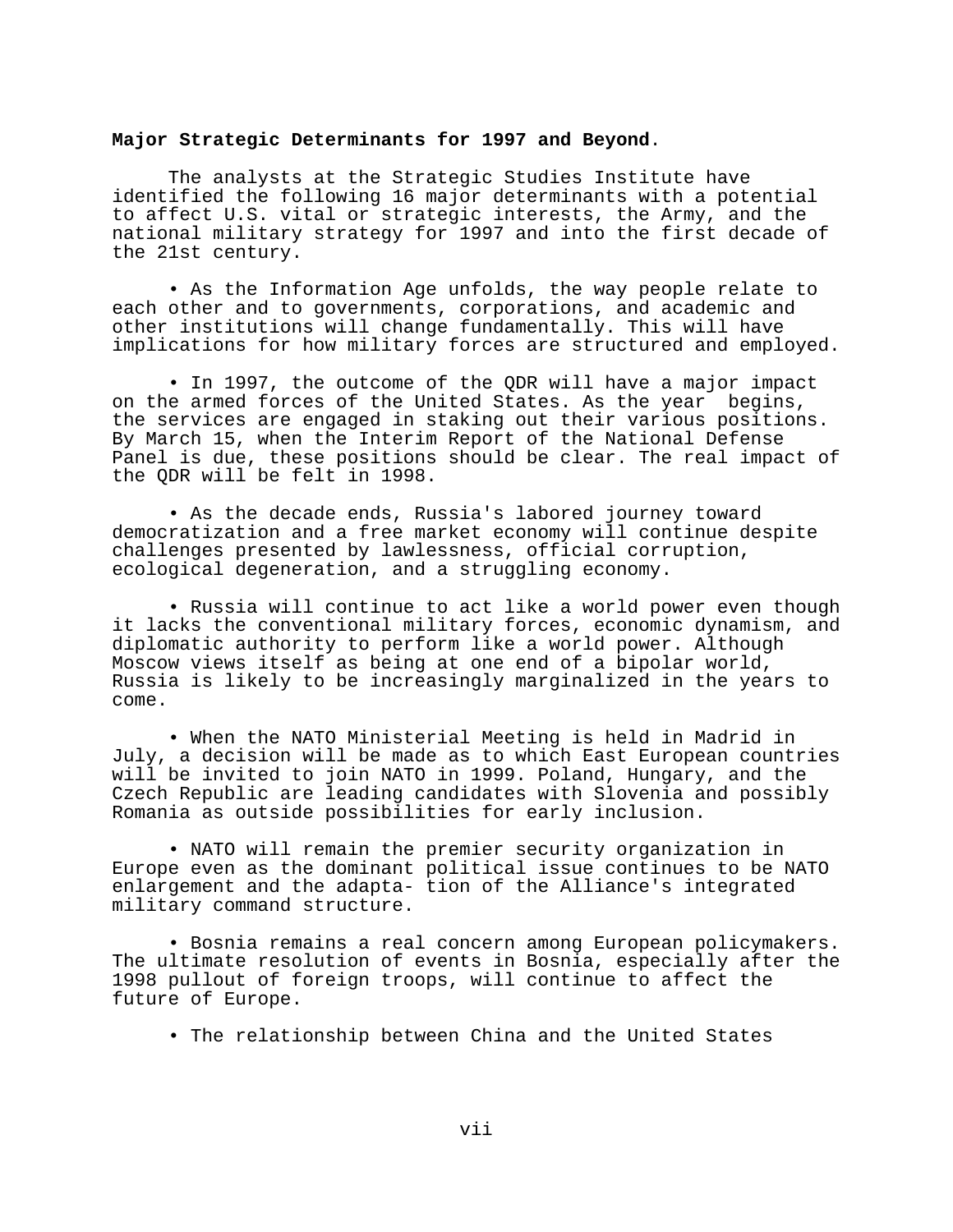**Major Strategic Determinants for 1997 and Beyond**.

The analysts at the Strategic Studies Institute have identified the following 16 major determinants with a potential to affect U.S. vital or strategic interests, the Army, and the national military strategy for 1997 and into the first decade of the 21st century.

• As the Information Age unfolds, the way people relate to each other and to governments, corporations, and academic and other institutions will change fundamentally. This will have implications for how military forces are structured and employed.

• In 1997, the outcome of the QDR will have a major impact on the armed forces of the United States. As the year begins, the services are engaged in staking out their various positions. By March 15, when the Interim Report of the National Defense Panel is due, these positions should be clear. The real impact of the QDR will be felt in 1998.

• As the decade ends, Russia's labored journey toward democratization and a free market economy will continue despite challenges presented by lawlessness, official corruption, ecological degeneration, and a struggling economy.

• Russia will continue to act like a world power even though it lacks the conventional military forces, economic dynamism, and diplomatic authority to perform like a world power. Although Moscow views itself as being at one end of a bipolar world, Russia is likely to be increasingly marginalized in the years to come.

• When the NATO Ministerial Meeting is held in Madrid in July, a decision will be made as to which East European countries will be invited to join NATO in 1999. Poland, Hungary, and the Czech Republic are leading candidates with Slovenia and possibly Romania as outside possibilities for early inclusion.

• NATO will remain the premier security organization in Europe even as the dominant political issue continues to be NATO enlargement and the adaptation of the Alliance's integrated military command structure.

• Bosnia remains a real concern among European policymakers. The ultimate resolution of events in Bosnia, especially after the 1998 pullout of foreign troops, will continue to affect the future of Europe.

• The relationship between China and the United States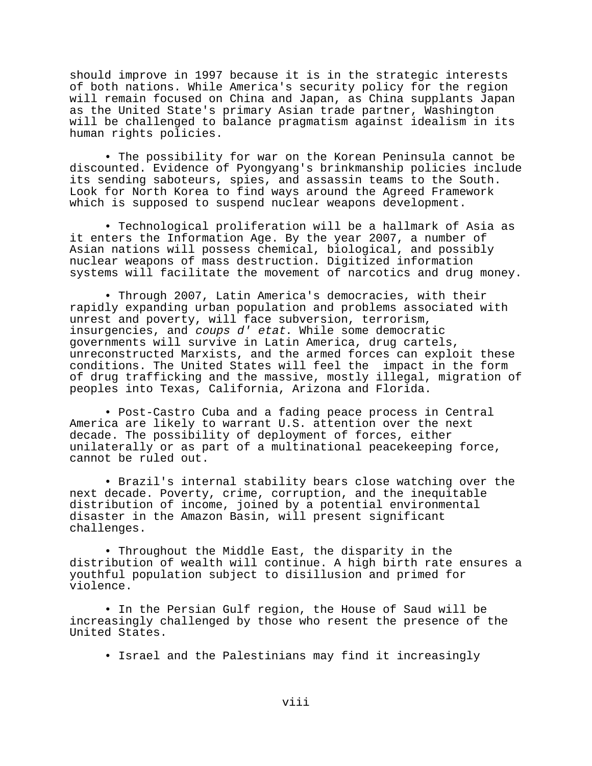should improve in 1997 because it is in the strategic interests of both nations. While America's security policy for the region will remain focused on China and Japan, as China supplants Japan as the United State's primary Asian trade partner, Washington will be challenged to balance pragmatism against idealism in its human rights policies.

• The possibility for war on the Korean Peninsula cannot be discounted. Evidence of Pyongyang's brinkmanship policies include its sending saboteurs, spies, and assassin teams to the South. Look for North Korea to find ways around the Agreed Framework which is supposed to suspend nuclear weapons development.

• Technological proliferation will be a hallmark of Asia as it enters the Information Age. By the year 2007, a number of Asian nations will possess chemical, biological, and possibly nuclear weapons of mass destruction. Digitized information systems will facilitate the movement of narcotics and drug money.

• Through 2007, Latin America's democracies, with their rapidly expanding urban population and problems associated with unrest and poverty, will face subversion, terrorism, insurgencies, and *coups d' etat*. While some democratic governments will survive in Latin America, drug cartels, unreconstructed Marxists, and the armed forces can exploit these conditions. The United States will feel the impact in the form of drug trafficking and the massive, mostly illegal, migration of peoples into Texas, California, Arizona and Florida.

• Post-Castro Cuba and a fading peace process in Central America are likely to warrant U.S. attention over the next decade. The possibility of deployment of forces, either unilaterally or as part of a multinational peacekeeping force, cannot be ruled out.

• Brazil's internal stability bears close watching over the next decade. Poverty, crime, corruption, and the inequitable distribution of income, joined by a potential environmental disaster in the Amazon Basin, will present significant challenges.

• Throughout the Middle East, the disparity in the distribution of wealth will continue. A high birth rate ensures a youthful population subject to disillusion and primed for violence.

• In the Persian Gulf region, the House of Saud will be increasingly challenged by those who resent the presence of the United States.

• Israel and the Palestinians may find it increasingly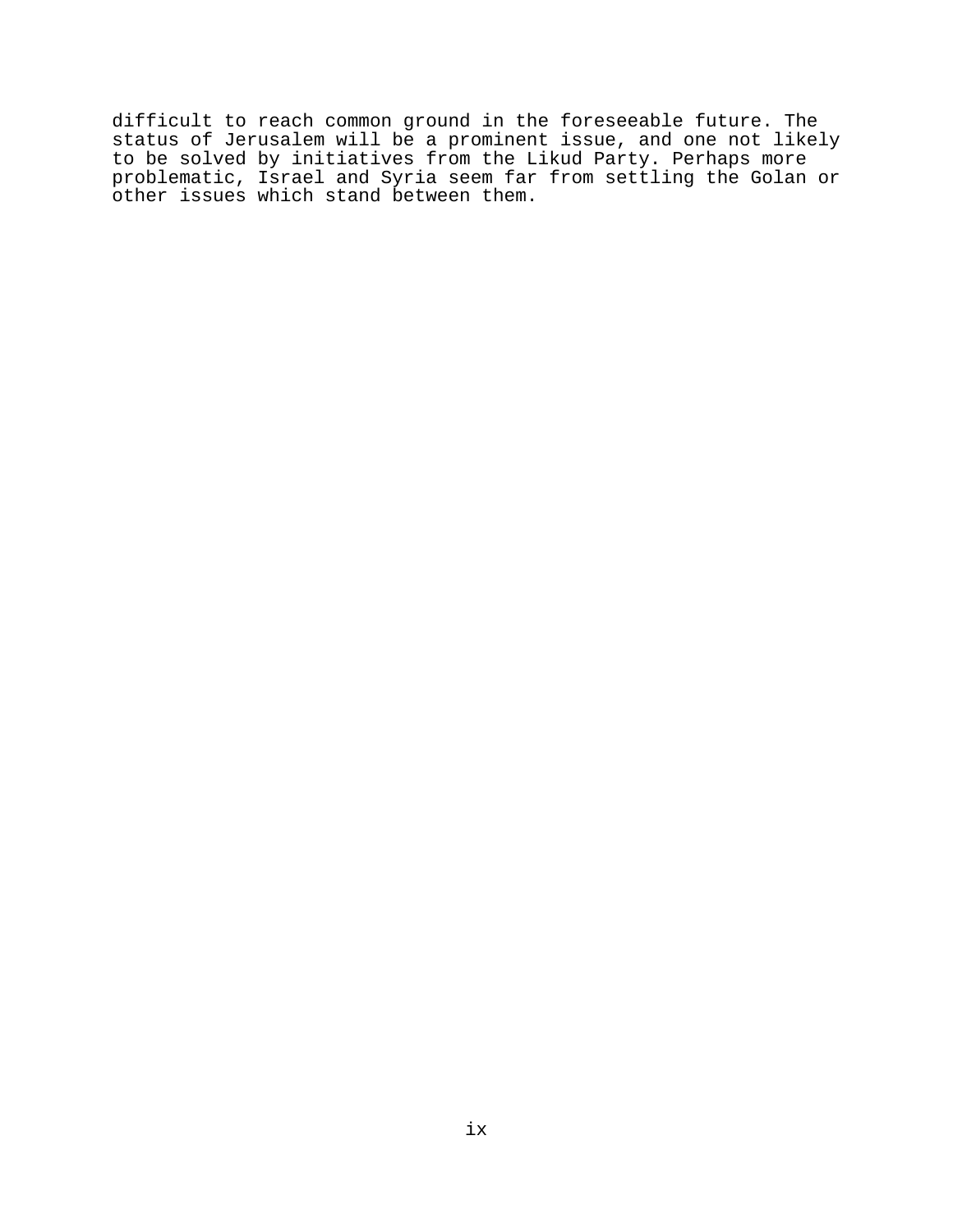difficult to reach common ground in the foreseeable future. The status of Jerusalem will be a prominent issue, and one not likely to be solved by initiatives from the Likud Party. Perhaps more problematic, Israel and Syria seem far from settling the Golan or other issues which stand between them.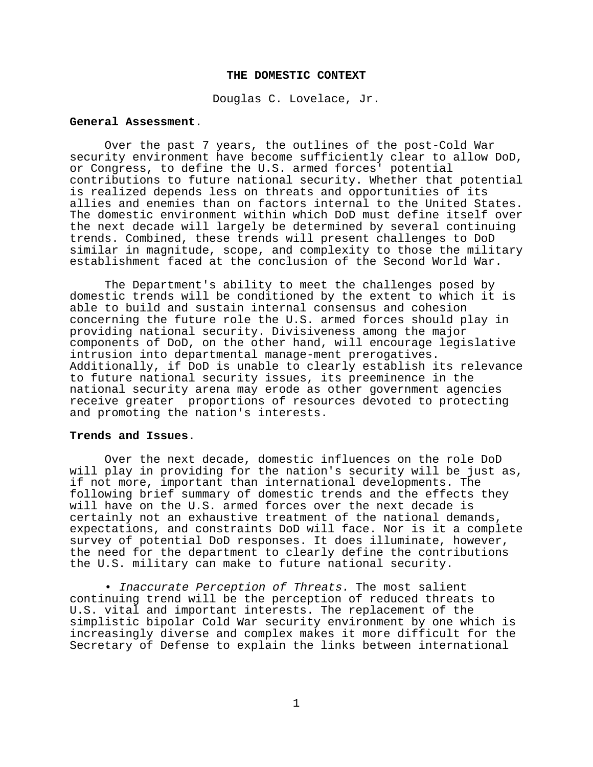## THE DOMESTIC CONTEXT

Douglas C. Lovelace, Jr.

**General Assessment**.

Over the past 7 years, the outlines of the post-Cold War security environment have become sufficiently clear to allow DoD, or Congress, to define the U.S. armed forces' potential contributions to future national security. Whether that potential is realized depends less on threats and opportunities of its allies and enemies than on factors internal to the United States. The domestic environment within which DoD must define itself over the next decade will largely be determined by several continuing trends. Combined, these trends will present challenges to DoD similar in magnitude, scope, and complexity to those the military establishment faced at the conclusion of the Second World War.

The Department's ability to meet the challenges posed by domestic trends will be conditioned by the extent to which it is able to build and sustain internal consensus and cohesion concerning the future role the U.S. armed forces should play in providing national security. Divisiveness among the major components of DoD, on the other hand, will encourage legislative intrusion into departmental manage-ment prerogatives. Additionally, if DoD is unable to clearly establish its relevance to future national security issues, its preeminence in the national security arena may erode as other government agencies receive greater proportions of resources devoted to protecting and promoting the nation's interests.

**Trends and Issues**.

Over the next decade, domestic influences on the role DoD will play in providing for the nation's security will be just as, if not more, important than international developments. The following brief summary of domestic trends and the effects they will have on the U.S. armed forces over the next decade is certainly not an exhaustive treatment of the national demands, expectations, and constraints DoD will face. Nor is it a complete survey of potential DoD responses. It does illuminate, however, the need for the department to clearly define the contributions the U.S. military can make to future national security.

• *Inaccurate Perception of Threats.* The most salient continuing trend will be the perception of reduced threats to U.S. vital and important interests. The replacement of the simplistic bipolar Cold War security environment by one which is increasingly diverse and complex makes it more difficult for the Secretary of Defense to explain the links between international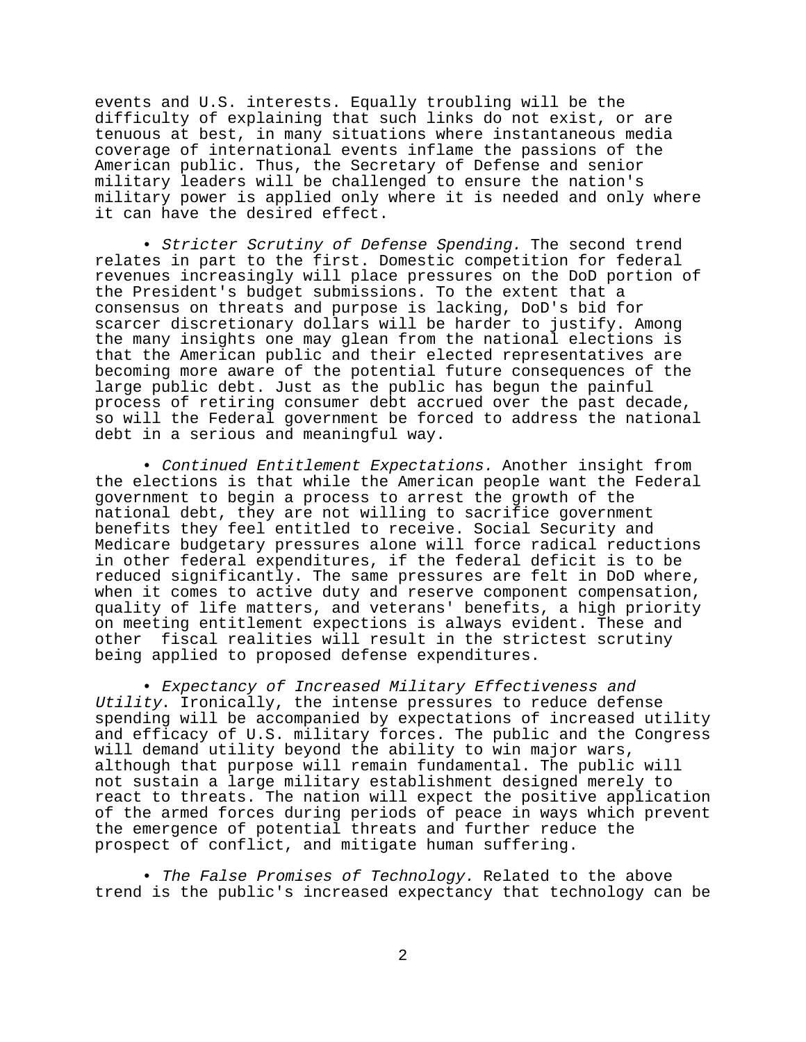events and U.S. interests. Equally troubling will be the difficulty of explaining that such links do not exist, or are tenuous at best, in many situations where instantaneous media coverage of international events inflame the passions of the American public. Thus, the Secretary of Defense and senior military leaders will be challenged to ensure the nation's military power is applied only where it is needed and only where it can have the desired effect.

• *Stricter Scrutiny of Defense Spending.* The second trend relates in part to the first. Domestic competition for federal revenues increasingly will place pressures on the DoD portion of the President's budget submissions. To the extent that a consensus on threats and purpose is lacking, DoD's bid for scarcer discretionary dollars will be harder to justify. Among the many insights one may glean from the national elections is that the American public and their elected representatives are becoming more aware of the potential future consequences of the large public debt. Just as the public has begun the painful process of retiring consumer debt accrued over the past decade, so will the Federal government be forced to address the national debt in a serious and meaningful way.

• *Continued Entitlement Expectations.* Another insight from the elections is that while the American people want the Federal government to begin a process to arrest the growth of the national debt, they are not willing to sacrifice government benefits they feel entitled to receive. Social Security and Medicare budgetary pressures alone will force radical reductions in other federal expenditures, if the federal deficit is to be reduced significantly. The same pressures are felt in DoD where, when it comes to active duty and reserve component compensation, quality of life matters, and veterans' benefits, a high priority on meeting entitlement expections is always evident. These and other fiscal realities will result in the strictest scrutiny being applied to proposed defense expenditures.

• *Expectancy of Increased Military Effectiveness and Utility*. Ironically, the intense pressures to reduce defense spending will be accompanied by expectations of increased utility and efficacy of U.S. military forces. The public and the Congress will demand utility beyond the ability to win major wars, although that purpose will remain fundamental. The public will not sustain a large military establishment designed merely to react to threats. The nation will expect the positive application of the armed forces during periods of peace in ways which prevent the emergence of potential threats and further reduce the prospect of conflict, and mitigate human suffering.

• *The False Promises of Technology.* Related to the above trend is the public's increased expectancy that technology can be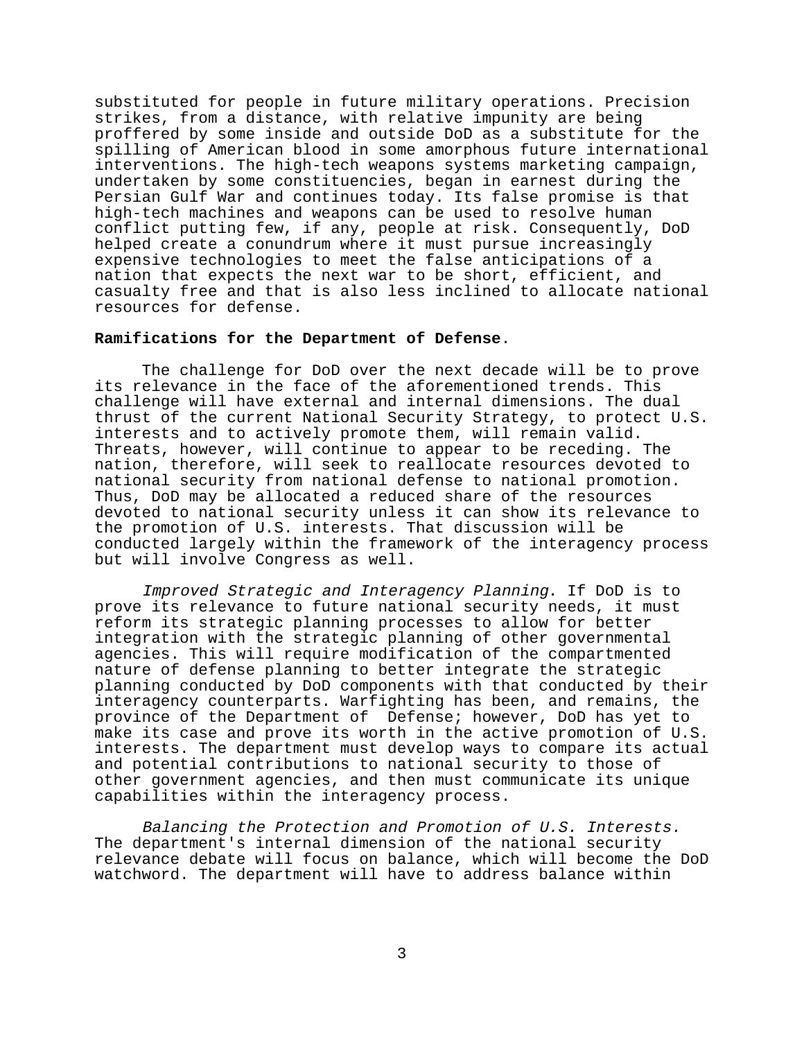substituted for people in future military operations. Precision strikes, from a distance, with relative impunity are being proffered by some inside and outside DoD as a substitute for the spilling of American blood in some amorphous future international interventions. The high-tech weapons systems marketing campaign, undertaken by some constituencies, began in earnest during the Persian Gulf War and continues today. Its false promise is that high-tech machines and weapons can be used to resolve human conflict putting few, if any, people at risk. Consequently, DoD helped create a conundrum where it must pursue increasingly expensive technologies to meet the false anticipations of a nation that expects the next war to be short, efficient, and casualty free and that is also less inclined to allocate national resources for defense.

**Ramifications for the Department of Defense**.

The challenge for DoD over the next decade will be to prove its relevance in the face of the aforementioned trends. This challenge will have external and internal dimensions. The dual thrust of the current National Security Strategy, to protect U.S. interests and to actively promote them, will remain valid. Threats, however, will continue to appear to be receding. The nation, therefore, will seek to reallocate resources devoted to national security from national defense to national promotion. Thus, DoD may be allocated a reduced share of the resources devoted to national security unless it can show its relevance to the promotion of U.S. interests. That discussion will be conducted largely within the framework of the interagency process but will involve Congress as well.

*Improved Strategic and Interagency Planning*. If DoD is to prove its relevance to future national security needs, it must reform its strategic planning processes to allow for better integration with the strategic planning of other governmental agencies. This will require modification of the compartmented nature of defense planning to better integrate the strategic planning conducted by DoD components with that conducted by their interagency counterparts. Warfighting has been, and remains, the province of the Department of Defense; however, DoD has yet to make its case and prove its worth in the active promotion of U.S. interests. The department must develop ways to compare its actual and potential contributions to national security to those of other government agencies, and then must communicate its unique capabilities within the interagency process.

*Balancing the Protection and Promotion of U.S. Interests.* The department's internal dimension of the national security relevance debate will focus on balance, which will become the DoD watchword. The department will have to address balance within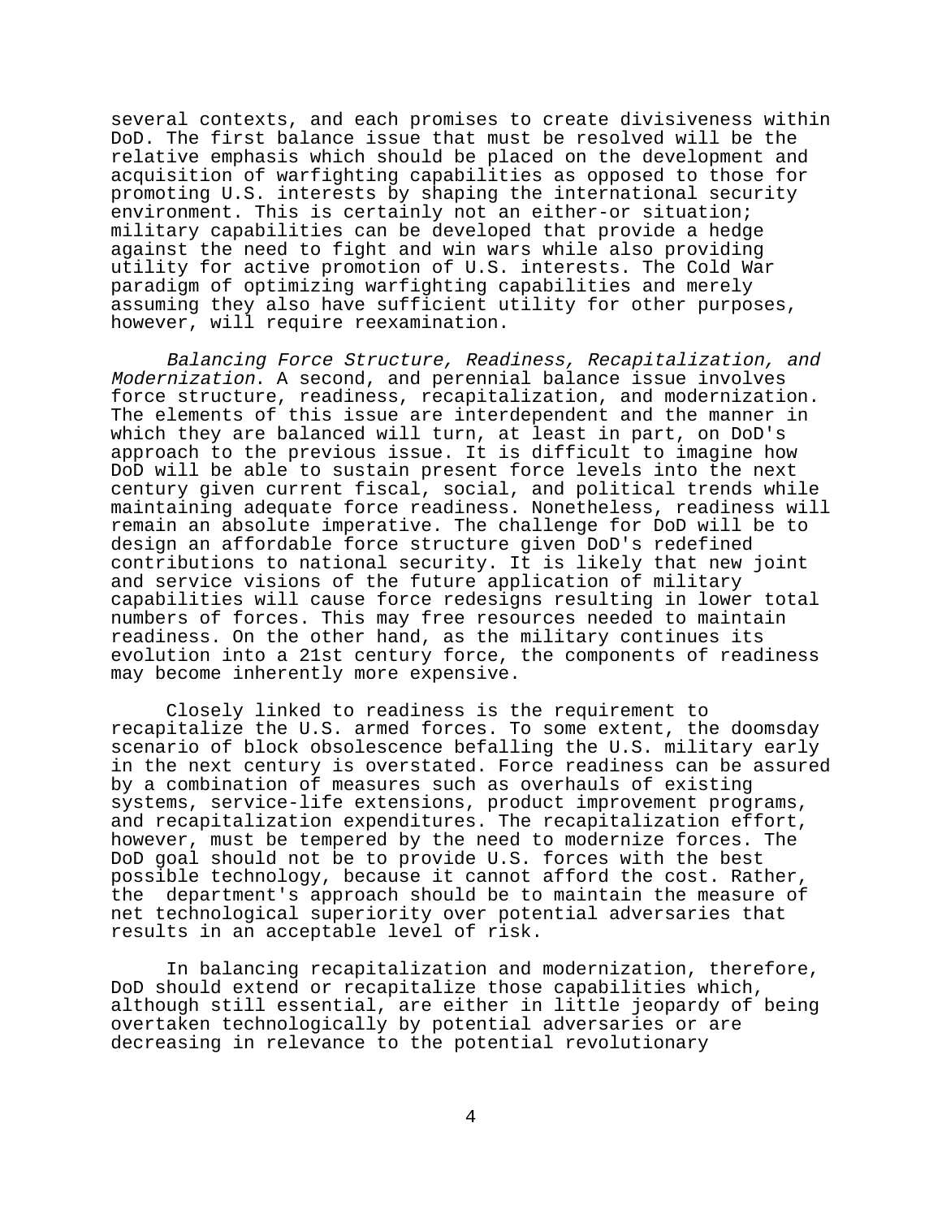several contexts, and each promises to create divisiveness within DoD. The first balance issue that must be resolved will be the relative emphasis which should be placed on the development and acquisition of warfighting capabilities as opposed to those for promoting U.S. interests by shaping the international security environment. This is certainly not an either-or situation; military capabilities can be developed that provide a hedge against the need to fight and win wars while also providing utility for active promotion of U.S. interests. The Cold War paradigm of optimizing warfighting capabilities and merely assuming they also have sufficient utility for other purposes, however, will require reexamination.

*Balancing Force Structure, Readiness, Recapitalization, and Modernization*. A second, and perennial balance issue involves force structure, readiness, recapitalization, and modernization. The elements of this issue are interdependent and the manner in which they are balanced will turn, at least in part, on DoD's approach to the previous issue. It is difficult to imagine how DoD will be able to sustain present force levels into the next century given current fiscal, social, and political trends while maintaining adequate force readiness. Nonetheless, readiness will remain an absolute imperative. The challenge for DoD will be to design an affordable force structure given DoD's redefined contributions to national security. It is likely that new joint and service visions of the future application of military capabilities will cause force redesigns resulting in lower total numbers of forces. This may free resources needed to maintain readiness. On the other hand, as the military continues its evolution into a 21st century force, the components of readiness may become inherently more expensive.

Closely linked to readiness is the requirement to recapitalize the U.S. armed forces. To some extent, the doomsday scenario of block obsolescence befalling the U.S. military early in the next century is overstated. Force readiness can be assured by a combination of measures such as overhauls of existing systems, service-life extensions, product improvement programs, and recapitalization expenditures. The recapitalization effort, however, must be tempered by the need to modernize forces. The DoD goal should not be to provide U.S. forces with the best possible technology, because it cannot afford the cost. Rather, the department's approach should be to maintain the measure of net technological superiority over potential adversaries that results in an acceptable level of risk.

In balancing recapitalization and modernization, therefore, DoD should extend or recapitalize those capabilities which, although still essential, are either in little jeopardy of being overtaken technologically by potential adversaries or are decreasing in relevance to the potential revolutionary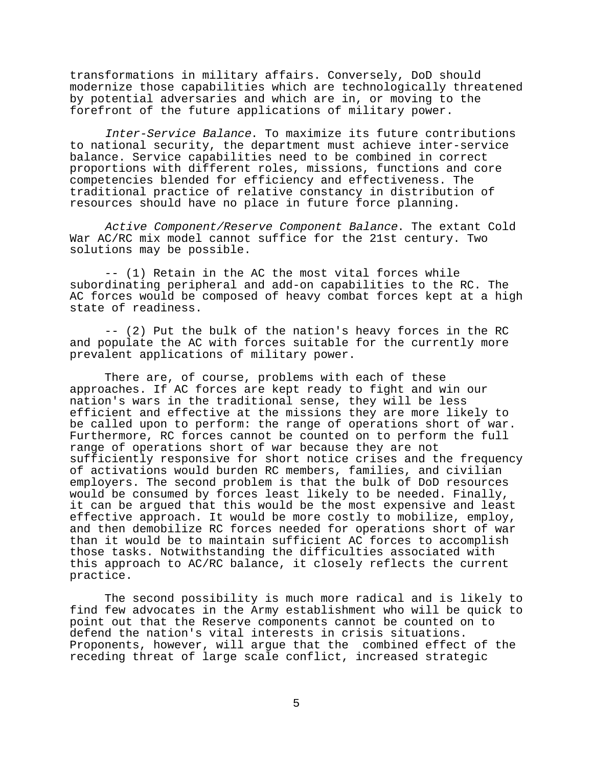transformations in military affairs. Conversely, DoD should modernize those capabilities which are technologically threatened by potential adversaries and which are in, or moving to the forefront of the future applications of military power.

*Inter-Service Balance*. To maximize its future contributions to national security, the department must achieve inter-service balance. Service capabilities need to be combined in correct proportions with different roles, missions, functions and core competencies blended for efficiency and effectiveness. The traditional practice of relative constancy in distribution of resources should have no place in future force planning.

*Active Component/Reserve Component Balance*. The extant Cold War AC/RC mix model cannot suffice for the 21st century. Two solutions may be possible.

-- (1) Retain in the AC the most vital forces while subordinating peripheral and add-on capabilities to the RC. The AC forces would be composed of heavy combat forces kept at a high state of readiness.

-- (2) Put the bulk of the nation's heavy forces in the RC and populate the AC with forces suitable for the currently more prevalent applications of military power.

There are, of course, problems with each of these approaches. If AC forces are kept ready to fight and win our nation's wars in the traditional sense, they will be less efficient and effective at the missions they are more likely to be called upon to perform: the range of operations short of war. Furthermore, RC forces cannot be counted on to perform the full range of operations short of war because they are not sufficiently responsive for short notice crises and the frequency of activations would burden RC members, families, and civilian employers. The second problem is that the bulk of DoD resources would be consumed by forces least likely to be needed. Finally, it can be argued that this would be the most expensive and least effective approach. It would be more costly to mobilize, employ, and then demobilize RC forces needed for operations short of war than it would be to maintain sufficient AC forces to accomplish those tasks. Notwithstanding the difficulties associated with this approach to AC/RC balance, it closely reflects the current practice.

The second possibility is much more radical and is likely to find few advocates in the Army establishment who will be quick to point out that the Reserve components cannot be counted on to defend the nation's vital interests in crisis situations. Proponents, however, will argue that the combined effect of the receding threat of large scale conflict, increased strategic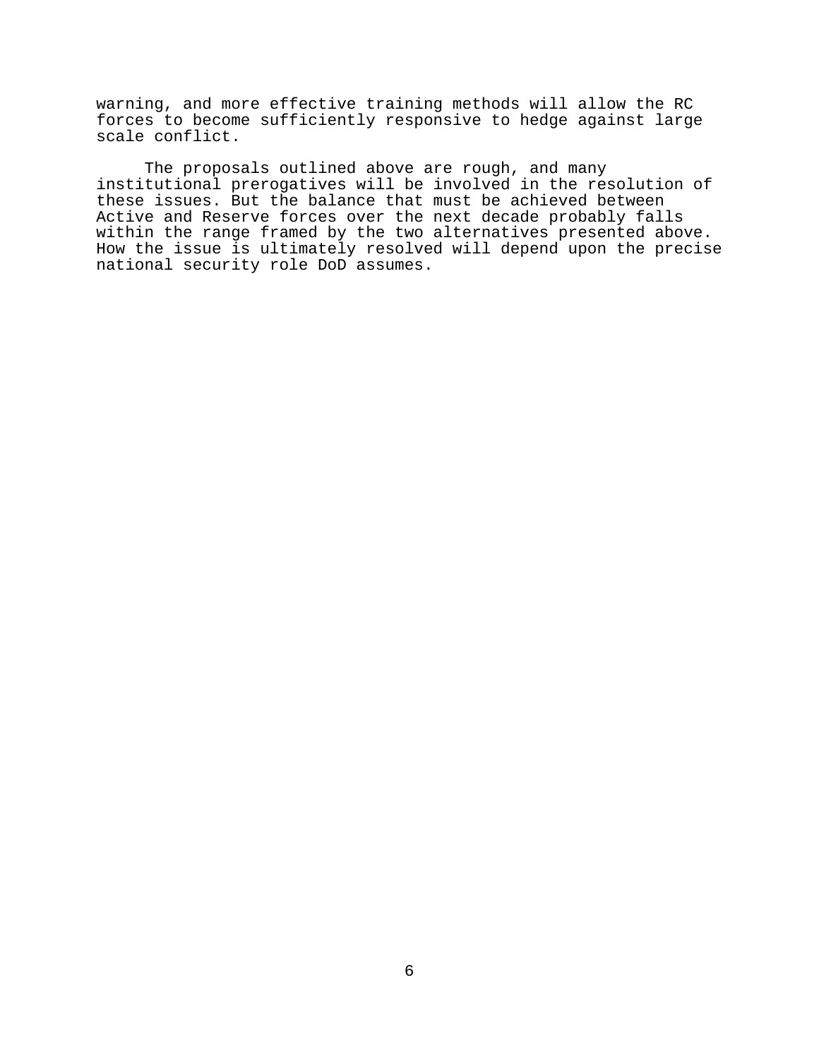warning, and more effective training methods will allow the RC forces to become sufficiently responsive to hedge against large scale conflict.

The proposals outlined above are rough, and many institutional prerogatives will be involved in the resolution of these issues. But the balance that must be achieved between Active and Reserve forces over the next decade probably falls within the range framed by the two alternatives presented above. How the issue is ultimately resolved will depend upon the precise national security role DoD assumes.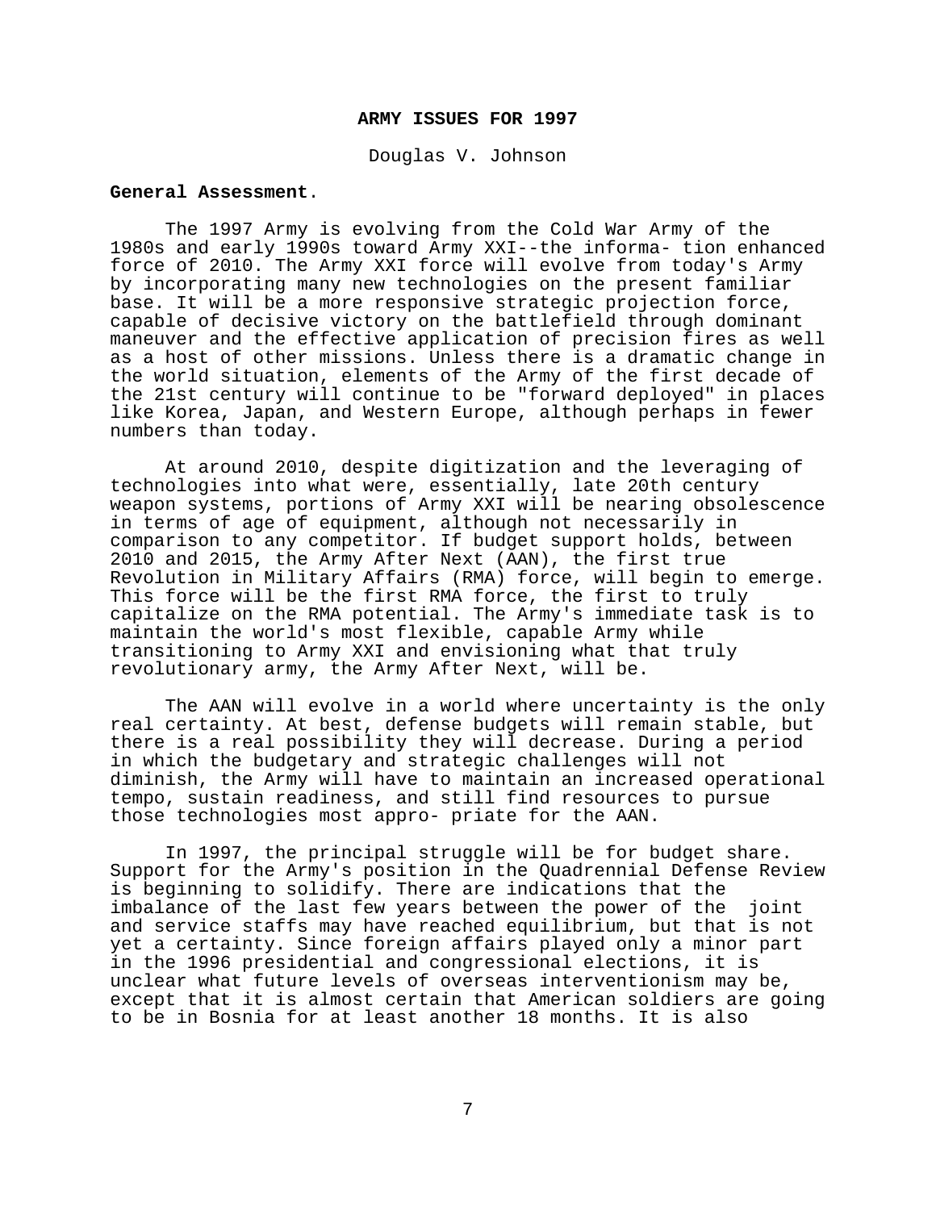## ARMY ISSUES FOR 1997

Douglas V. Johnson

**General Assessment**.

The 1997 Army is evolving from the Cold War Army of the 1980s and early 1990s toward Army XXI--the information enhanced force of 2010. The Army XXI force will evolve from today's Army by incorporating many new technologies on the present familiar base. It will be a more responsive strategic projection force, capable of decisive victory on the battlefield through dominant maneuver and the effective application of precision fires as well as a host of other missions. Unless there is a dramatic change in the world situation, elements of the Army of the first decade of the 21st century will continue to be "forward deployed" in places like Korea, Japan, and Western Europe, although perhaps in fewer numbers than today.

At around 2010, despite digitization and the leveraging of technologies into what were, essentially, late 20th century weapon systems, portions of Army XXI will be nearing obsolescence in terms of age of equipment, although not necessarily in comparison to any competitor. If budget support holds, between 2010 and 2015, the Army After Next (AAN), the first true Revolution in Military Affairs (RMA) force, will begin to emerge. This force will be the first RMA force, the first to truly capitalize on the RMA potential. The Army's immediate task is to maintain the world's most flexible, capable Army while transitioning to Army XXI and envisioning what that truly revolutionary army, the Army After Next, will be.

The AAN will evolve in a world where uncertainty is the only real certainty. At best, defense budgets will remain stable, but there is a real possibility they will decrease. During a period in which the budgetary and strategic challenges will not diminish, the Army will have to maintain an increased operational tempo, sustain readiness, and still find resources to pursue those technologies most appropriate for the AAN.

In 1997, the principal struggle will be for budget share. Support for the Army's position in the Quadrennial Defense Review is beginning to solidify. There are indications that the imbalance of the last few years between the power of the joint and service staffs may have reached equilibrium, but that is not yet a certainty. Since foreign affairs played only a minor part in the 1996 presidential and congressional elections, it is unclear what future levels of overseas interventionism may be, except that it is almost certain that American soldiers are going to be in Bosnia for at least another 18 months. It is also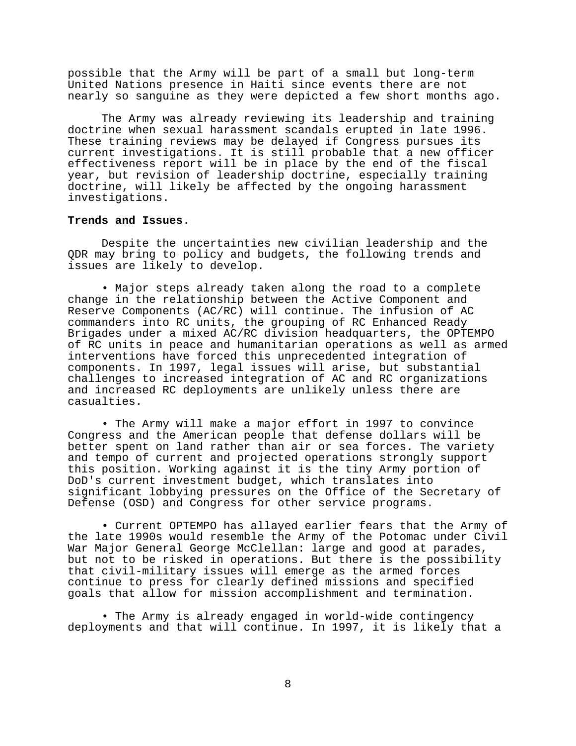possible that the Army will be part of a small but long-term United Nations presence in Haiti since events there are not nearly so sanguine as they were depicted a few short months ago.

The Army was already reviewing its leadership and training doctrine when sexual harassment scandals erupted in late 1996. These training reviews may be delayed if Congress pursues its current investigations. It is still probable that a new officer effectiveness report will be in place by the end of the fiscal year, but revision of leadership doctrine, especially training doctrine, will likely be affected by the ongoing harassment investigations.

**Trends and Issues**.

Despite the uncertainties new civilian leadership and the QDR may bring to policy and budgets, the following trends and issues are likely to develop.

- Major steps already taken along the road to a complete change in the relationship between the Active Component and Reserve Components (AC/RC) will continue. The infusion of AC commanders into RC units, the grouping of RC Enhanced Ready Brigades under a mixed AC/RC division headquarters, the OPTEMPO of RC units in peace and humanitarian operations as well as armed interventions have forced this unprecedented integration of components. In 1997, legal issues will arise, but substantial challenges to increased integration of AC and RC organizations and increased RC deployments are unlikely unless there are casualties.

- The Army will make a major effort in 1997 to convince Congress and the American people that defense dollars will be better spent on land rather than air or sea forces. The variety and tempo of current and projected operations strongly support this position. Working against it is the tiny Army portion of DoD's current investment budget, which translates into significant lobbying pressures on the Office of the Secretary of Defense (OSD) and Congress for other service programs.

- Current OPTEMPO has allayed earlier fears that the Army of the late 1990s would resemble the Army of the Potomac under Civil War Major General George McClellan: large and good at parades, but not to be risked in operations. But there is the possibility that civil-military issues will emerge as the armed forces continue to press for clearly defined missions and specified goals that allow for mission accomplishment and termination.

- The Army is already engaged in world-wide contingency deployments and that will continue. In 1997, it is likely that a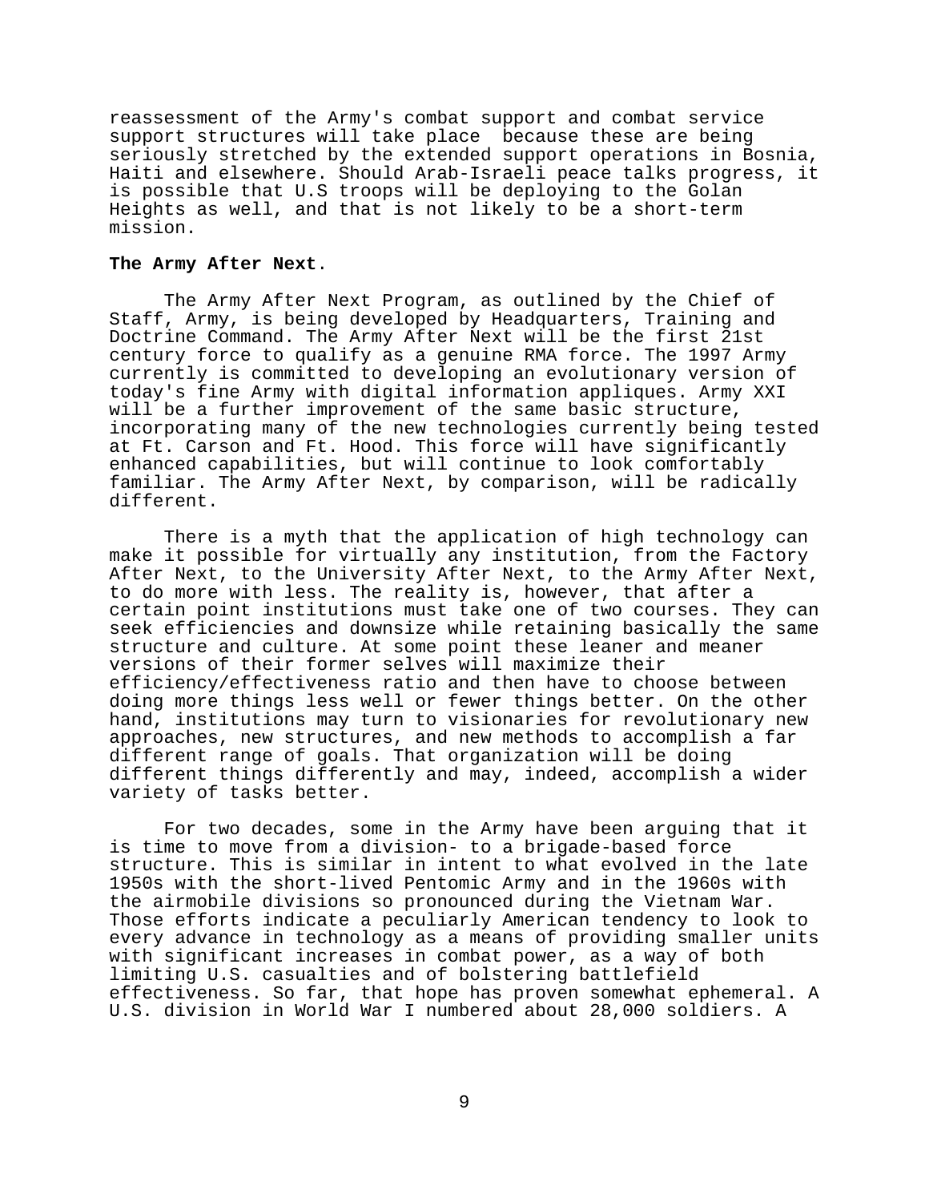reassessment of the Army's combat support and combat service support structures will take place because these are being seriously stretched by the extended support operations in Bosnia, Haiti and elsewhere. Should Arab-Israeli peace talks progress, it is possible that U.S troops will be deploying to the Golan Heights as well, and that is not likely to be a short-term mission.

**The Army After Next**.

The Army After Next Program, as outlined by the Chief of Staff, Army, is being developed by Headquarters, Training and Doctrine Command. The Army After Next will be the first 21st century force to qualify as a genuine RMA force. The 1997 Army currently is committed to developing an evolutionary version of today's fine Army with digital information appliques. Army XXI will be a further improvement of the same basic structure, incorporating many of the new technologies currently being tested at Ft. Carson and Ft. Hood. This force will have significantly enhanced capabilities, but will continue to look comfortably familiar. The Army After Next, by comparison, will be radically different.

There is a myth that the application of high technology can make it possible for virtually any institution, from the Factory After Next, to the University After Next, to the Army After Next, to do more with less. The reality is, however, that after a certain point institutions must take one of two courses. They can seek efficiencies and downsize while retaining basically the same structure and culture. At some point these leaner and meaner versions of their former selves will maximize their efficiency/effectiveness ratio and then have to choose between doing more things less well or fewer things better. On the other hand, institutions may turn to visionaries for revolutionary new approaches, new structures, and new methods to accomplish a far different range of goals. That organization will be doing different things differently and may, indeed, accomplish a wider variety of tasks better.

For two decades, some in the Army have been arguing that it is time to move from a division- to a brigade-based force structure. This is similar in intent to what evolved in the late 1950s with the short-lived Pentomic Army and in the 1960s with the airmobile divisions so pronounced during the Vietnam War. Those efforts indicate a peculiarly American tendency to look to every advance in technology as a means of providing smaller units with significant increases in combat power, as a way of both limiting U.S. casualties and of bolstering battlefield effectiveness. So far, that hope has proven somewhat ephemeral. A U.S. division in World War I numbered about 28,000 soldiers. A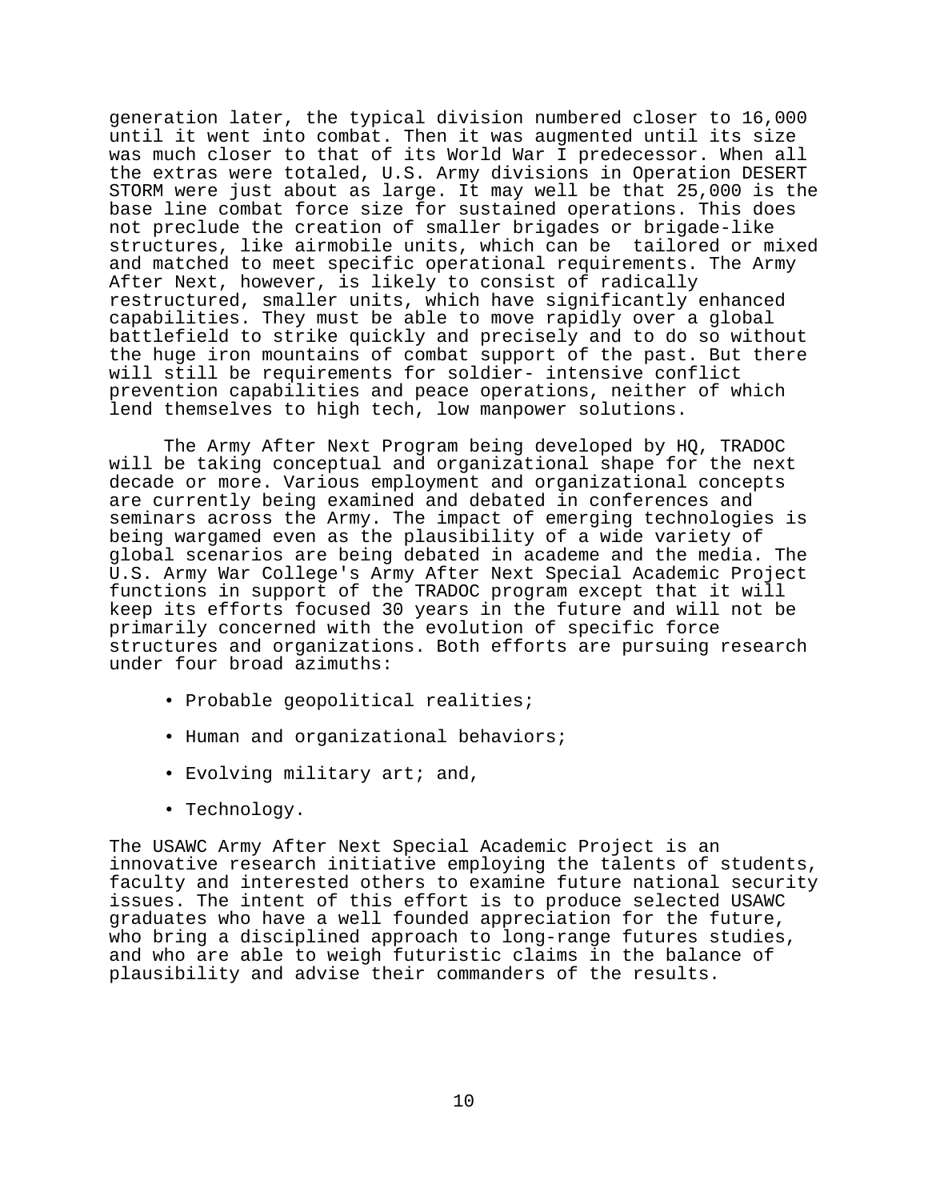generation later, the typical division numbered closer to 16,000 until it went into combat. Then it was augmented until its size was much closer to that of its World War I predecessor. When all the extras were totaled, U.S. Army divisions in Operation DESERT STORM were just about as large. It may well be that 25,000 is the base line combat force size for sustained operations. This does not preclude the creation of smaller brigades or brigade-like structures, like airmobile units, which can be tailored or mixed and matched to meet specific operational requirements. The Army After Next, however, is likely to consist of radically restructured, smaller units, which have significantly enhanced capabilities. They must be able to move rapidly over a global battlefield to strike quickly and precisely and to do so without the huge iron mountains of combat support of the past. But there will still be requirements for soldier- intensive conflict prevention capabilities and peace operations, neither of which lend themselves to high tech, low manpower solutions.

The Army After Next Program being developed by HQ, TRADOC will be taking conceptual and organizational shape for the next decade or more. Various employment and organizational concepts are currently being examined and debated in conferences and seminars across the Army. The impact of emerging technologies is being wargamed even as the plausibility of a wide variety of global scenarios are being debated in academe and the media. The U.S. Army War College's Army After Next Special Academic Project functions in support of the TRADOC program except that it will keep its efforts focused 30 years in the future and will not be primarily concerned with the evolution of specific force structures and organizations. Both efforts are pursuing research under four broad azimuths:

- Probable geopolitical realities;
- Human and organizational behaviors;
- Evolving military art; and,
- Technology.

The USAWC Army After Next Special Academic Project is an innovative research initiative employing the talents of students, faculty and interested others to examine future national security issues. The intent of this effort is to produce selected USAWC graduates who have a well founded appreciation for the future, who bring a disciplined approach to long-range futures studies, and who are able to weigh futuristic claims in the balance of plausibility and advise their commanders of the results.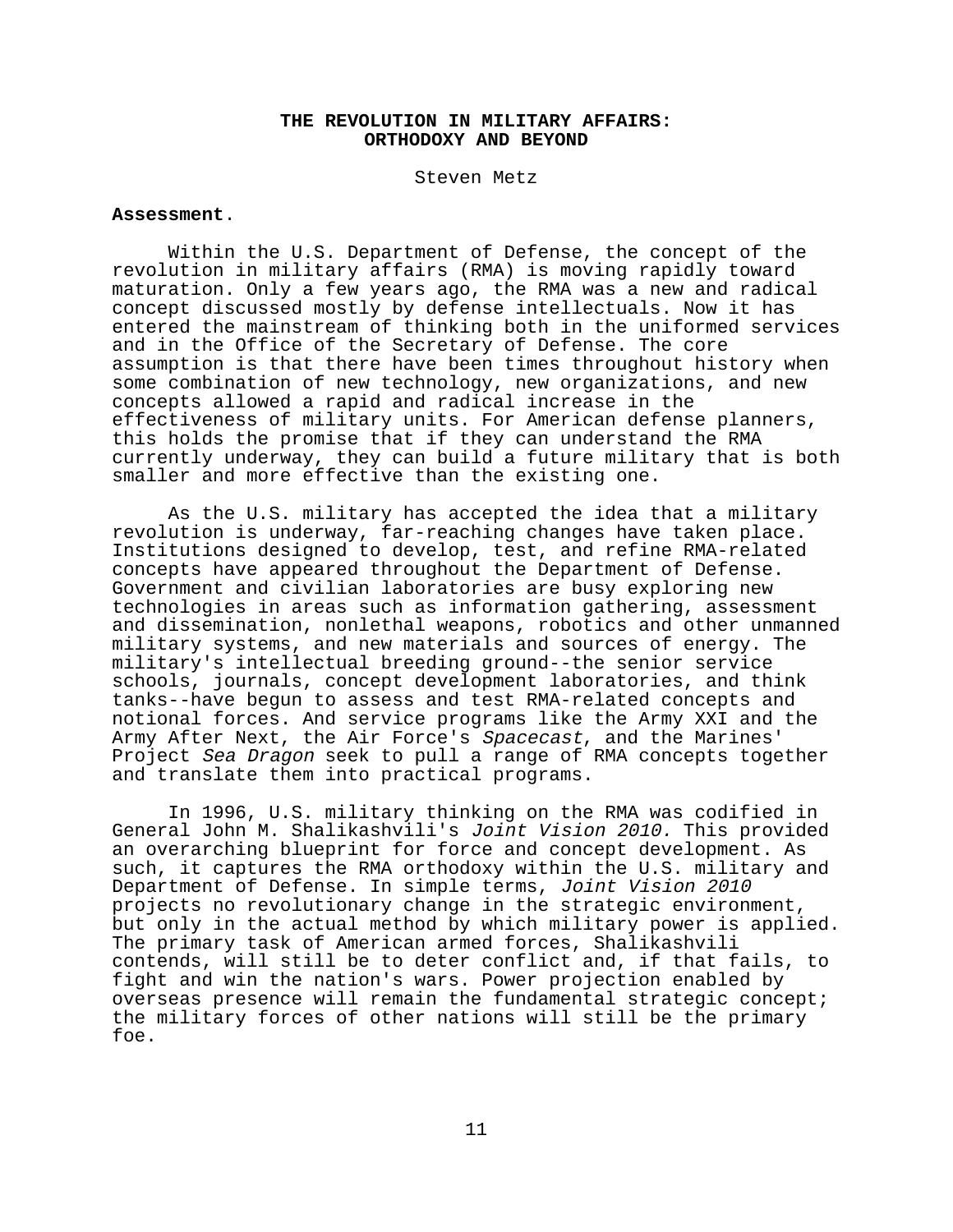## THE REVOLUTION IN MILITARY AFFAIRS: ORTHODOXY AND BEYOND

Steven Metz

**Assessment.**

Within the U.S. Department of Defense, the concept of the revolution in military affairs (RMA) is moving rapidly toward maturation. Only a few years ago, the RMA was a new and radical concept discussed mostly by defense intellectuals. Now it has entered the mainstream of thinking both in the uniformed services and in the Office of the Secretary of Defense. The core assumption is that there have been times throughout history when some combination of new technology, new organizations, and new concepts allowed a rapid and radical increase in the effectiveness of military units. For American defense planners, this holds the promise that if they can understand the RMA currently underway, they can build a future military that is both smaller and more effective than the existing one.

As the U.S. military has accepted the idea that a military revolution is underway, far-reaching changes have taken place. Institutions designed to develop, test, and refine RMA-related concepts have appeared throughout the Department of Defense. Government and civilian laboratories are busy exploring new technologies in areas such as information gathering, assessment and dissemination, nonlethal weapons, robotics and other unmanned military systems, and new materials and sources of energy. The military's intellectual breeding ground--the senior service schools, journals, concept development laboratories, and think tanks--have begun to assess and test RMA-related concepts and notional forces. And service programs like the Army XXI and the Army After Next, the Air Force's *Spacecast*, and the Marines' Project *Sea Dragon* seek to pull a range of RMA concepts together and translate them into practical programs.

In 1996, U.S. military thinking on the RMA was codified in General John M. Shalikashvili's *Joint Vision 2010.* This provided an overarching blueprint for force and concept development. As such, it captures the RMA orthodoxy within the U.S. military and Department of Defense. In simple terms, *Joint Vision 2010* projects no revolutionary change in the strategic environment, but only in the actual method by which military power is applied. The primary task of American armed forces, Shalikashvili contends, will still be to deter conflict and, if that fails, to fight and win the nation's wars. Power projection enabled by overseas presence will remain the fundamental strategic concept; the military forces of other nations will still be the primary foe.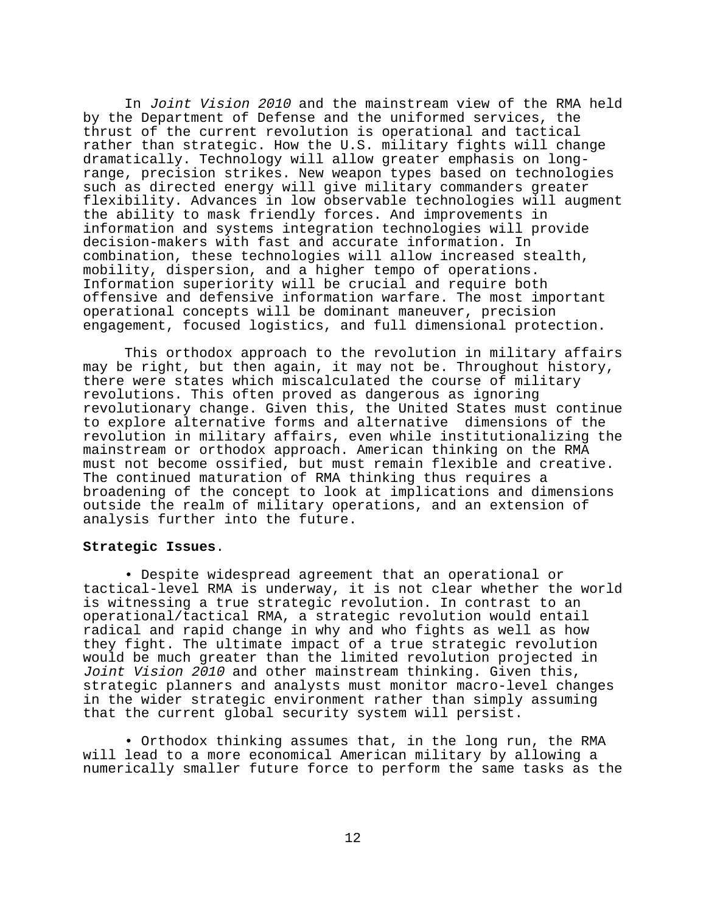In *Joint Vision 2010* and the mainstream view of the RMA held by the Department of Defense and the uniformed services, the thrust of the current revolution is operational and tactical rather than strategic. How the U.S. military fights will change dramatically. Technology will allow greater emphasis on long-range, precision strikes. New weapon types based on technologies such as directed energy will give military commanders greater flexibility. Advances in low observable technologies will augment the ability to mask friendly forces. And improvements in information and systems integration technologies will provide decision-makers with fast and accurate information. In combination, these technologies will allow increased stealth, mobility, dispersion, and a higher tempo of operations. Information superiority will be crucial and require both offensive and defensive information warfare. The most important operational concepts will be dominant maneuver, precision engagement, focused logistics, and full dimensional protection.

This orthodox approach to the revolution in military affairs may be right, but then again, it may not be. Throughout history, there were states which miscalculated the course of military revolutions. This often proved as dangerous as ignoring revolutionary change. Given this, the United States must continue to explore alternative forms and alternative dimensions of the revolution in military affairs, even while institutionalizing the mainstream or orthodox approach. American thinking on the RMA must not become ossified, but must remain flexible and creative. The continued maturation of RMA thinking thus requires a broadening of the concept to look at implications and dimensions outside the realm of military operations, and an extension of analysis further into the future.

**Strategic Issues**.

- Despite widespread agreement that an operational or tactical-level RMA is underway, it is not clear whether the world is witnessing a true strategic revolution. In contrast to an operational/tactical RMA, a strategic revolution would entail radical and rapid change in why and who fights as well as how they fight. The ultimate impact of a true strategic revolution would be much greater than the limited revolution projected in *Joint Vision 2010* and other mainstream thinking. Given this, strategic planners and analysts must monitor macro-level changes in the wider strategic environment rather than simply assuming that the current global security system will persist.

- Orthodox thinking assumes that, in the long run, the RMA will lead to a more economical American military by allowing a numerically smaller future force to perform the same tasks as the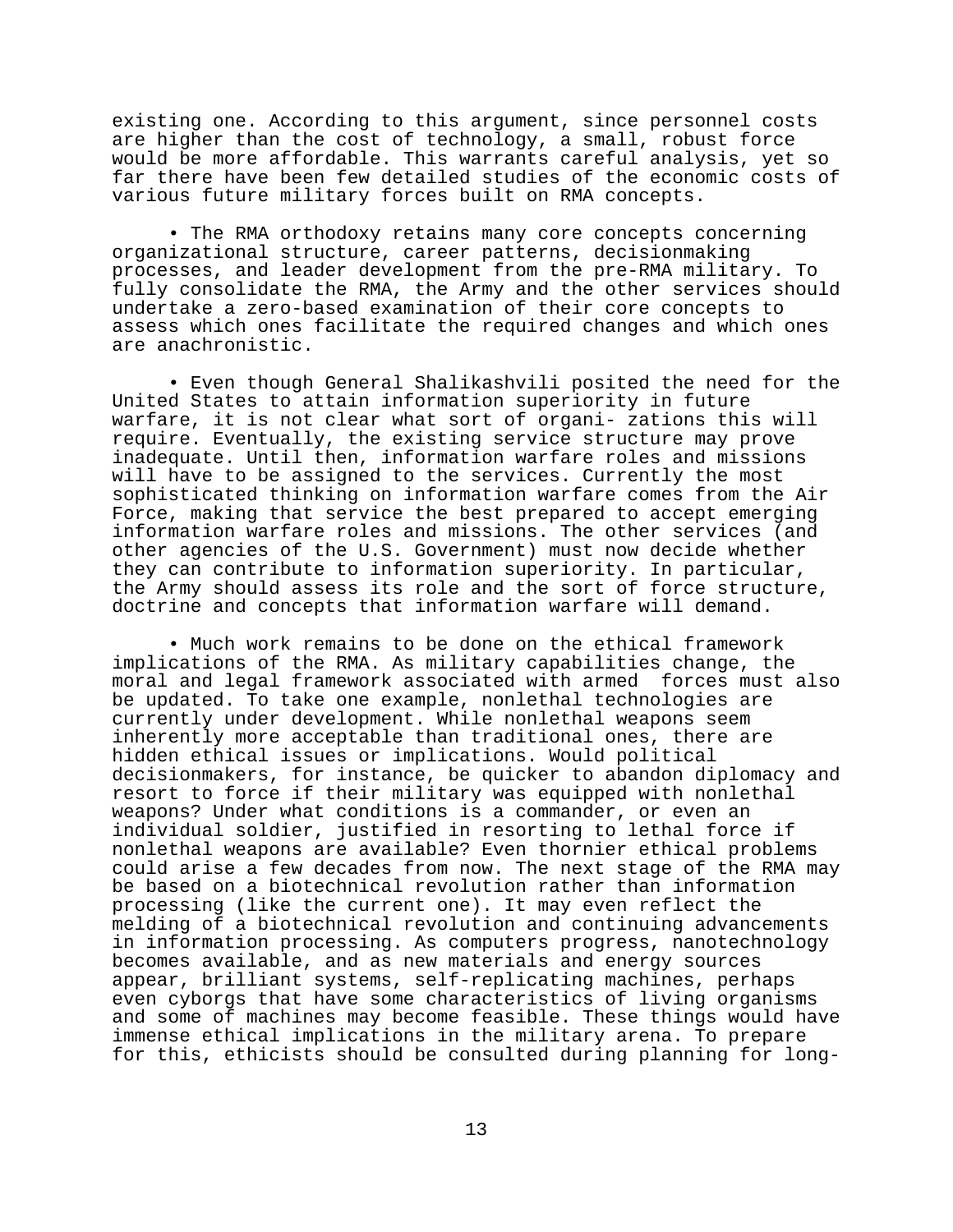existing one. According to this argument, since personnel costs are higher than the cost of technology, a small, robust force would be more affordable. This warrants careful analysis, yet so far there have been few detailed studies of the economic costs of various future military forces built on RMA concepts.

- The RMA orthodoxy retains many core concepts concerning organizational structure, career patterns, decisionmaking processes, and leader development from the pre-RMA military. To fully consolidate the RMA, the Army and the other services should undertake a zero-based examination of their core concepts to assess which ones facilitate the required changes and which ones are anachronistic.

- Even though General Shalikashvili posited the need for the United States to attain information superiority in future warfare, it is not clear what sort of organizations this will require. Eventually, the existing service structure may prove inadequate. Until then, information warfare roles and missions will have to be assigned to the services. Currently the most sophisticated thinking on information warfare comes from the Air Force, making that service the best prepared to accept emerging information warfare roles and missions. The other services (and other agencies of the U.S. Government) must now decide whether they can contribute to information superiority. In particular, the Army should assess its role and the sort of force structure, doctrine and concepts that information warfare will demand.

- Much work remains to be done on the ethical framework implications of the RMA. As military capabilities change, the moral and legal framework associated with armed forces must also be updated. To take one example, nonlethal technologies are currently under development. While nonlethal weapons seem inherently more acceptable than traditional ones, there are hidden ethical issues or implications. Would political decisionmakers, for instance, be quicker to abandon diplomacy and resort to force if their military was equipped with nonlethal weapons? Under what conditions is a commander, or even an individual soldier, justified in resorting to lethal force if nonlethal weapons are available? Even thornier ethical problems could arise a few decades from now. The next stage of the RMA may be based on a biotechnical revolution rather than information processing (like the current one). It may even reflect the melding of a biotechnical revolution and continuing advancements in information processing. As computers progress, nanotechnology becomes available, and as new materials and energy sources appear, brilliant systems, self-replicating machines, perhaps even cyborgs that have some characteristics of living organisms and some of machines may become feasible. These things would have immense ethical implications in the military arena. To prepare for this, ethicists should be consulted during planning for long-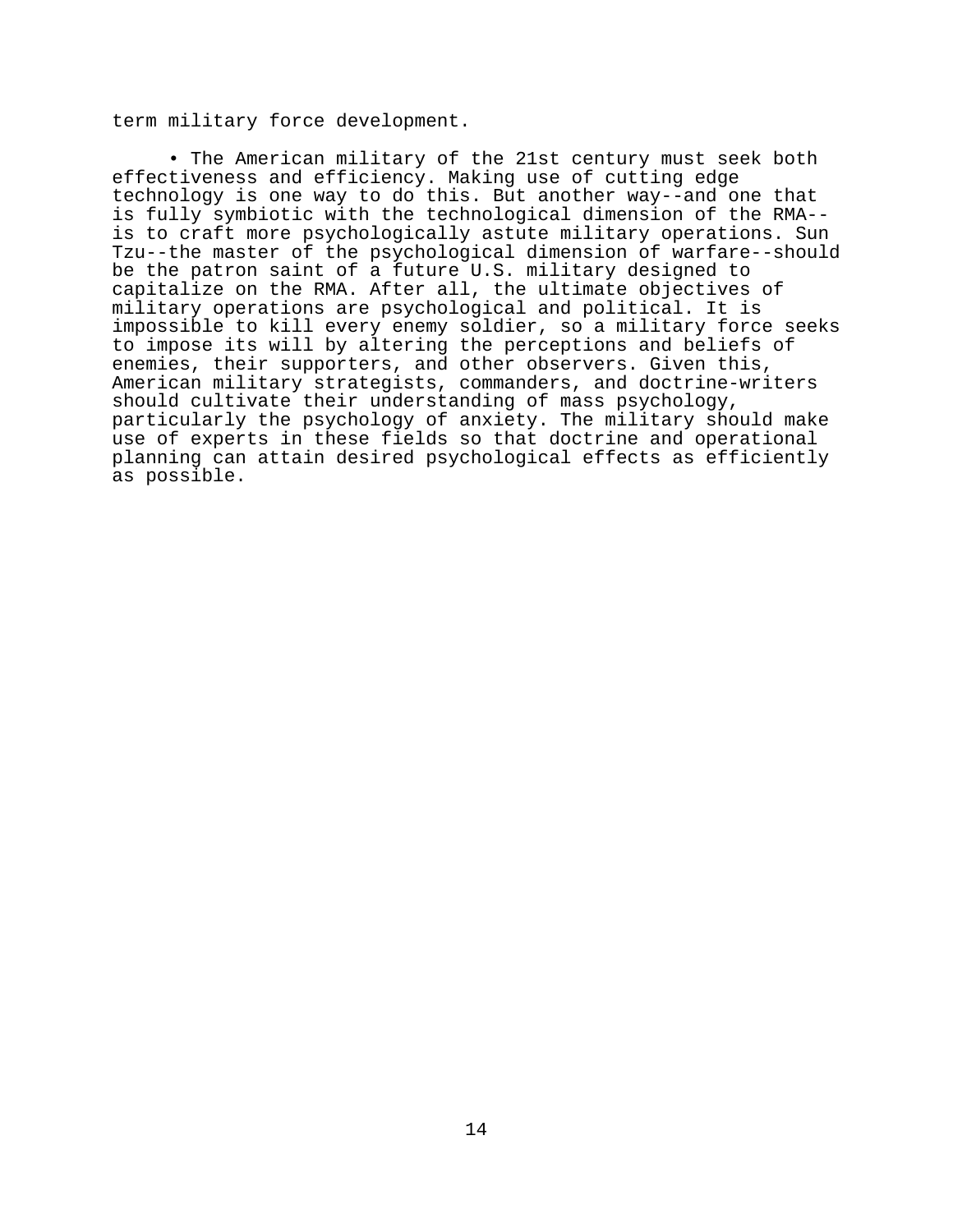term military force development.

- The American military of the 21st century must seek both effectiveness and efficiency. Making use of cutting edge technology is one way to do this. But another way--and one that is fully symbiotic with the technological dimension of the RMA--is to craft more psychologically astute military operations. Sun Tzu--the master of the psychological dimension of warfare--should be the patron saint of a future U.S. military designed to capitalize on the RMA. After all, the ultimate objectives of military operations are psychological and political. It is impossible to kill every enemy soldier, so a military force seeks to impose its will by altering the perceptions and beliefs of enemies, their supporters, and other observers. Given this, American military strategists, commanders, and doctrine-writers should cultivate their understanding of mass psychology, particularly the psychology of anxiety. The military should make use of experts in these fields so that doctrine and operational planning can attain desired psychological effects as efficiently as possible.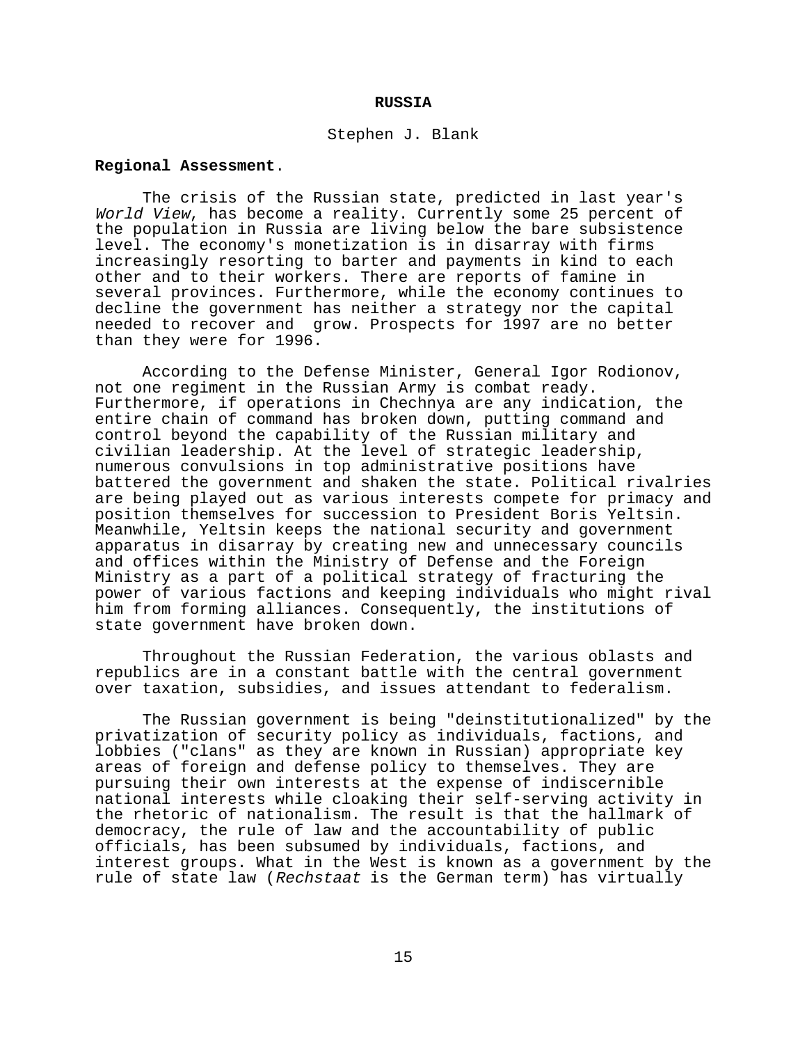# RUSSIA

Stephen J. Blank

**Regional Assessment**.

The crisis of the Russian state, predicted in last year's *World View*, has become a reality. Currently some 25 percent of the population in Russia are living below the bare subsistence level. The economy's monetization is in disarray with firms increasingly resorting to barter and payments in kind to each other and to their workers. There are reports of famine in several provinces. Furthermore, while the economy continues to decline the government has neither a strategy nor the capital needed to recover and grow. Prospects for 1997 are no better than they were for 1996.

According to the Defense Minister, General Igor Rodionov, not one regiment in the Russian Army is combat ready. Furthermore, if operations in Chechnya are any indication, the entire chain of command has broken down, putting command and control beyond the capability of the Russian military and civilian leadership. At the level of strategic leadership, numerous convulsions in top administrative positions have battered the government and shaken the state. Political rivalries are being played out as various interests compete for primacy and position themselves for succession to President Boris Yeltsin. Meanwhile, Yeltsin keeps the national security and government apparatus in disarray by creating new and unnecessary councils and offices within the Ministry of Defense and the Foreign Ministry as a part of a political strategy of fracturing the power of various factions and keeping individuals who might rival him from forming alliances. Consequently, the institutions of state government have broken down.

Throughout the Russian Federation, the various oblasts and republics are in a constant battle with the central government over taxation, subsidies, and issues attendant to federalism.

The Russian government is being "deinstitutionalized" by the privatization of security policy as individuals, factions, and lobbies ("clans" as they are known in Russian) appropriate key areas of foreign and defense policy to themselves. They are pursuing their own interests at the expense of indiscernible national interests while cloaking their self-serving activity in the rhetoric of nationalism. The result is that the hallmark of democracy, the rule of law and the accountability of public officials, has been subsumed by individuals, factions, and interest groups. What in the West is known as a government by the rule of state law (*Rechstaat* is the German term) has virtually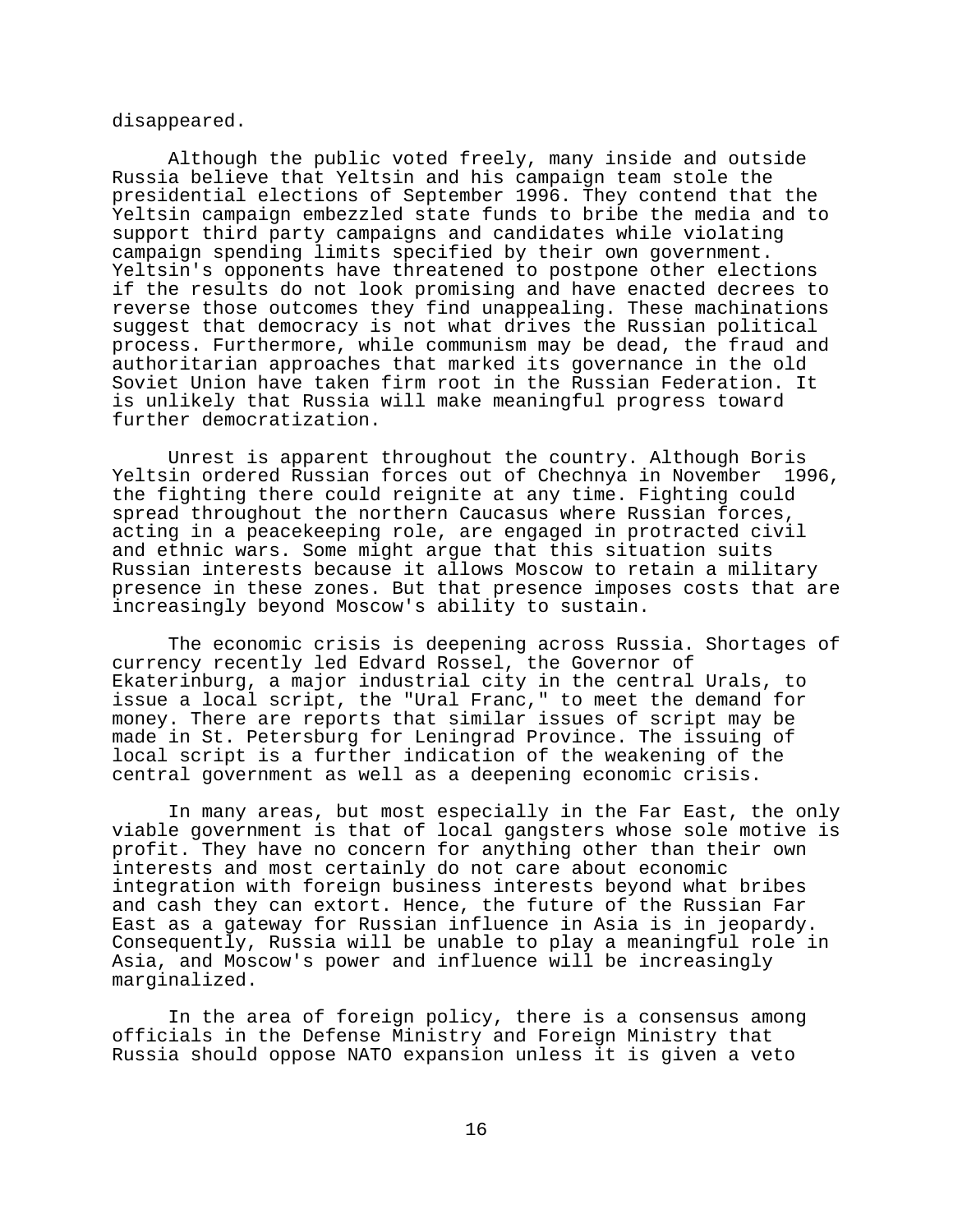disappeared.

Although the public voted freely, many inside and outside Russia believe that Yeltsin and his campaign team stole the presidential elections of September 1996. They contend that the Yeltsin campaign embezzled state funds to bribe the media and to support third party campaigns and candidates while violating campaign spending limits specified by their own government. Yeltsin's opponents have threatened to postpone other elections if the results do not look promising and have enacted decrees to reverse those outcomes they find unappealing. These machinations suggest that democracy is not what drives the Russian political process. Furthermore, while communism may be dead, the fraud and authoritarian approaches that marked its governance in the old Soviet Union have taken firm root in the Russian Federation. It is unlikely that Russia will make meaningful progress toward further democratization.

Unrest is apparent throughout the country. Although Boris Yeltsin ordered Russian forces out of Chechnya in November 1996, the fighting there could reignite at any time. Fighting could spread throughout the northern Caucasus where Russian forces, acting in a peacekeeping role, are engaged in protracted civil and ethnic wars. Some might argue that this situation suits Russian interests because it allows Moscow to retain a military presence in these zones. But that presence imposes costs that are increasingly beyond Moscow's ability to sustain.

The economic crisis is deepening across Russia. Shortages of currency recently led Edvard Rossel, the Governor of Ekaterinburg, a major industrial city in the central Urals, to issue a local script, the "Ural Franc," to meet the demand for money. There are reports that similar issues of script may be made in St. Petersburg for Leningrad Province. The issuing of local script is a further indication of the weakening of the central government as well as a deepening economic crisis.

In many areas, but most especially in the Far East, the only viable government is that of local gangsters whose sole motive is profit. They have no concern for anything other than their own interests and most certainly do not care about economic integration with foreign business interests beyond what bribes and cash they can extort. Hence, the future of the Russian Far East as a gateway for Russian influence in Asia is in jeopardy. Consequently, Russia will be unable to play a meaningful role in Asia, and Moscow's power and influence will be increasingly marginalized.

In the area of foreign policy, there is a consensus among officials in the Defense Ministry and Foreign Ministry that Russia should oppose NATO expansion unless it is given a veto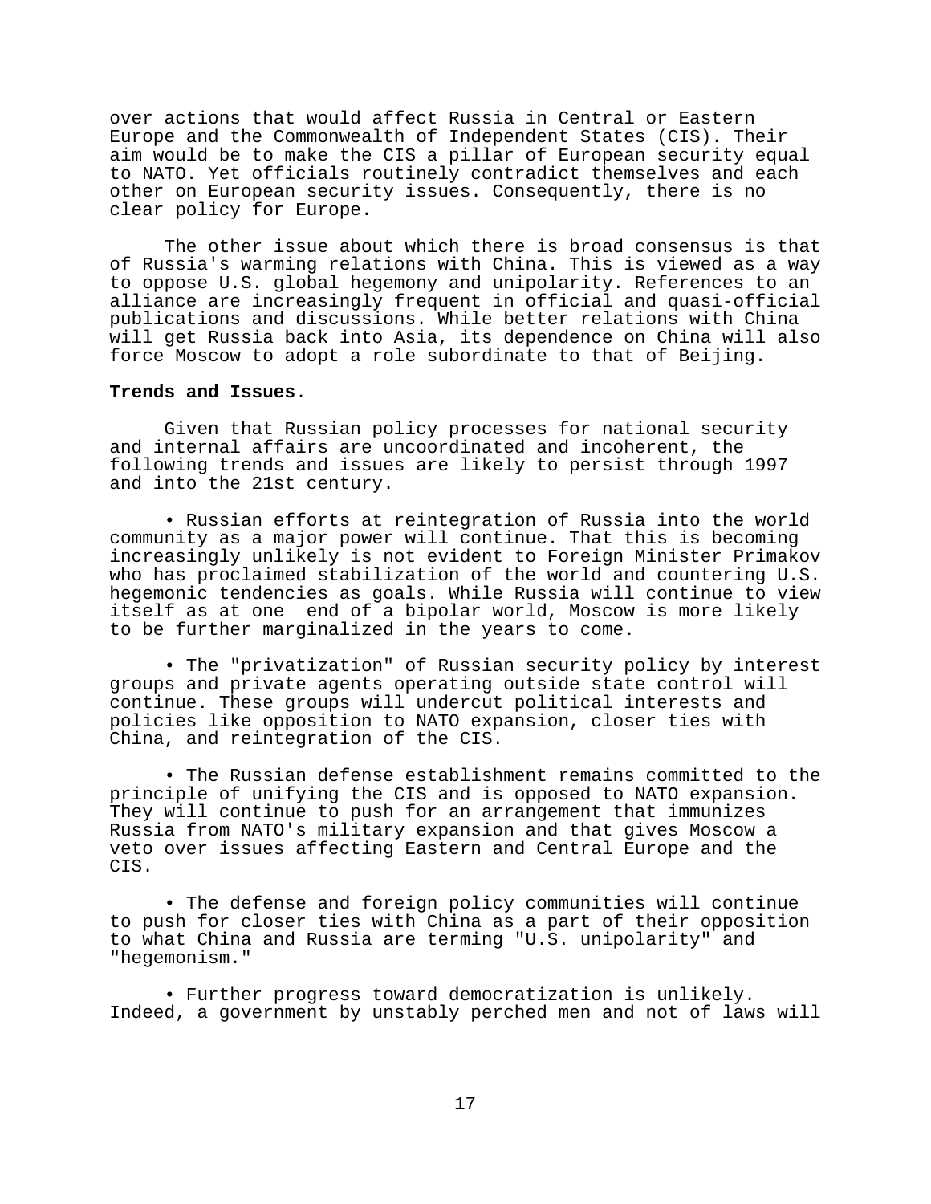over actions that would affect Russia in Central or Eastern Europe and the Commonwealth of Independent States (CIS). Their aim would be to make the CIS a pillar of European security equal to NATO. Yet officials routinely contradict themselves and each other on European security issues. Consequently, there is no clear policy for Europe.

The other issue about which there is broad consensus is that of Russia's warming relations with China. This is viewed as a way to oppose U.S. global hegemony and unipolarity. References to an alliance are increasingly frequent in official and quasi-official publications and discussions. While better relations with China will get Russia back into Asia, its dependence on China will also force Moscow to adopt a role subordinate to that of Beijing.

**Trends and Issues**.

Given that Russian policy processes for national security and internal affairs are uncoordinated and incoherent, the following trends and issues are likely to persist through 1997 and into the 21st century.

- Russian efforts at reintegration of Russia into the world community as a major power will continue. That this is becoming increasingly unlikely is not evident to Foreign Minister Primakov who has proclaimed stabilization of the world and countering U.S. hegemonic tendencies as goals. While Russia will continue to view itself as at one end of a bipolar world, Moscow is more likely to be further marginalized in the years to come.

- The "privatization" of Russian security policy by interest groups and private agents operating outside state control will continue. These groups will undercut political interests and policies like opposition to NATO expansion, closer ties with China, and reintegration of the CIS.

- The Russian defense establishment remains committed to the principle of unifying the CIS and is opposed to NATO expansion. They will continue to push for an arrangement that immunizes Russia from NATO's military expansion and that gives Moscow a veto over issues affecting Eastern and Central Europe and the CIS.

- The defense and foreign policy communities will continue to push for closer ties with China as a part of their opposition to what China and Russia are terming "U.S. unipolarity" and "hegemonism."

- Further progress toward democratization is unlikely. Indeed, a government by unstably perched men and not of laws will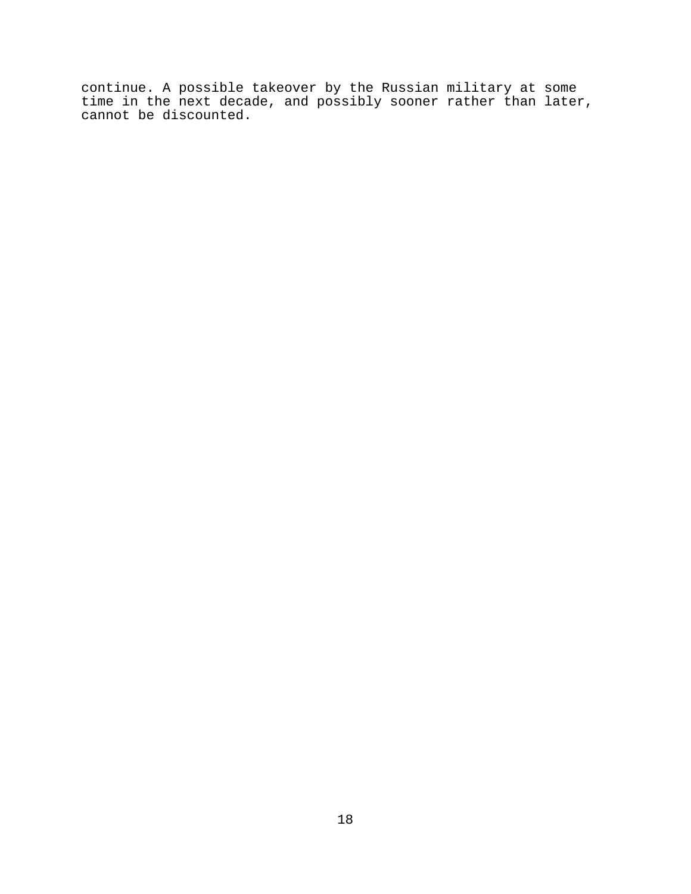continue. A possible takeover by the Russian military at some time in the next decade, and possibly sooner rather than later, cannot be discounted.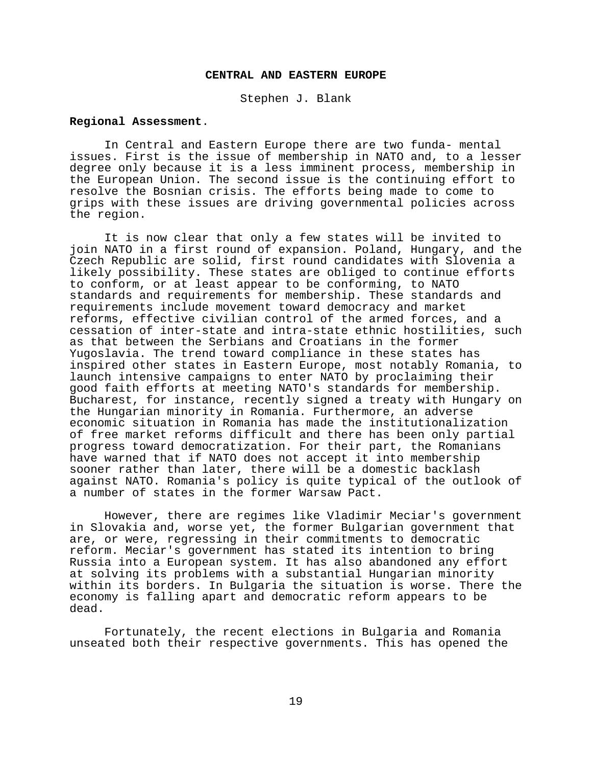## CENTRAL AND EASTERN EUROPE

Stephen J. Blank

**Regional Assessment**.

In Central and Eastern Europe there are two funda- mental issues. First is the issue of membership in NATO and, to a lesser degree only because it is a less imminent process, membership in the European Union. The second issue is the continuing effort to resolve the Bosnian crisis. The efforts being made to come to grips with these issues are driving governmental policies across the region.

It is now clear that only a few states will be invited to join NATO in a first round of expansion. Poland, Hungary, and the Czech Republic are solid, first round candidates with Slovenia a likely possibility. These states are obliged to continue efforts to conform, or at least appear to be conforming, to NATO standards and requirements for membership. These standards and requirements include movement toward democracy and market reforms, effective civilian control of the armed forces, and a cessation of inter-state and intra-state ethnic hostilities, such as that between the Serbians and Croatians in the former Yugoslavia. The trend toward compliance in these states has inspired other states in Eastern Europe, most notably Romania, to launch intensive campaigns to enter NATO by proclaiming their good faith efforts at meeting NATO's standards for membership. Bucharest, for instance, recently signed a treaty with Hungary on the Hungarian minority in Romania. Furthermore, an adverse economic situation in Romania has made the institutionalization of free market reforms difficult and there has been only partial progress toward democratization. For their part, the Romanians have warned that if NATO does not accept it into membership sooner rather than later, there will be a domestic backlash against NATO. Romania's policy is quite typical of the outlook of a number of states in the former Warsaw Pact.

However, there are regimes like Vladimir Meciar's government in Slovakia and, worse yet, the former Bulgarian government that are, or were, regressing in their commitments to democratic reform. Meciar's government has stated its intention to bring Russia into a European system. It has also abandoned any effort at solving its problems with a substantial Hungarian minority within its borders. In Bulgaria the situation is worse. There the economy is falling apart and democratic reform appears to be dead.

Fortunately, the recent elections in Bulgaria and Romania unseated both their respective governments. This has opened the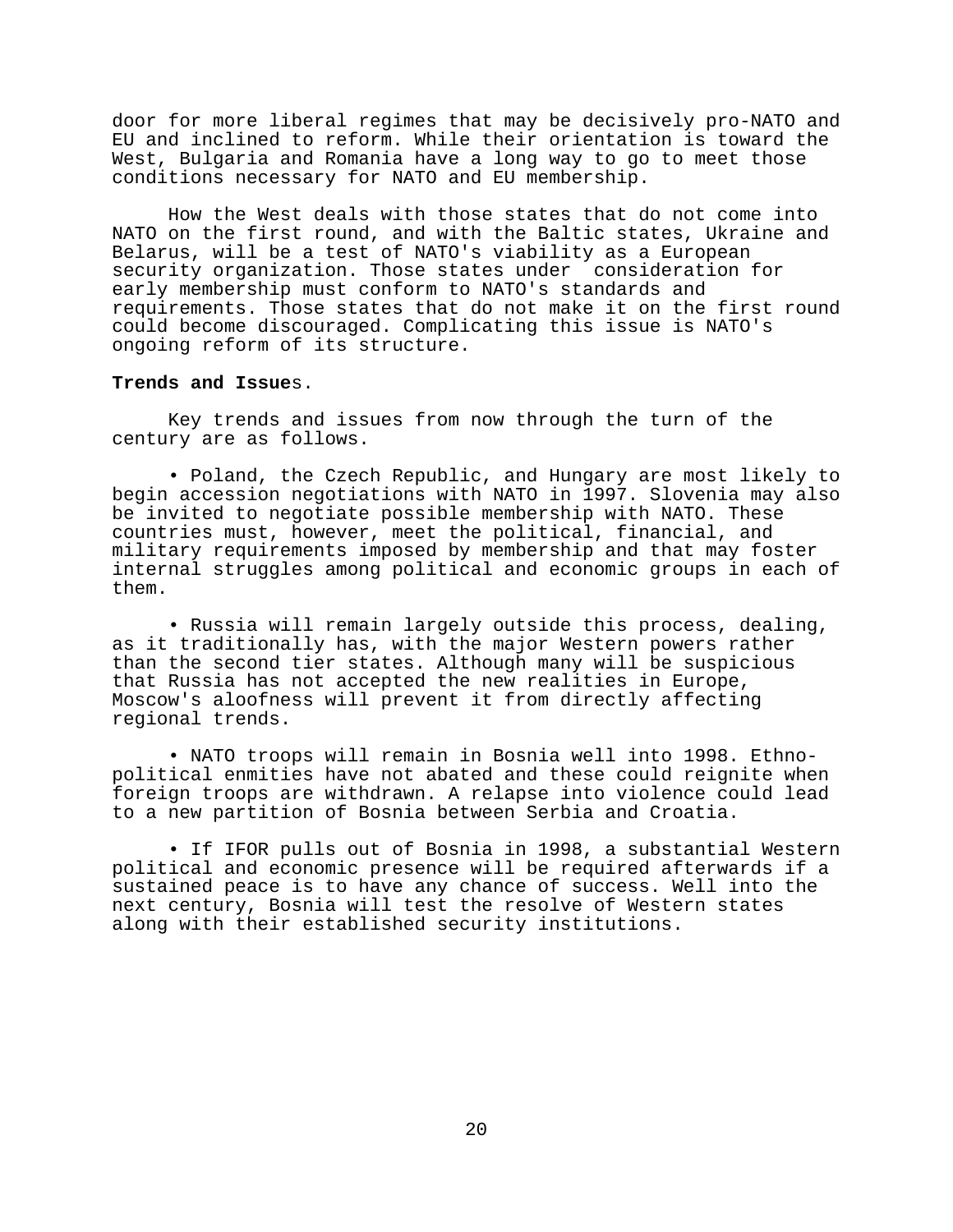door for more liberal regimes that may be decisively pro-NATO and EU and inclined to reform. While their orientation is toward the West, Bulgaria and Romania have a long way to go to meet those conditions necessary for NATO and EU membership.

How the West deals with those states that do not come into NATO on the first round, and with the Baltic states, Ukraine and Belarus, will be a test of NATO's viability as a European security organization. Those states under consideration for early membership must conform to NATO's standards and requirements. Those states that do not make it on the first round could become discouraged. Complicating this issue is NATO's ongoing reform of its structure.

**Trends and Issues.**

Key trends and issues from now through the turn of the century are as follows.

- Poland, the Czech Republic, and Hungary are most likely to begin accession negotiations with NATO in 1997. Slovenia may also be invited to negotiate possible membership with NATO. These countries must, however, meet the political, financial, and military requirements imposed by membership and that may foster internal struggles among political and economic groups in each of them.

- Russia will remain largely outside this process, dealing, as it traditionally has, with the major Western powers rather than the second tier states. Although many will be suspicious that Russia has not accepted the new realities in Europe, Moscow's aloofness will prevent it from directly affecting regional trends.

- NATO troops will remain in Bosnia well into 1998. Ethno-political enmities have not abated and these could reignite when foreign troops are withdrawn. A relapse into violence could lead to a new partition of Bosnia between Serbia and Croatia.

- If IFOR pulls out of Bosnia in 1998, a substantial Western political and economic presence will be required afterwards if a sustained peace is to have any chance of success. Well into the next century, Bosnia will test the resolve of Western states along with their established security institutions.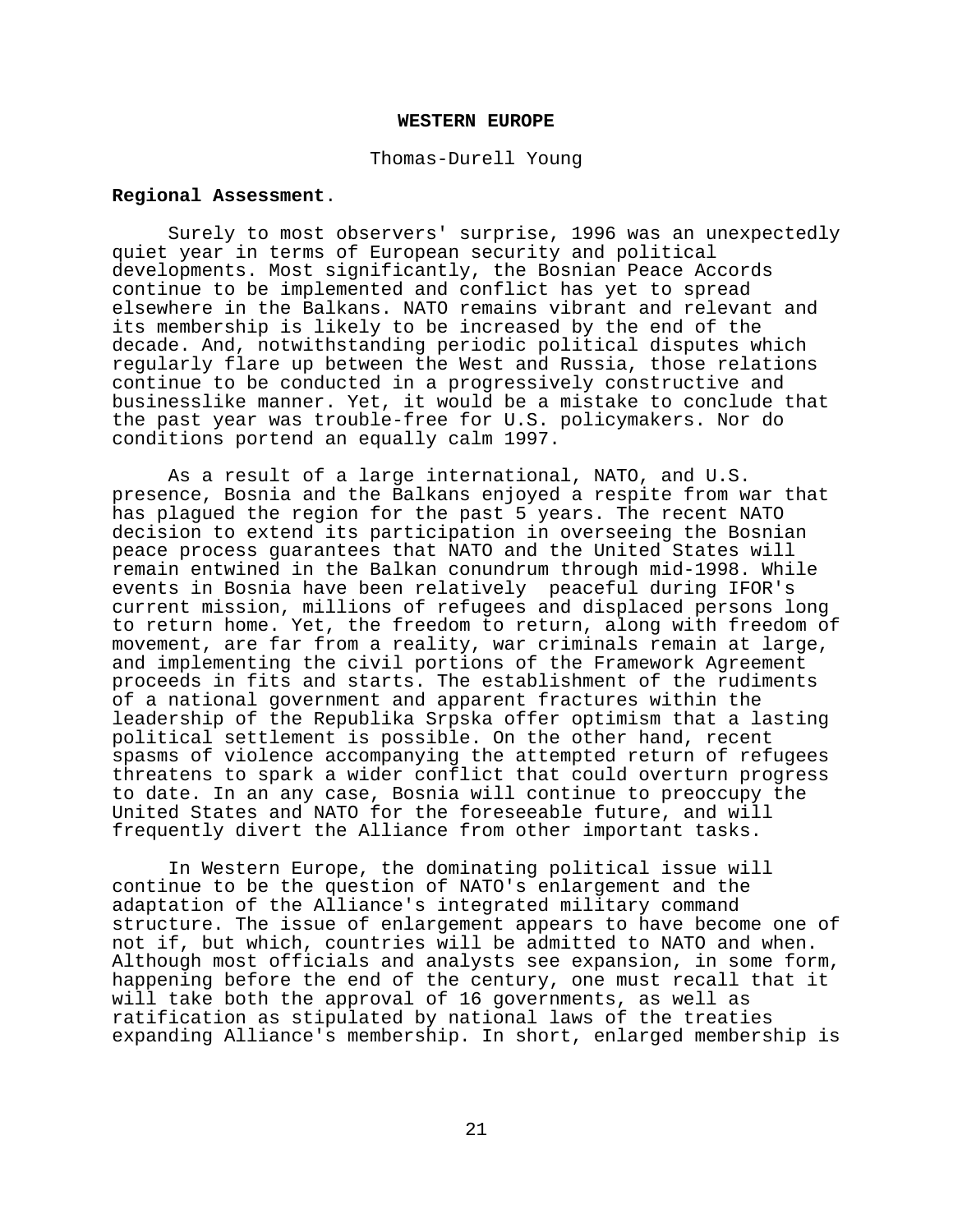## WESTERN EUROPE

Thomas-Durell Young

**Regional Assessment**.

Surely to most observers' surprise, 1996 was an unexpectedly quiet year in terms of European security and political developments. Most significantly, the Bosnian Peace Accords continue to be implemented and conflict has yet to spread elsewhere in the Balkans. NATO remains vibrant and relevant and its membership is likely to be increased by the end of the decade. And, notwithstanding periodic political disputes which regularly flare up between the West and Russia, those relations continue to be conducted in a progressively constructive and businesslike manner. Yet, it would be a mistake to conclude that the past year was trouble-free for U.S. policymakers. Nor do conditions portend an equally calm 1997.

As a result of a large international, NATO, and U.S. presence, Bosnia and the Balkans enjoyed a respite from war that has plagued the region for the past 5 years. The recent NATO decision to extend its participation in overseeing the Bosnian peace process guarantees that NATO and the United States will remain entwined in the Balkan conundrum through mid-1998. While events in Bosnia have been relatively peaceful during IFOR's current mission, millions of refugees and displaced persons long to return home. Yet, the freedom to return, along with freedom of movement, are far from a reality, war criminals remain at large, and implementing the civil portions of the Framework Agreement proceeds in fits and starts. The establishment of the rudiments of a national government and apparent fractures within the leadership of the Republika Srpska offer optimism that a lasting political settlement is possible. On the other hand, recent spasms of violence accompanying the attempted return of refugees threatens to spark a wider conflict that could overturn progress to date. In an any case, Bosnia will continue to preoccupy the United States and NATO for the foreseeable future, and will frequently divert the Alliance from other important tasks.

In Western Europe, the dominating political issue will continue to be the question of NATO's enlargement and the adaptation of the Alliance's integrated military command structure. The issue of enlargement appears to have become one of not if, but which, countries will be admitted to NATO and when. Although most officials and analysts see expansion, in some form, happening before the end of the century, one must recall that it will take both the approval of 16 governments, as well as ratification as stipulated by national laws of the treaties expanding Alliance's membership. In short, enlarged membership is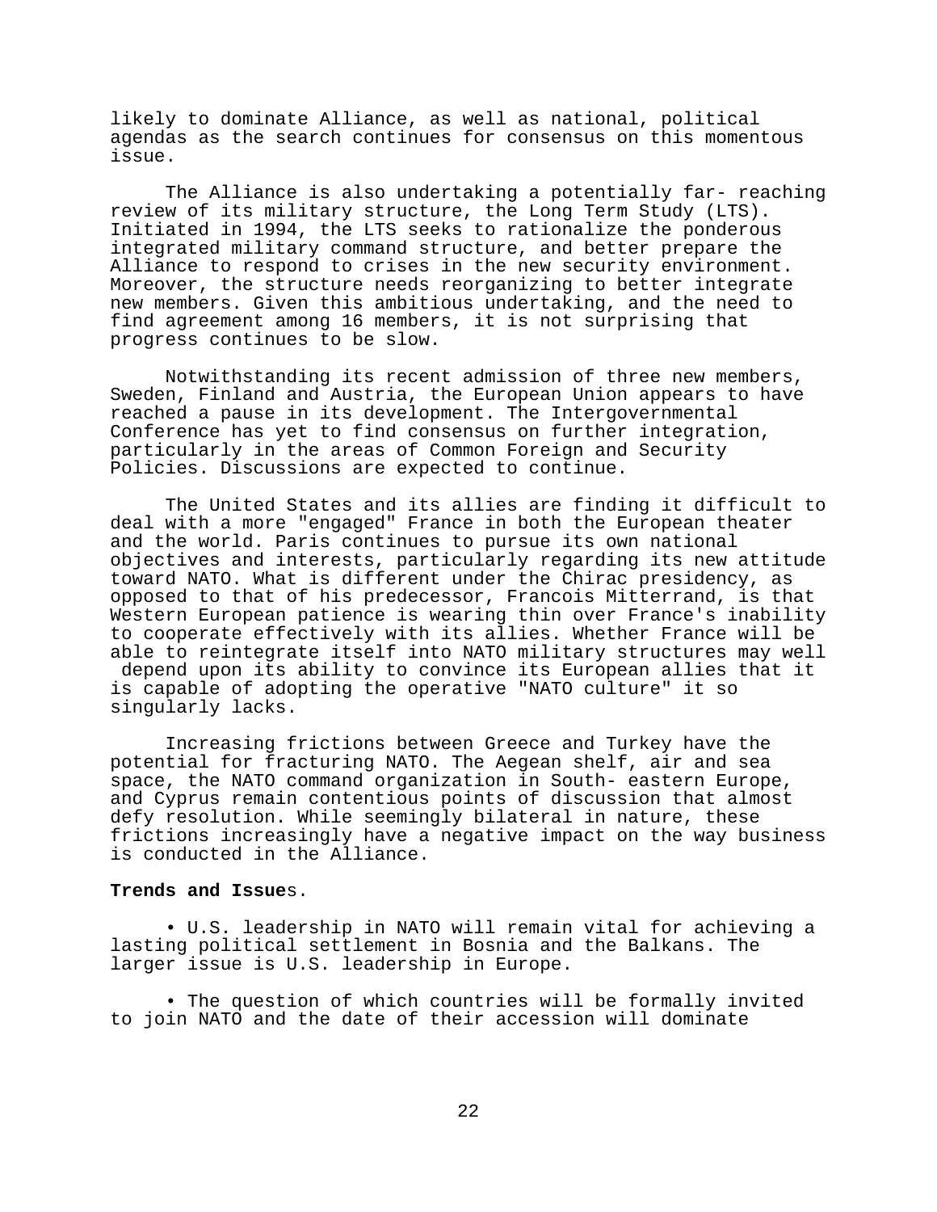likely to dominate Alliance, as well as national, political agendas as the search continues for consensus on this momentous issue.

The Alliance is also undertaking a potentially far- reaching review of its military structure, the Long Term Study (LTS). Initiated in 1994, the LTS seeks to rationalize the ponderous integrated military command structure, and better prepare the Alliance to respond to crises in the new security environment. Moreover, the structure needs reorganizing to better integrate new members. Given this ambitious undertaking, and the need to find agreement among 16 members, it is not surprising that progress continues to be slow.

Notwithstanding its recent admission of three new members, Sweden, Finland and Austria, the European Union appears to have reached a pause in its development. The Intergovernmental Conference has yet to find consensus on further integration, particularly in the areas of Common Foreign and Security Policies. Discussions are expected to continue.

The United States and its allies are finding it difficult to deal with a more "engaged" France in both the European theater and the world. Paris continues to pursue its own national objectives and interests, particularly regarding its new attitude toward NATO. What is different under the Chirac presidency, as opposed to that of his predecessor, Francois Mitterrand, is that Western European patience is wearing thin over France's inability to cooperate effectively with its allies. Whether France will be able to reintegrate itself into NATO military structures may well depend upon its ability to convince its European allies that it is capable of adopting the operative "NATO culture" it so singularly lacks.

Increasing frictions between Greece and Turkey have the potential for fracturing NATO. The Aegean shelf, air and sea space, the NATO command organization in South- eastern Europe, and Cyprus remain contentious points of discussion that almost defy resolution. While seemingly bilateral in nature, these frictions increasingly have a negative impact on the way business is conducted in the Alliance.

**Trends and Issue**s.

- U.S. leadership in NATO will remain vital for achieving a lasting political settlement in Bosnia and the Balkans. The larger issue is U.S. leadership in Europe.

- The question of which countries will be formally invited to join NATO and the date of their accession will dominate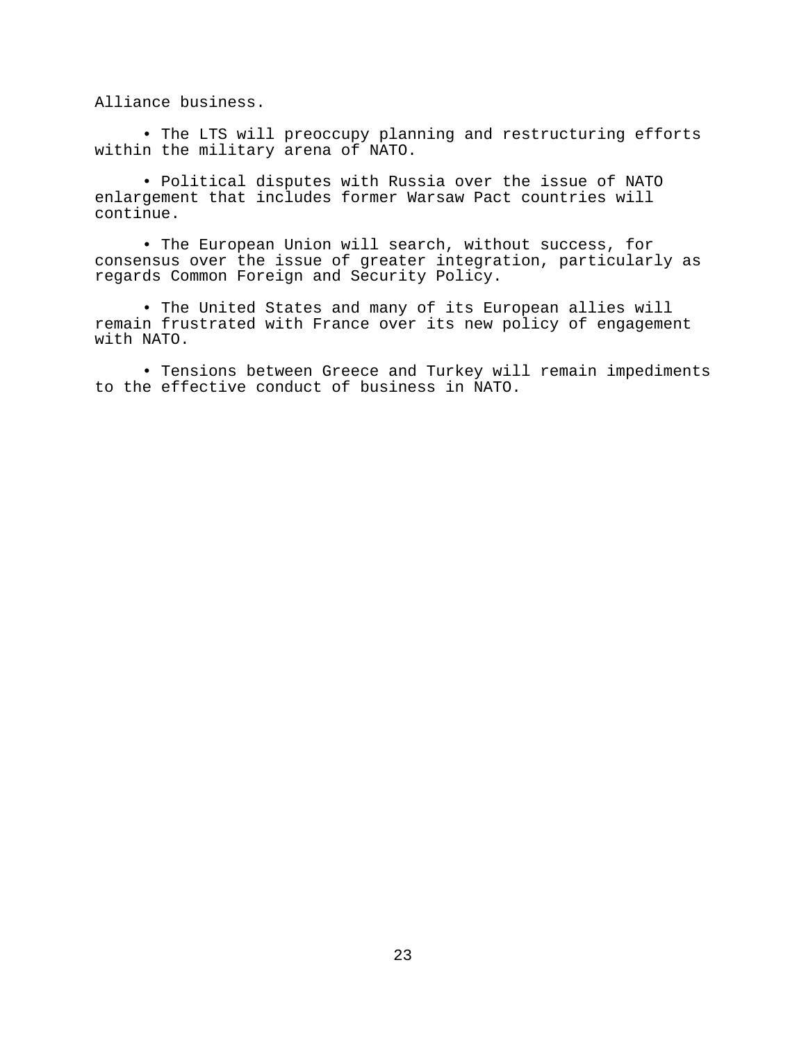Alliance business.

- The LTS will preoccupy planning and restructuring efforts within the military arena of NATO.

- Political disputes with Russia over the issue of NATO enlargement that includes former Warsaw Pact countries will continue.

- The European Union will search, without success, for consensus over the issue of greater integration, particularly as regards Common Foreign and Security Policy.

- The United States and many of its European allies will remain frustrated with France over its new policy of engagement with NATO.

- Tensions between Greece and Turkey will remain impediments to the effective conduct of business in NATO.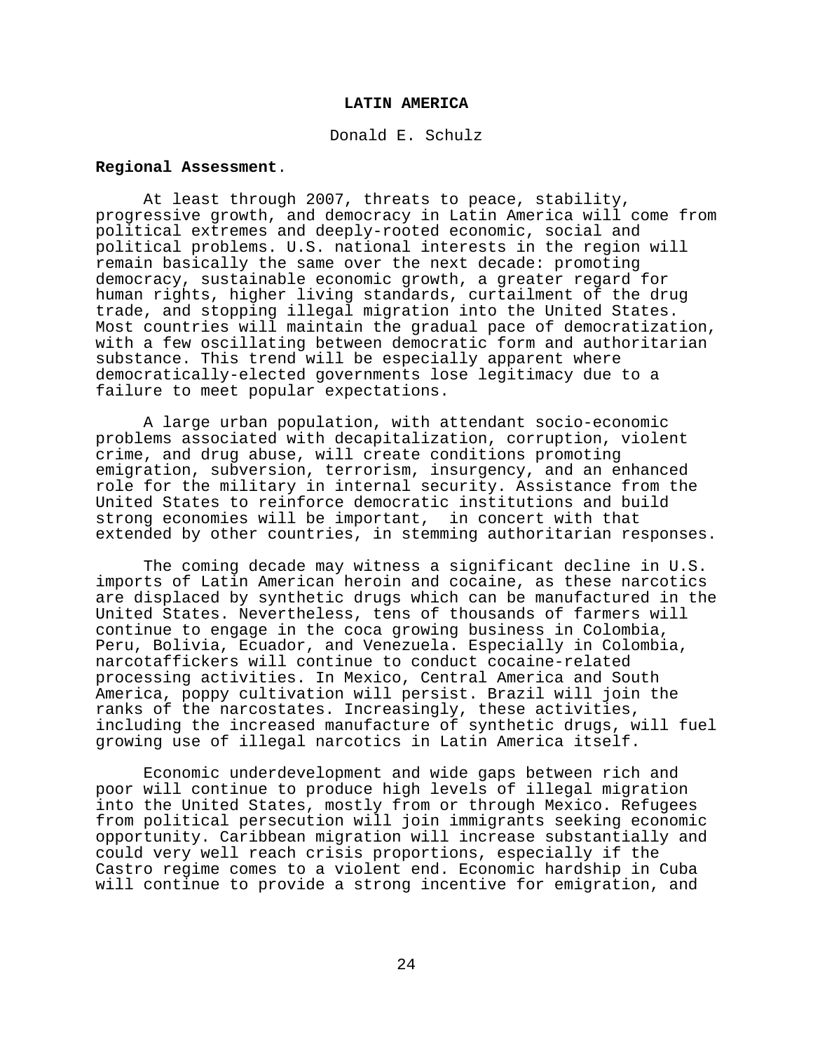## LATIN AMERICA

Donald E. Schulz

**Regional Assessment**.

At least through 2007, threats to peace, stability, progressive growth, and democracy in Latin America will come from political extremes and deeply-rooted economic, social and political problems. U.S. national interests in the region will remain basically the same over the next decade: promoting democracy, sustainable economic growth, a greater regard for human rights, higher living standards, curtailment of the drug trade, and stopping illegal migration into the United States. Most countries will maintain the gradual pace of democratization, with a few oscillating between democratic form and authoritarian substance. This trend will be especially apparent where democratically-elected governments lose legitimacy due to a failure to meet popular expectations.

A large urban population, with attendant socio-economic problems associated with decapitalization, corruption, violent crime, and drug abuse, will create conditions promoting emigration, subversion, terrorism, insurgency, and an enhanced role for the military in internal security. Assistance from the United States to reinforce democratic institutions and build strong economies will be important, in concert with that extended by other countries, in stemming authoritarian responses.

The coming decade may witness a significant decline in U.S. imports of Latin American heroin and cocaine, as these narcotics are displaced by synthetic drugs which can be manufactured in the United States. Nevertheless, tens of thousands of farmers will continue to engage in the coca growing business in Colombia, Peru, Bolivia, Ecuador, and Venezuela. Especially in Colombia, narcotaffickers will continue to conduct cocaine-related processing activities. In Mexico, Central America and South America, poppy cultivation will persist. Brazil will join the ranks of the narcostates. Increasingly, these activities, including the increased manufacture of synthetic drugs, will fuel growing use of illegal narcotics in Latin America itself.

Economic underdevelopment and wide gaps between rich and poor will continue to produce high levels of illegal migration into the United States, mostly from or through Mexico. Refugees from political persecution will join immigrants seeking economic opportunity. Caribbean migration will increase substantially and could very well reach crisis proportions, especially if the Castro regime comes to a violent end. Economic hardship in Cuba will continue to provide a strong incentive for emigration, and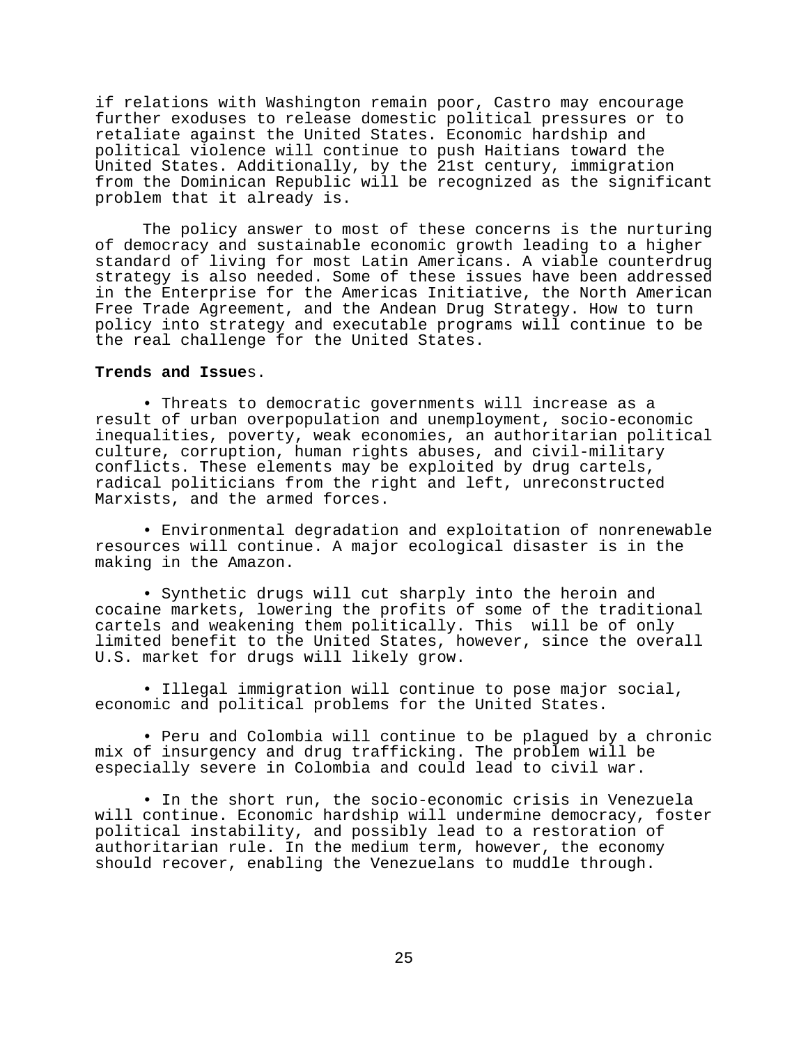if relations with Washington remain poor, Castro may encourage further exoduses to release domestic political pressures or to retaliate against the United States. Economic hardship and political violence will continue to push Haitians toward the United States. Additionally, by the 21st century, immigration from the Dominican Republic will be recognized as the significant problem that it already is.

The policy answer to most of these concerns is the nurturing of democracy and sustainable economic growth leading to a higher standard of living for most Latin Americans. A viable counterdrug strategy is also needed. Some of these issues have been addressed in the Enterprise for the Americas Initiative, the North American Free Trade Agreement, and the Andean Drug Strategy. How to turn policy into strategy and executable programs will continue to be the real challenge for the United States.

**Trends and Issues**.

- Threats to democratic governments will increase as a result of urban overpopulation and unemployment, socio-economic inequalities, poverty, weak economies, an authoritarian political culture, corruption, human rights abuses, and civil-military conflicts. These elements may be exploited by drug cartels, radical politicians from the right and left, unreconstructed Marxists, and the armed forces.

- Environmental degradation and exploitation of nonrenewable resources will continue. A major ecological disaster is in the making in the Amazon.

- Synthetic drugs will cut sharply into the heroin and cocaine markets, lowering the profits of some of the traditional cartels and weakening them politically. This will be of only limited benefit to the United States, however, since the overall U.S. market for drugs will likely grow.

- Illegal immigration will continue to pose major social, economic and political problems for the United States.

- Peru and Colombia will continue to be plagued by a chronic mix of insurgency and drug trafficking. The problem will be especially severe in Colombia and could lead to civil war.

- In the short run, the socio-economic crisis in Venezuela will continue. Economic hardship will undermine democracy, foster political instability, and possibly lead to a restoration of authoritarian rule. In the medium term, however, the economy should recover, enabling the Venezuelans to muddle through.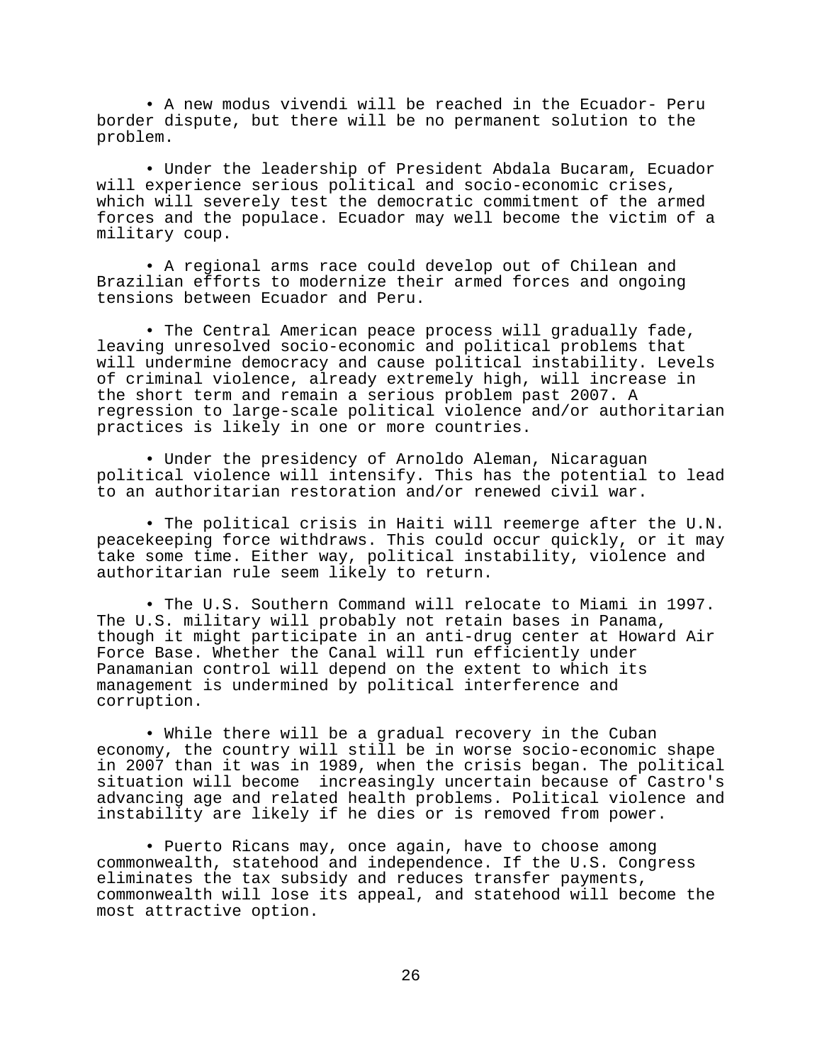- A new modus vivendi will be reached in the Ecuador- Peru border dispute, but there will be no permanent solution to the problem.

- Under the leadership of President Abdala Bucaram, Ecuador will experience serious political and socio-economic crises, which will severely test the democratic commitment of the armed forces and the populace. Ecuador may well become the victim of a military coup.

- A regional arms race could develop out of Chilean and Brazilian efforts to modernize their armed forces and ongoing tensions between Ecuador and Peru.

- The Central American peace process will gradually fade, leaving unresolved socio-economic and political problems that will undermine democracy and cause political instability. Levels of criminal violence, already extremely high, will increase in the short term and remain a serious problem past 2007. A regression to large-scale political violence and/or authoritarian practices is likely in one or more countries.

- Under the presidency of Arnoldo Aleman, Nicaraguan political violence will intensify. This has the potential to lead to an authoritarian restoration and/or renewed civil war.

- The political crisis in Haiti will reemerge after the U.N. peacekeeping force withdraws. This could occur quickly, or it may take some time. Either way, political instability, violence and authoritarian rule seem likely to return.

- The U.S. Southern Command will relocate to Miami in 1997. The U.S. military will probably not retain bases in Panama, though it might participate in an anti-drug center at Howard Air Force Base. Whether the Canal will run efficiently under Panamanian control will depend on the extent to which its management is undermined by political interference and corruption.

- While there will be a gradual recovery in the Cuban economy, the country will still be in worse socio-economic shape in 2007 than it was in 1989, when the crisis began. The political situation will become increasingly uncertain because of Castro's advancing age and related health problems. Political violence and instability are likely if he dies or is removed from power.

- Puerto Ricans may, once again, have to choose among commonwealth, statehood and independence. If the U.S. Congress eliminates the tax subsidy and reduces transfer payments, commonwealth will lose its appeal, and statehood will become the most attractive option.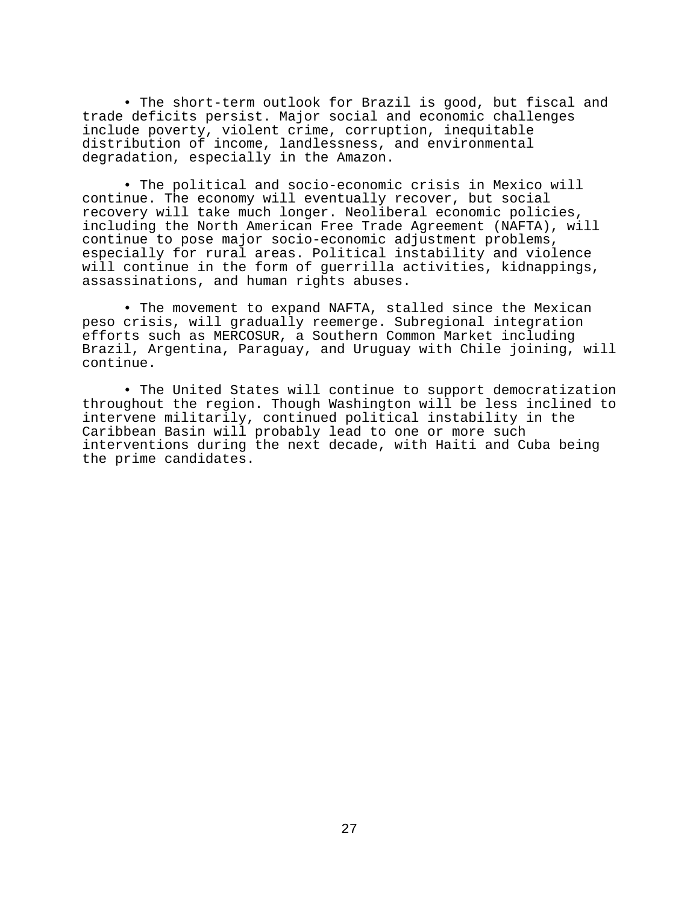- The short-term outlook for Brazil is good, but fiscal and trade deficits persist. Major social and economic challenges include poverty, violent crime, corruption, inequitable distribution of income, landlessness, and environmental degradation, especially in the Amazon.

- The political and socio-economic crisis in Mexico will continue. The economy will eventually recover, but social recovery will take much longer. Neoliberal economic policies, including the North American Free Trade Agreement (NAFTA), will continue to pose major socio-economic adjustment problems, especially for rural areas. Political instability and violence will continue in the form of guerrilla activities, kidnappings, assassinations, and human rights abuses.

- The movement to expand NAFTA, stalled since the Mexican peso crisis, will gradually reemerge. Subregional integration efforts such as MERCOSUR, a Southern Common Market including Brazil, Argentina, Paraguay, and Uruguay with Chile joining, will continue.

- The United States will continue to support democratization throughout the region. Though Washington will be less inclined to intervene militarily, continued political instability in the Caribbean Basin will probably lead to one or more such interventions during the next decade, with Haiti and Cuba being the prime candidates.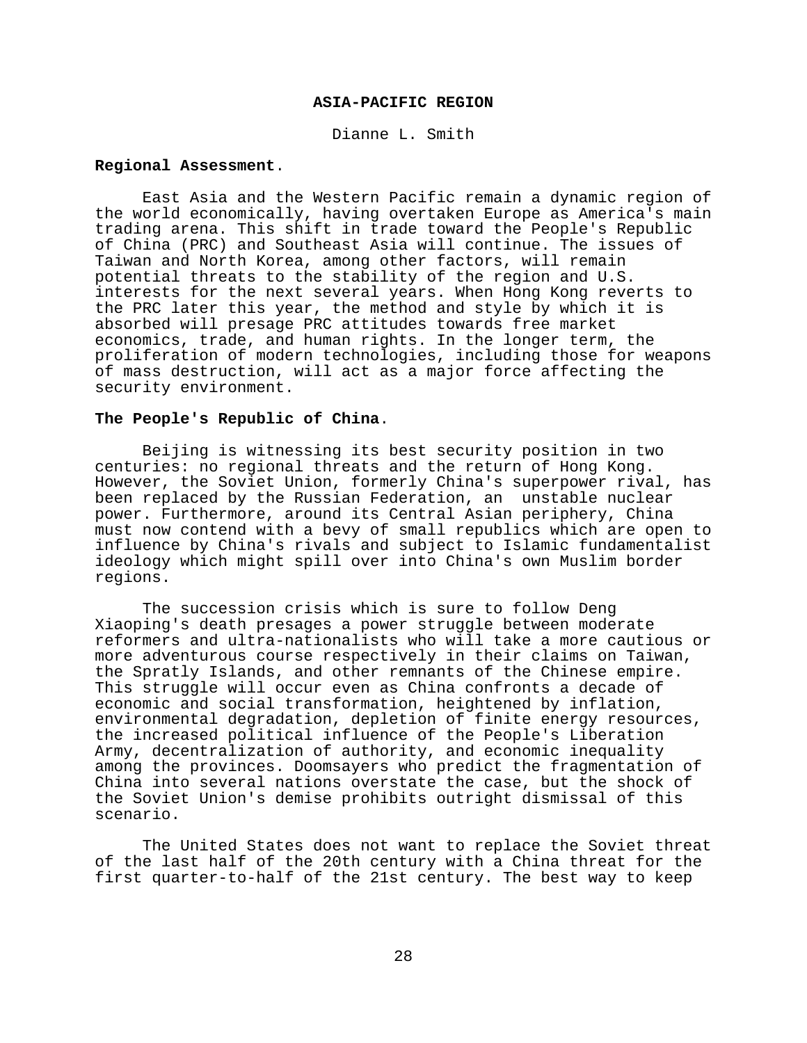## ASIA-PACIFIC REGION

Dianne L. Smith

**Regional Assessment**.

East Asia and the Western Pacific remain a dynamic region of the world economically, having overtaken Europe as America's main trading arena. This shift in trade toward the People's Republic of China (PRC) and Southeast Asia will continue. The issues of Taiwan and North Korea, among other factors, will remain potential threats to the stability of the region and U.S. interests for the next several years. When Hong Kong reverts to the PRC later this year, the method and style by which it is absorbed will presage PRC attitudes towards free market economics, trade, and human rights. In the longer term, the proliferation of modern technologies, including those for weapons of mass destruction, will act as a major force affecting the security environment.

**The People's Republic of China**.

Beijing is witnessing its best security position in two centuries: no regional threats and the return of Hong Kong. However, the Soviet Union, formerly China's superpower rival, has been replaced by the Russian Federation, an unstable nuclear power. Furthermore, around its Central Asian periphery, China must now contend with a bevy of small republics which are open to influence by China's rivals and subject to Islamic fundamentalist ideology which might spill over into China's own Muslim border regions.

The succession crisis which is sure to follow Deng Xiaoping's death presages a power struggle between moderate reformers and ultra-nationalists who will take a more cautious or more adventurous course respectively in their claims on Taiwan, the Spratly Islands, and other remnants of the Chinese empire. This struggle will occur even as China confronts a decade of economic and social transformation, heightened by inflation, environmental degradation, depletion of finite energy resources, the increased political influence of the People's Liberation Army, decentralization of authority, and economic inequality among the provinces. Doomsayers who predict the fragmentation of China into several nations overstate the case, but the shock of the Soviet Union's demise prohibits outright dismissal of this scenario.

The United States does not want to replace the Soviet threat of the last half of the 20th century with a China threat for the first quarter-to-half of the 21st century. The best way to keep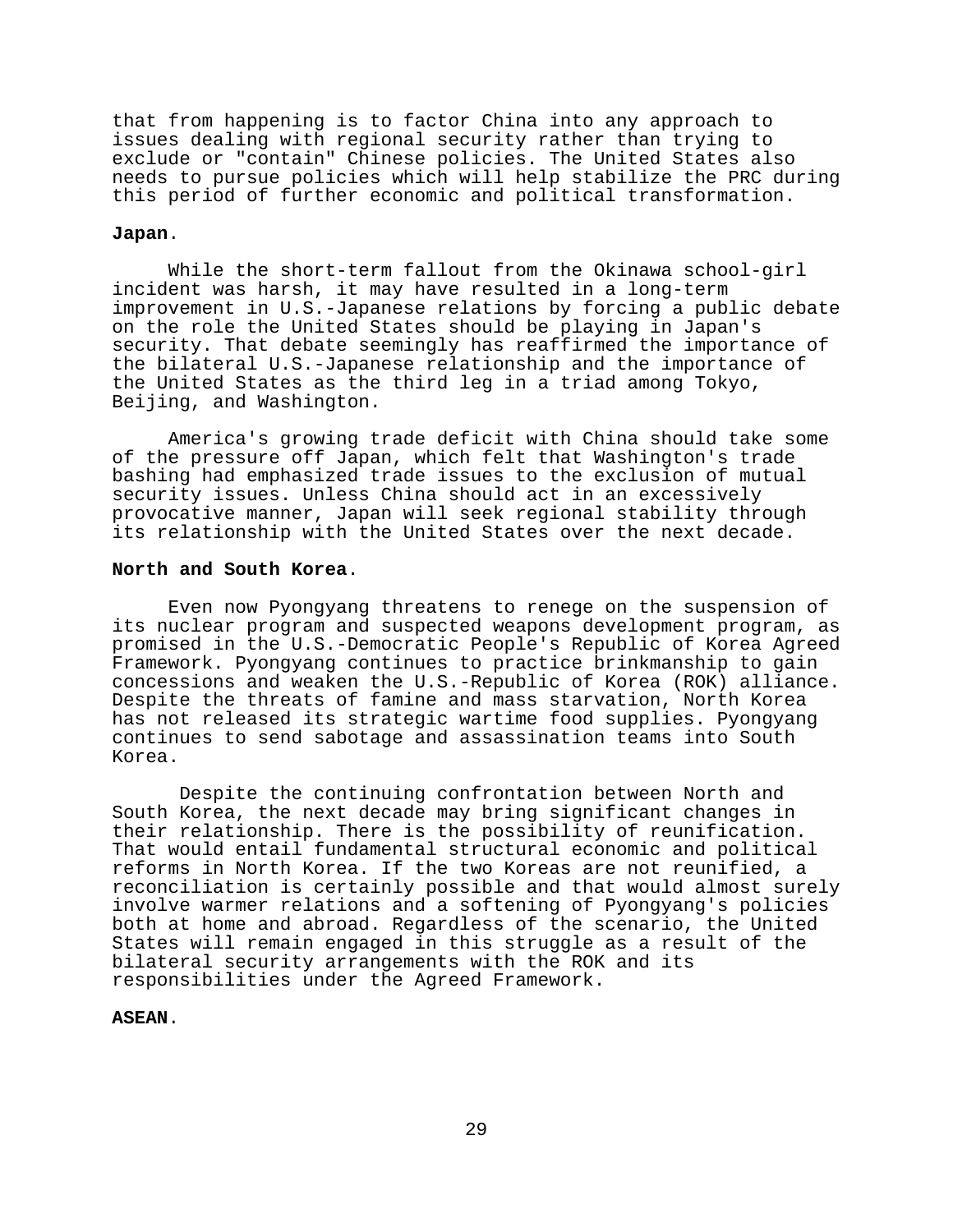that from happening is to factor China into any approach to issues dealing with regional security rather than trying to exclude or "contain" Chinese policies. The United States also needs to pursue policies which will help stabilize the PRC during this period of further economic and political transformation.

**Japan**.

While the short-term fallout from the Okinawa school-girl incident was harsh, it may have resulted in a long-term improvement in U.S.-Japanese relations by forcing a public debate on the role the United States should be playing in Japan's security. That debate seemingly has reaffirmed the importance of the bilateral U.S.-Japanese relationship and the importance of the United States as the third leg in a triad among Tokyo, Beijing, and Washington.

America's growing trade deficit with China should take some of the pressure off Japan, which felt that Washington's trade bashing had emphasized trade issues to the exclusion of mutual security issues. Unless China should act in an excessively provocative manner, Japan will seek regional stability through its relationship with the United States over the next decade.

**North and South Korea**.

Even now Pyongyang threatens to renege on the suspension of its nuclear program and suspected weapons development program, as promised in the U.S.-Democratic People's Republic of Korea Agreed Framework. Pyongyang continues to practice brinkmanship to gain concessions and weaken the U.S.-Republic of Korea (ROK) alliance. Despite the threats of famine and mass starvation, North Korea has not released its strategic wartime food supplies. Pyongyang continues to send sabotage and assassination teams into South Korea.

Despite the continuing confrontation between North and South Korea, the next decade may bring significant changes in their relationship. There is the possibility of reunification. That would entail fundamental structural economic and political reforms in North Korea. If the two Koreas are not reunified, a reconciliation is certainly possible and that would almost surely involve warmer relations and a softening of Pyongyang's policies both at home and abroad. Regardless of the scenario, the United States will remain engaged in this struggle as a result of the bilateral security arrangements with the ROK and its responsibilities under the Agreed Framework.

**ASEAN**.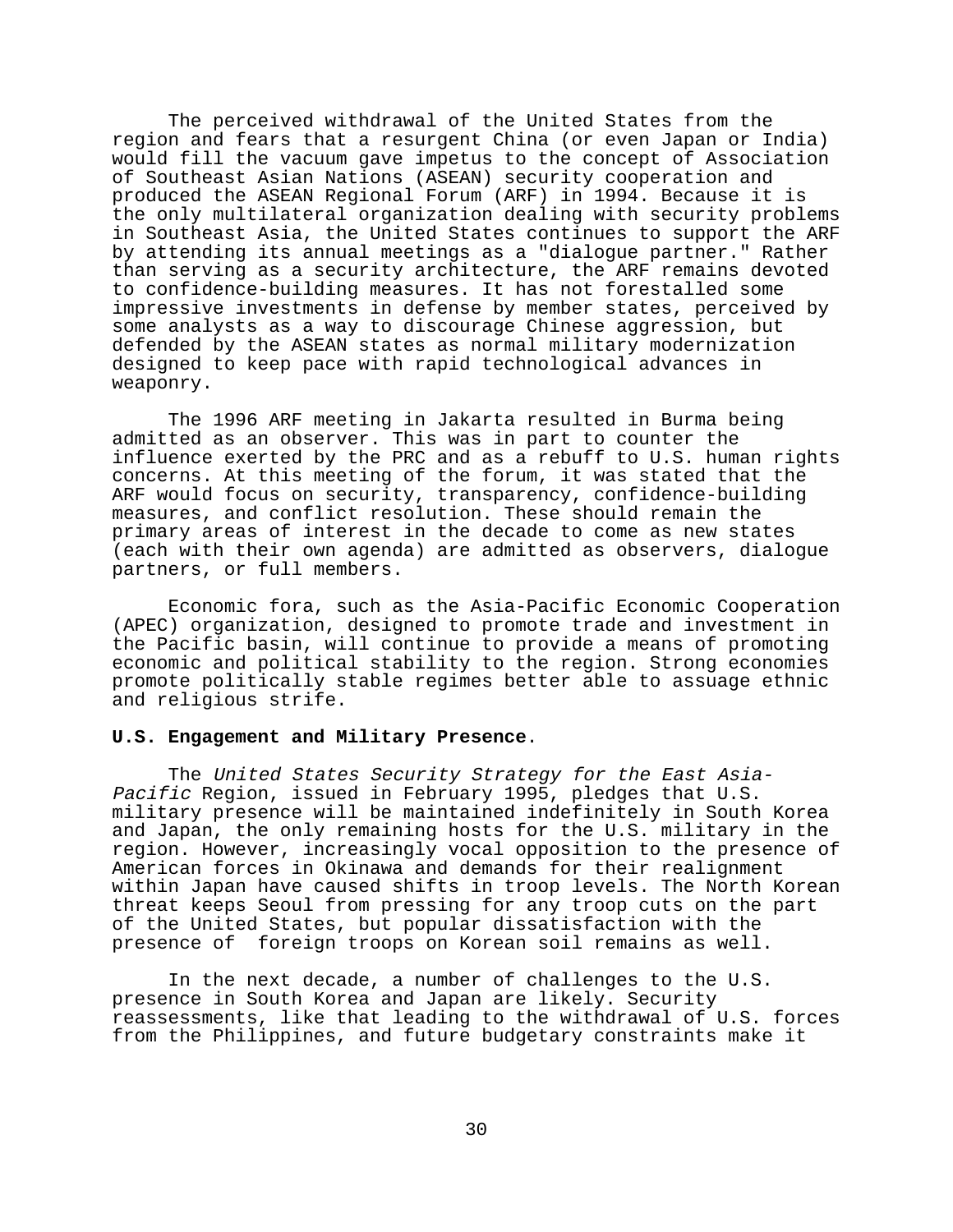The perceived withdrawal of the United States from the region and fears that a resurgent China (or even Japan or India) would fill the vacuum gave impetus to the concept of Association of Southeast Asian Nations (ASEAN) security cooperation and produced the ASEAN Regional Forum (ARF) in 1994. Because it is the only multilateral organization dealing with security problems in Southeast Asia, the United States continues to support the ARF by attending its annual meetings as a "dialogue partner." Rather than serving as a security architecture, the ARF remains devoted to confidence-building measures. It has not forestalled some impressive investments in defense by member states, perceived by some analysts as a way to discourage Chinese aggression, but defended by the ASEAN states as normal military modernization designed to keep pace with rapid technological advances in weaponry.

The 1996 ARF meeting in Jakarta resulted in Burma being admitted as an observer. This was in part to counter the influence exerted by the PRC and as a rebuff to U.S. human rights concerns. At this meeting of the forum, it was stated that the ARF would focus on security, transparency, confidence-building measures, and conflict resolution. These should remain the primary areas of interest in the decade to come as new states (each with their own agenda) are admitted as observers, dialogue partners, or full members.

Economic fora, such as the Asia-Pacific Economic Cooperation (APEC) organization, designed to promote trade and investment in the Pacific basin, will continue to provide a means of promoting economic and political stability to the region. Strong economies promote politically stable regimes better able to assuage ethnic and religious strife.

**U.S. Engagement and Military Presence**.

The *United States Security Strategy for the East Asia-Pacific* Region, issued in February 1995, pledges that U.S. military presence will be maintained indefinitely in South Korea and Japan, the only remaining hosts for the U.S. military in the region. However, increasingly vocal opposition to the presence of American forces in Okinawa and demands for their realignment within Japan have caused shifts in troop levels. The North Korean threat keeps Seoul from pressing for any troop cuts on the part of the United States, but popular dissatisfaction with the presence of foreign troops on Korean soil remains as well.

In the next decade, a number of challenges to the U.S. presence in South Korea and Japan are likely. Security reassessments, like that leading to the withdrawal of U.S. forces from the Philippines, and future budgetary constraints make it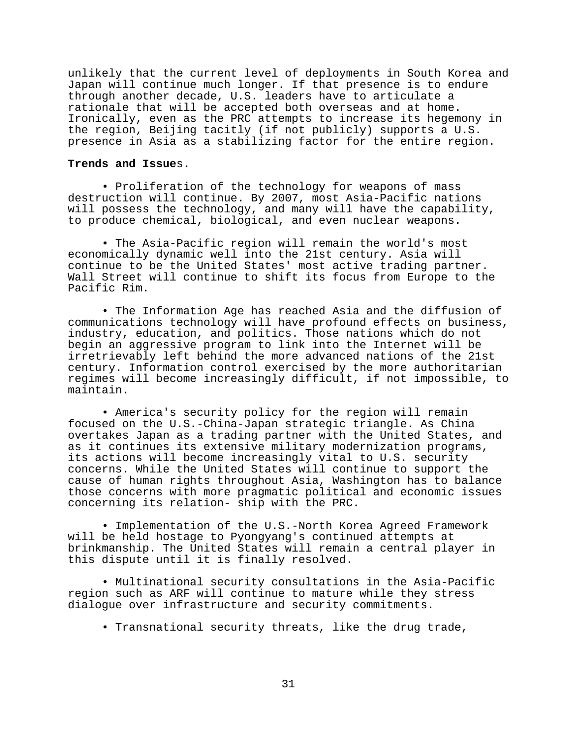unlikely that the current level of deployments in South Korea and Japan will continue much longer. If that presence is to endure through another decade, U.S. leaders have to articulate a rationale that will be accepted both overseas and at home. Ironically, even as the PRC attempts to increase its hegemony in the region, Beijing tacitly (if not publicly) supports a U.S. presence in Asia as a stabilizing factor for the entire region.

**Trends and Issue**s.

- Proliferation of the technology for weapons of mass destruction will continue. By 2007, most Asia-Pacific nations will possess the technology, and many will have the capability, to produce chemical, biological, and even nuclear weapons.

- The Asia-Pacific region will remain the world's most economically dynamic well into the 21st century. Asia will continue to be the United States' most active trading partner. Wall Street will continue to shift its focus from Europe to the Pacific Rim.

- The Information Age has reached Asia and the diffusion of communications technology will have profound effects on business, industry, education, and politics. Those nations which do not begin an aggressive program to link into the Internet will be irretrievably left behind the more advanced nations of the 21st century. Information control exercised by the more authoritarian regimes will become increasingly difficult, if not impossible, to maintain.

- America's security policy for the region will remain focused on the U.S.-China-Japan strategic triangle. As China overtakes Japan as a trading partner with the United States, and as it continues its extensive military modernization programs, its actions will become increasingly vital to U.S. security concerns. While the United States will continue to support the cause of human rights throughout Asia, Washington has to balance those concerns with more pragmatic political and economic issues concerning its relation- ship with the PRC.

- Implementation of the U.S.-North Korea Agreed Framework will be held hostage to Pyongyang's continued attempts at brinkmanship. The United States will remain a central player in this dispute until it is finally resolved.

- Multinational security consultations in the Asia-Pacific region such as ARF will continue to mature while they stress dialogue over infrastructure and security commitments.

- Transnational security threats, like the drug trade,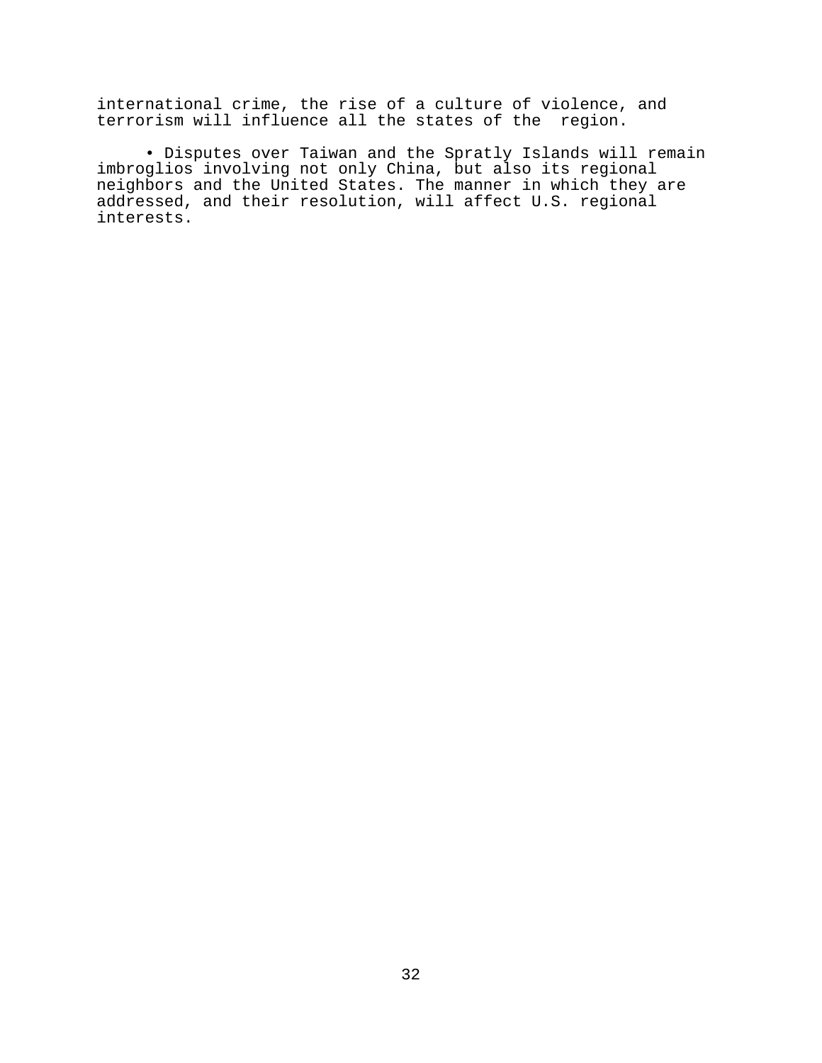international crime, the rise of a culture of violence, and terrorism will influence all the states of the region.

- Disputes over Taiwan and the Spratly Islands will remain imbroglios involving not only China, but also its regional neighbors and the United States. The manner in which they are addressed, and their resolution, will affect U.S. regional interests.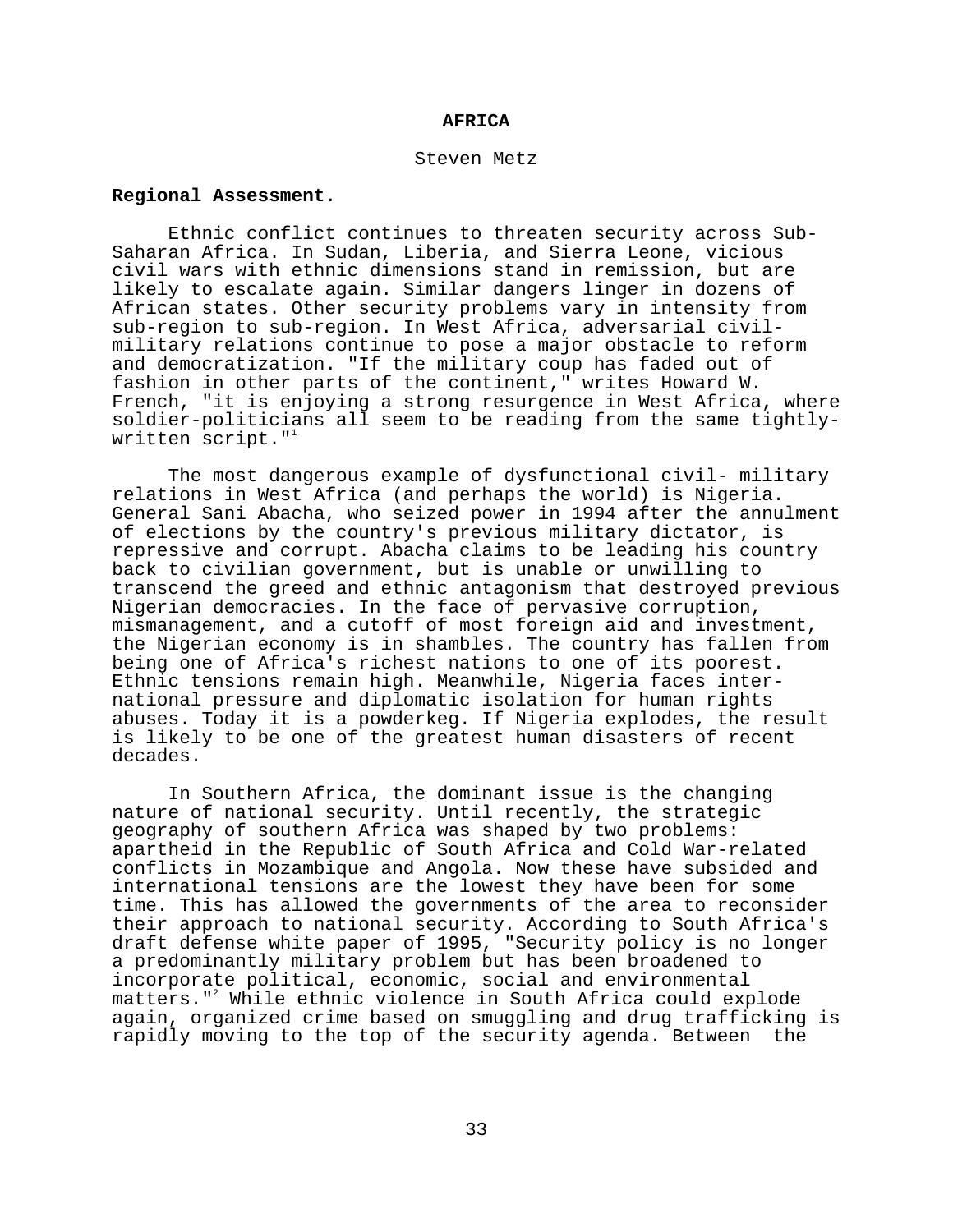# AFRICA

Steven Metz

**Regional Assessment**.

Ethnic conflict continues to threaten security across Sub-Saharan Africa. In Sudan, Liberia, and Sierra Leone, vicious civil wars with ethnic dimensions stand in remission, but are likely to escalate again. Similar dangers linger in dozens of African states. Other security problems vary in intensity from sub-region to sub-region. In West Africa, adversarial civil-military relations continue to pose a major obstacle to reform and democratization. "If the military coup has faded out of fashion in other parts of the continent," writes Howard W. French, "it is enjoying a strong resurgence in West Africa, where soldier-politicians all seem to be reading from the same tightly-written script."[1]

The most dangerous example of dysfunctional civil- military relations in West Africa (and perhaps the world) is Nigeria. General Sani Abacha, who seized power in 1994 after the annulment of elections by the country's previous military dictator, is repressive and corrupt. Abacha claims to be leading his country back to civilian government, but is unable or unwilling to transcend the greed and ethnic antagonism that destroyed previous Nigerian democracies. In the face of pervasive corruption, mismanagement, and a cutoff of most foreign aid and investment, the Nigerian economy is in shambles. The country has fallen from being one of Africa's richest nations to one of its poorest. Ethnic tensions remain high. Meanwhile, Nigeria faces international pressure and diplomatic isolation for human rights abuses. Today it is a powderkeg. If Nigeria explodes, the result is likely to be one of the greatest human disasters of recent decades.

In Southern Africa, the dominant issue is the changing nature of national security. Until recently, the strategic geography of southern Africa was shaped by two problems: apartheid in the Republic of South Africa and Cold War-related conflicts in Mozambique and Angola. Now these have subsided and international tensions are the lowest they have been for some time. This has allowed the governments of the area to reconsider their approach to national security. According to South Africa's draft defense white paper of 1995, "Security policy is no longer a predominantly military problem but has been broadened to incorporate political, economic, social and environmental matters."[2] While ethnic violence in South Africa could explode again, organized crime based on smuggling and drug trafficking is rapidly moving to the top of the security agenda. Between the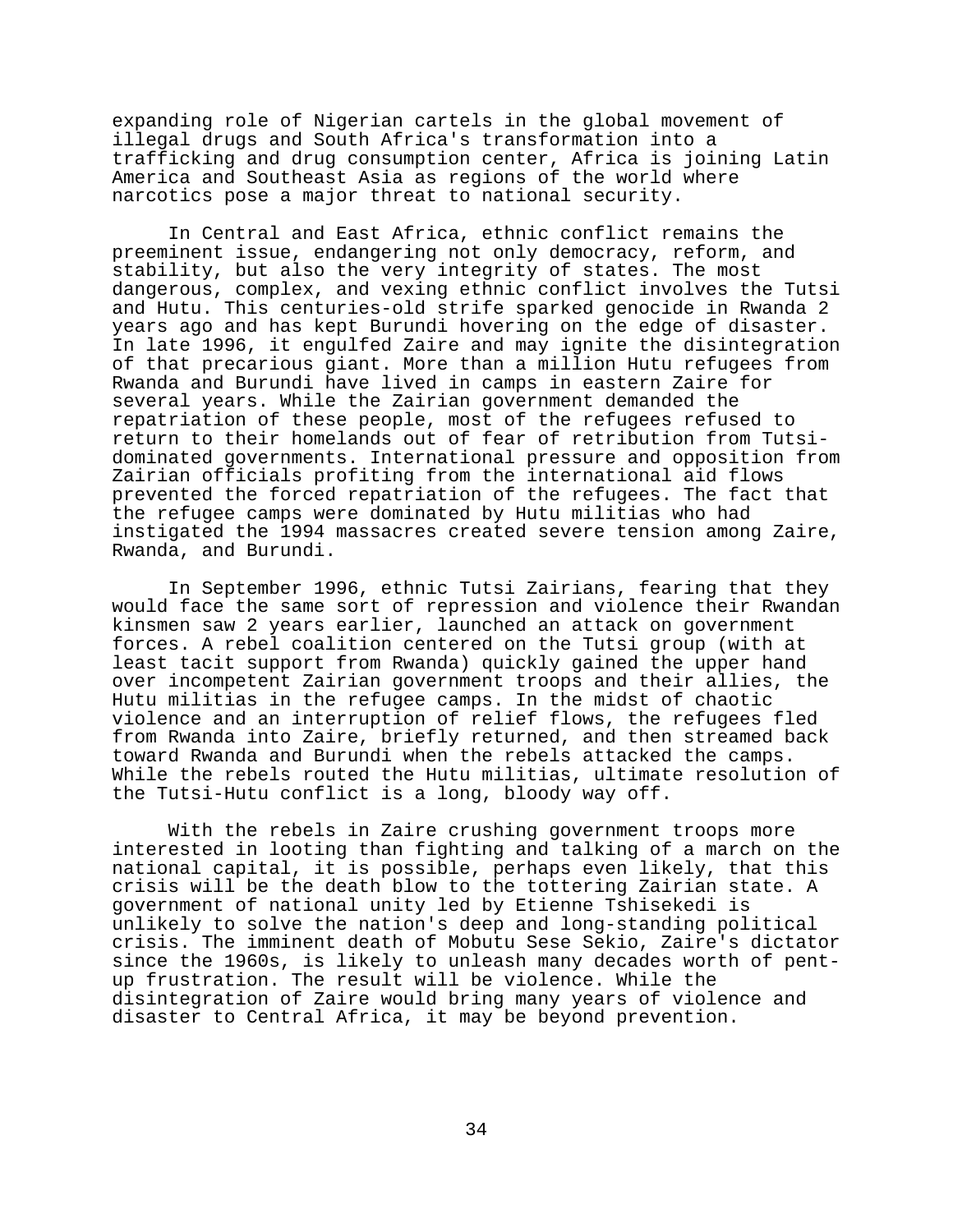expanding role of Nigerian cartels in the global movement of illegal drugs and South Africa's transformation into a trafficking and drug consumption center, Africa is joining Latin America and Southeast Asia as regions of the world where narcotics pose a major threat to national security.

In Central and East Africa, ethnic conflict remains the preeminent issue, endangering not only democracy, reform, and stability, but also the very integrity of states. The most dangerous, complex, and vexing ethnic conflict involves the Tutsi and Hutu. This centuries-old strife sparked genocide in Rwanda 2 years ago and has kept Burundi hovering on the edge of disaster. In late 1996, it engulfed Zaire and may ignite the disintegration of that precarious giant. More than a million Hutu refugees from Rwanda and Burundi have lived in camps in eastern Zaire for several years. While the Zairian government demanded the repatriation of these people, most of the refugees refused to return to their homelands out of fear of retribution from Tutsi-dominated governments. International pressure and opposition from Zairian officials profiting from the international aid flows prevented the forced repatriation of the refugees. The fact that the refugee camps were dominated by Hutu militias who had instigated the 1994 massacres created severe tension among Zaire, Rwanda, and Burundi.

In September 1996, ethnic Tutsi Zairians, fearing that they would face the same sort of repression and violence their Rwandan kinsmen saw 2 years earlier, launched an attack on government forces. A rebel coalition centered on the Tutsi group (with at least tacit support from Rwanda) quickly gained the upper hand over incompetent Zairian government troops and their allies, the Hutu militias in the refugee camps. In the midst of chaotic violence and an interruption of relief flows, the refugees fled from Rwanda into Zaire, briefly returned, and then streamed back toward Rwanda and Burundi when the rebels attacked the camps. While the rebels routed the Hutu militias, ultimate resolution of the Tutsi-Hutu conflict is a long, bloody way off.

With the rebels in Zaire crushing government troops more interested in looting than fighting and talking of a march on the national capital, it is possible, perhaps even likely, that this crisis will be the death blow to the tottering Zairian state. A government of national unity led by Etienne Tshisekedi is unlikely to solve the nation's deep and long-standing political crisis. The imminent death of Mobutu Sese Sekio, Zaire's dictator since the 1960s, is likely to unleash many decades worth of pent-up frustration. The result will be violence. While the disintegration of Zaire would bring many years of violence and disaster to Central Africa, it may be beyond prevention.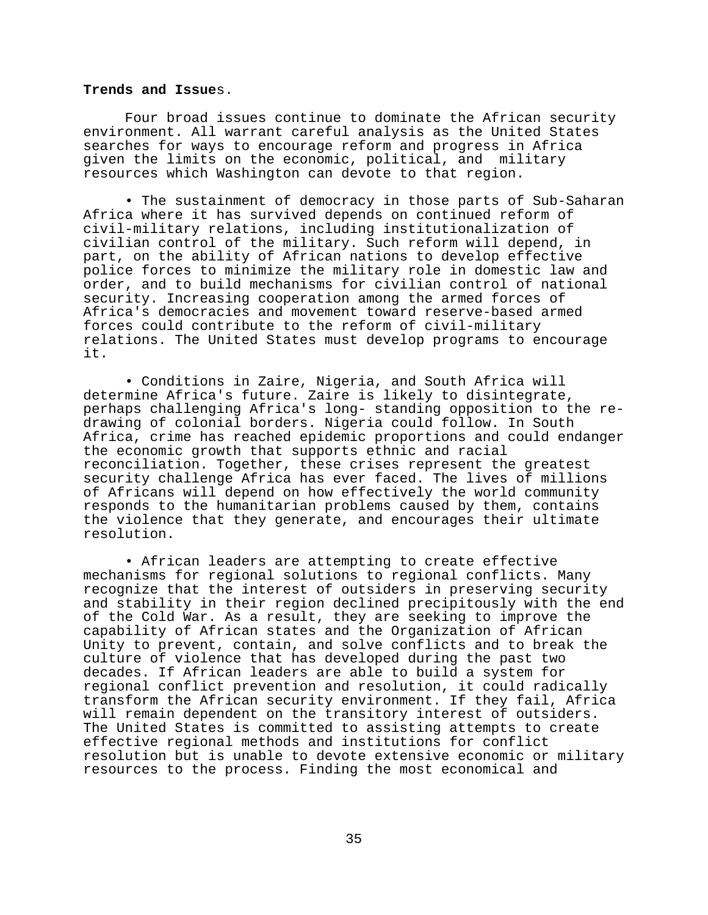**Trends and Issues.**

Four broad issues continue to dominate the African security environment. All warrant careful analysis as the United States searches for ways to encourage reform and progress in Africa given the limits on the economic, political, and military resources which Washington can devote to that region.

- The sustainment of democracy in those parts of Sub-Saharan Africa where it has survived depends on continued reform of civil-military relations, including institutionalization of civilian control of the military. Such reform will depend, in part, on the ability of African nations to develop effective police forces to minimize the military role in domestic law and order, and to build mechanisms for civilian control of national security. Increasing cooperation among the armed forces of Africa's democracies and movement toward reserve-based armed forces could contribute to the reform of civil-military relations. The United States must develop programs to encourage it.

- Conditions in Zaire, Nigeria, and South Africa will determine Africa's future. Zaire is likely to disintegrate, perhaps challenging Africa's long- standing opposition to the re-drawing of colonial borders. Nigeria could follow. In South Africa, crime has reached epidemic proportions and could endanger the economic growth that supports ethnic and racial reconciliation. Together, these crises represent the greatest security challenge Africa has ever faced. The lives of millions of Africans will depend on how effectively the world community responds to the humanitarian problems caused by them, contains the violence that they generate, and encourages their ultimate resolution.

- African leaders are attempting to create effective mechanisms for regional solutions to regional conflicts. Many recognize that the interest of outsiders in preserving security and stability in their region declined precipitously with the end of the Cold War. As a result, they are seeking to improve the capability of African states and the Organization of African Unity to prevent, contain, and solve conflicts and to break the culture of violence that has developed during the past two decades. If African leaders are able to build a system for regional conflict prevention and resolution, it could radically transform the African security environment. If they fail, Africa will remain dependent on the transitory interest of outsiders. The United States is committed to assisting attempts to create effective regional methods and institutions for conflict resolution but is unable to devote extensive economic or military resources to the process. Finding the most economical and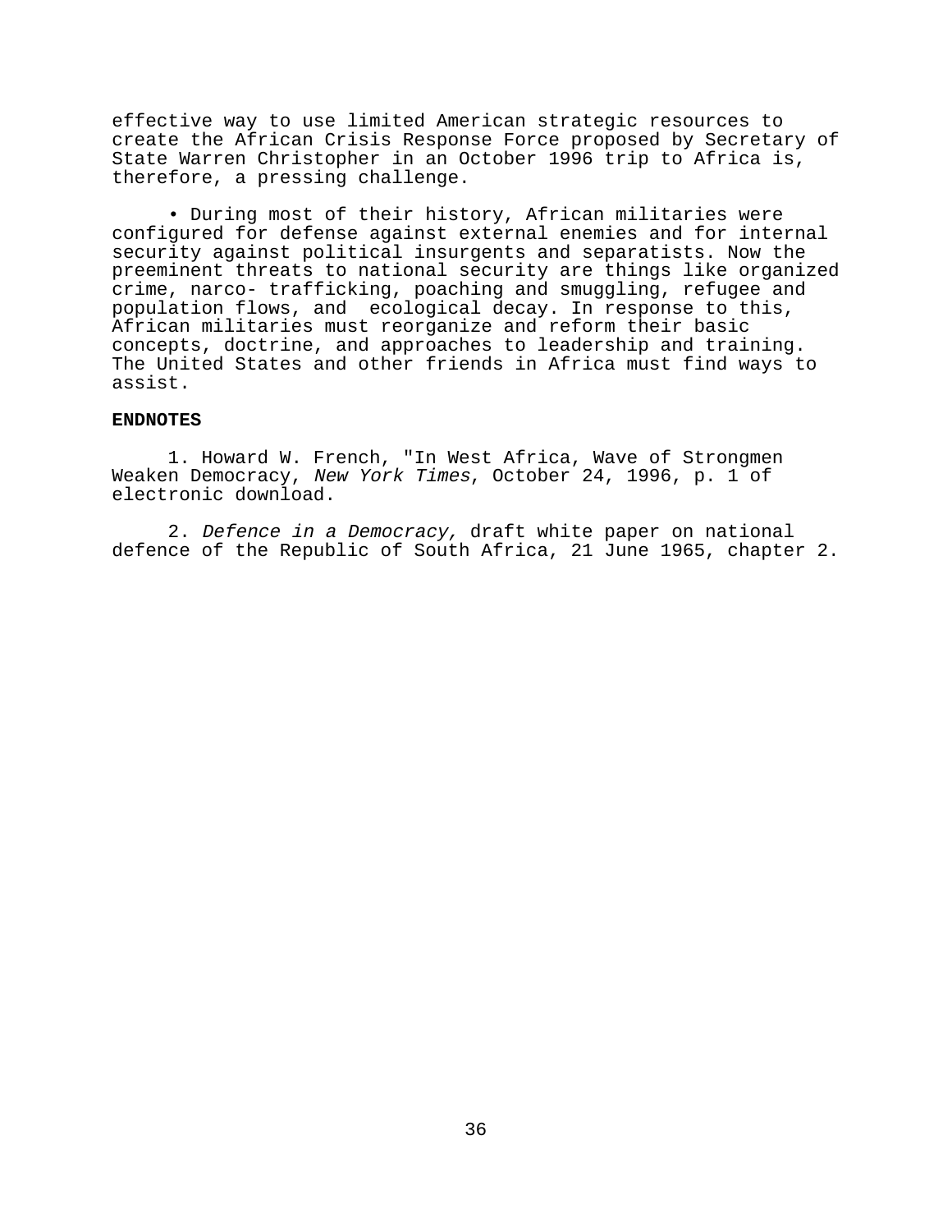effective way to use limited American strategic resources to create the African Crisis Response Force proposed by Secretary of State Warren Christopher in an October 1996 trip to Africa is, therefore, a pressing challenge.

- During most of their history, African militaries were configured for defense against external enemies and for internal security against political insurgents and separatists. Now the preeminent threats to national security are things like organized crime, narco- trafficking, poaching and smuggling, refugee and population flows, and ecological decay. In response to this, African militaries must reorganize and reform their basic concepts, doctrine, and approaches to leadership and training. The United States and other friends in Africa must find ways to assist.

**ENDNOTES**

1. Howard W. French, "In West Africa, Wave of Strongmen Weaken Democracy, *New York Times*, October 24, 1996, p. 1 of electronic download.

2. *Defence in a Democracy,* draft white paper on national defence of the Republic of South Africa, 21 June 1965, chapter 2.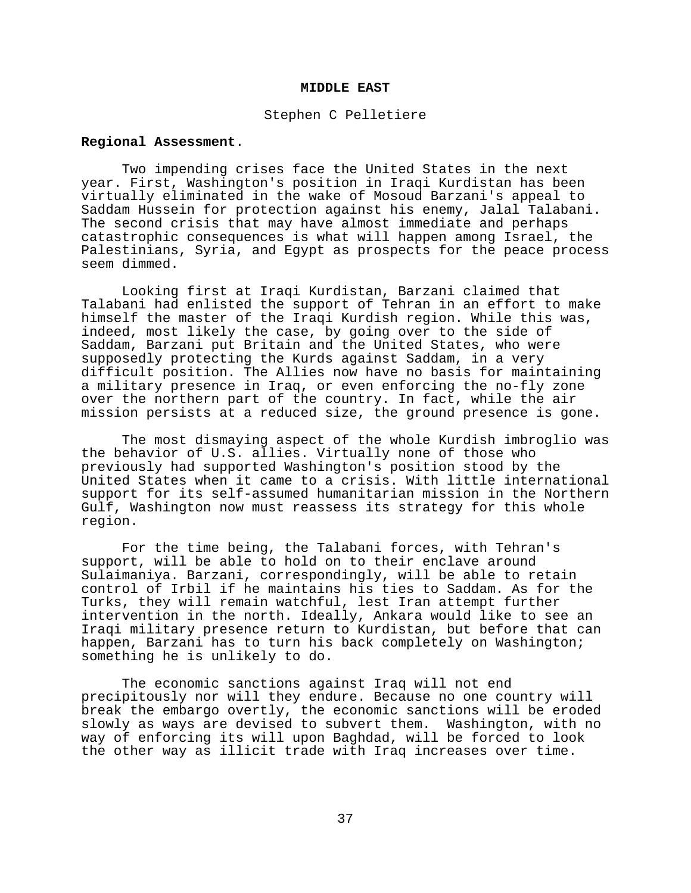# MIDDLE EAST

Stephen C Pelletiere

**Regional Assessment**.

Two impending crises face the United States in the next year. First, Washington's position in Iraqi Kurdistan has been virtually eliminated in the wake of Mosoud Barzani's appeal to Saddam Hussein for protection against his enemy, Jalal Talabani. The second crisis that may have almost immediate and perhaps catastrophic consequences is what will happen among Israel, the Palestinians, Syria, and Egypt as prospects for the peace process seem dimmed.

Looking first at Iraqi Kurdistan, Barzani claimed that Talabani had enlisted the support of Tehran in an effort to make himself the master of the Iraqi Kurdish region. While this was, indeed, most likely the case, by going over to the side of Saddam, Barzani put Britain and the United States, who were supposedly protecting the Kurds against Saddam, in a very difficult position. The Allies now have no basis for maintaining a military presence in Iraq, or even enforcing the no-fly zone over the northern part of the country. In fact, while the air mission persists at a reduced size, the ground presence is gone.

The most dismaying aspect of the whole Kurdish imbroglio was the behavior of U.S. allies. Virtually none of those who previously had supported Washington's position stood by the United States when it came to a crisis. With little international support for its self-assumed humanitarian mission in the Northern Gulf, Washington now must reassess its strategy for this whole region.

For the time being, the Talabani forces, with Tehran's support, will be able to hold on to their enclave around Sulaimaniya. Barzani, correspondingly, will be able to retain control of Irbil if he maintains his ties to Saddam. As for the Turks, they will remain watchful, lest Iran attempt further intervention in the north. Ideally, Ankara would like to see an Iraqi military presence return to Kurdistan, but before that can happen, Barzani has to turn his back completely on Washington; something he is unlikely to do.

The economic sanctions against Iraq will not end precipitously nor will they endure. Because no one country will break the embargo overtly, the economic sanctions will be eroded slowly as ways are devised to subvert them. Washington, with no way of enforcing its will upon Baghdad, will be forced to look the other way as illicit trade with Iraq increases over time.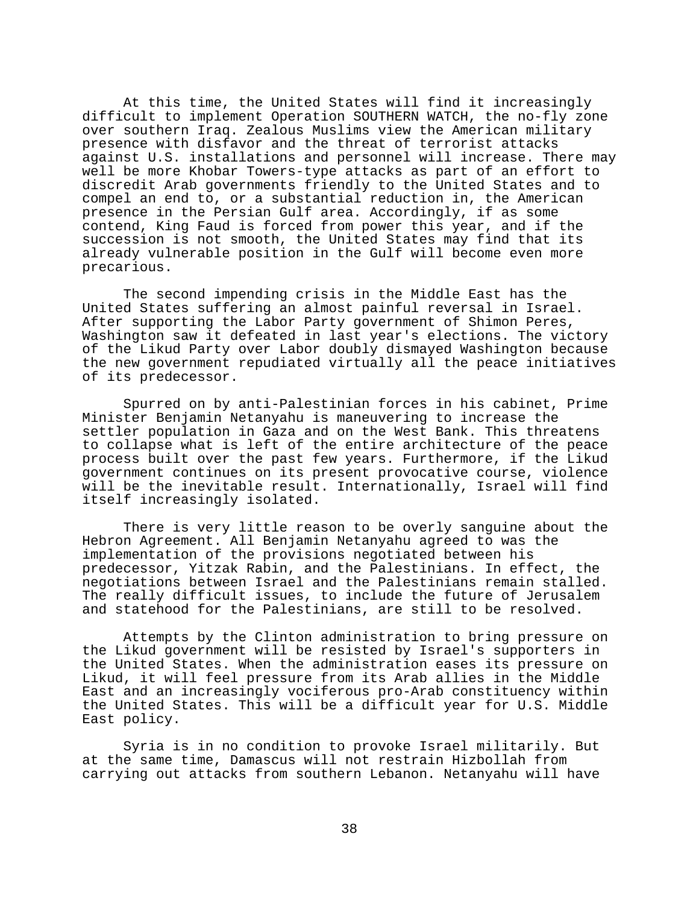At this time, the United States will find it increasingly difficult to implement Operation SOUTHERN WATCH, the no-fly zone over southern Iraq. Zealous Muslims view the American military presence with disfavor and the threat of terrorist attacks against U.S. installations and personnel will increase. There may well be more Khobar Towers-type attacks as part of an effort to discredit Arab governments friendly to the United States and to compel an end to, or a substantial reduction in, the American presence in the Persian Gulf area. Accordingly, if as some contend, King Faud is forced from power this year, and if the succession is not smooth, the United States may find that its already vulnerable position in the Gulf will become even more precarious.

The second impending crisis in the Middle East has the United States suffering an almost painful reversal in Israel. After supporting the Labor Party government of Shimon Peres, Washington saw it defeated in last year's elections. The victory of the Likud Party over Labor doubly dismayed Washington because the new government repudiated virtually all the peace initiatives of its predecessor.

Spurred on by anti-Palestinian forces in his cabinet, Prime Minister Benjamin Netanyahu is maneuvering to increase the settler population in Gaza and on the West Bank. This threatens to collapse what is left of the entire architecture of the peace process built over the past few years. Furthermore, if the Likud government continues on its present provocative course, violence will be the inevitable result. Internationally, Israel will find itself increasingly isolated.

There is very little reason to be overly sanguine about the Hebron Agreement. All Benjamin Netanyahu agreed to was the implementation of the provisions negotiated between his predecessor, Yitzak Rabin, and the Palestinians. In effect, the negotiations between Israel and the Palestinians remain stalled. The really difficult issues, to include the future of Jerusalem and statehood for the Palestinians, are still to be resolved.

Attempts by the Clinton administration to bring pressure on the Likud government will be resisted by Israel's supporters in the United States. When the administration eases its pressure on Likud, it will feel pressure from its Arab allies in the Middle East and an increasingly vociferous pro-Arab constituency within the United States. This will be a difficult year for U.S. Middle East policy.

Syria is in no condition to provoke Israel militarily. But at the same time, Damascus will not restrain Hizbollah from carrying out attacks from southern Lebanon. Netanyahu will have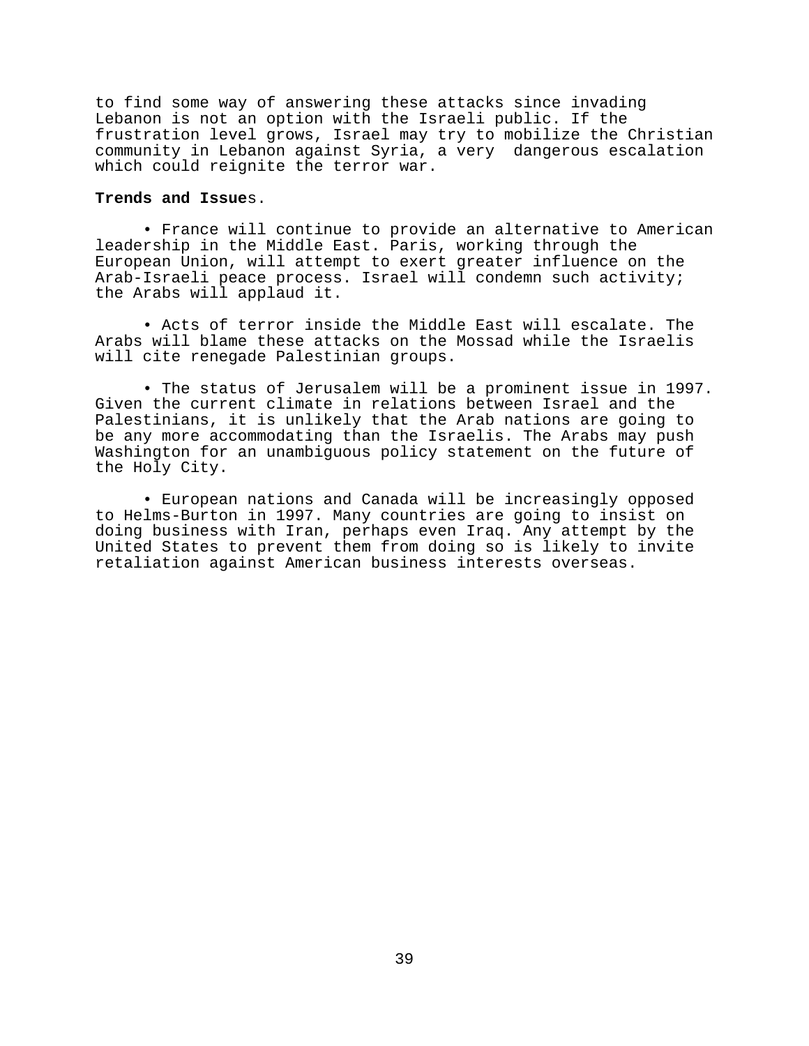to find some way of answering these attacks since invading Lebanon is not an option with the Israeli public. If the frustration level grows, Israel may try to mobilize the Christian community in Lebanon against Syria, a very dangerous escalation which could reignite the terror war.

**Trends and Issue**s.

- France will continue to provide an alternative to American leadership in the Middle East. Paris, working through the European Union, will attempt to exert greater influence on the Arab-Israeli peace process. Israel will condemn such activity; the Arabs will applaud it.

- Acts of terror inside the Middle East will escalate. The Arabs will blame these attacks on the Mossad while the Israelis will cite renegade Palestinian groups.

- The status of Jerusalem will be a prominent issue in 1997. Given the current climate in relations between Israel and the Palestinians, it is unlikely that the Arab nations are going to be any more accommodating than the Israelis. The Arabs may push Washington for an unambiguous policy statement on the future of the Holy City.

- European nations and Canada will be increasingly opposed to Helms-Burton in 1997. Many countries are going to insist on doing business with Iran, perhaps even Iraq. Any attempt by the United States to prevent them from doing so is likely to invite retaliation against American business interests overseas.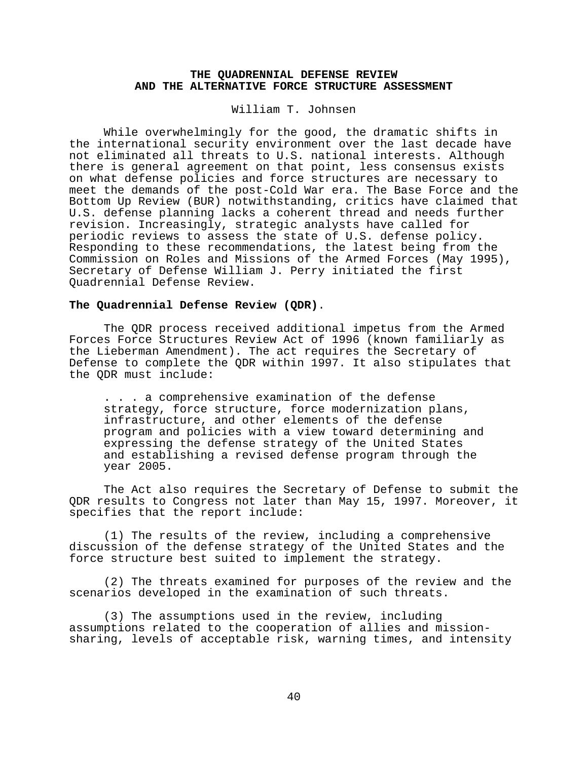## THE QUADRENNIAL DEFENSE REVIEW AND THE ALTERNATIVE FORCE STRUCTURE ASSESSMENT

William T. Johnsen

While overwhelmingly for the good, the dramatic shifts in the international security environment over the last decade have not eliminated all threats to U.S. national interests. Although there is general agreement on that point, less consensus exists on what defense policies and force structures are necessary to meet the demands of the post-Cold War era. The Base Force and the Bottom Up Review (BUR) notwithstanding, critics have claimed that U.S. defense planning lacks a coherent thread and needs further revision. Increasingly, strategic analysts have called for periodic reviews to assess the state of U.S. defense policy. Responding to these recommendations, the latest being from the Commission on Roles and Missions of the Armed Forces (May 1995), Secretary of Defense William J. Perry initiated the first Quadrennial Defense Review.

**The Quadrennial Defense Review (QDR)**.

The QDR process received additional impetus from the Armed Forces Force Structures Review Act of 1996 (known familiarly as the Lieberman Amendment). The act requires the Secretary of Defense to complete the QDR within 1997. It also stipulates that the QDR must include:

> . . . a comprehensive examination of the defense strategy, force structure, force modernization plans, infrastructure, and other elements of the defense program and policies with a view toward determining and expressing the defense strategy of the United States and establishing a revised defense program through the year 2005.

The Act also requires the Secretary of Defense to submit the QDR results to Congress not later than May 15, 1997. Moreover, it specifies that the report include:

(1) The results of the review, including a comprehensive discussion of the defense strategy of the United States and the force structure best suited to implement the strategy.

(2) The threats examined for purposes of the review and the scenarios developed in the examination of such threats.

(3) The assumptions used in the review, including assumptions related to the cooperation of allies and mission-sharing, levels of acceptable risk, warning times, and intensity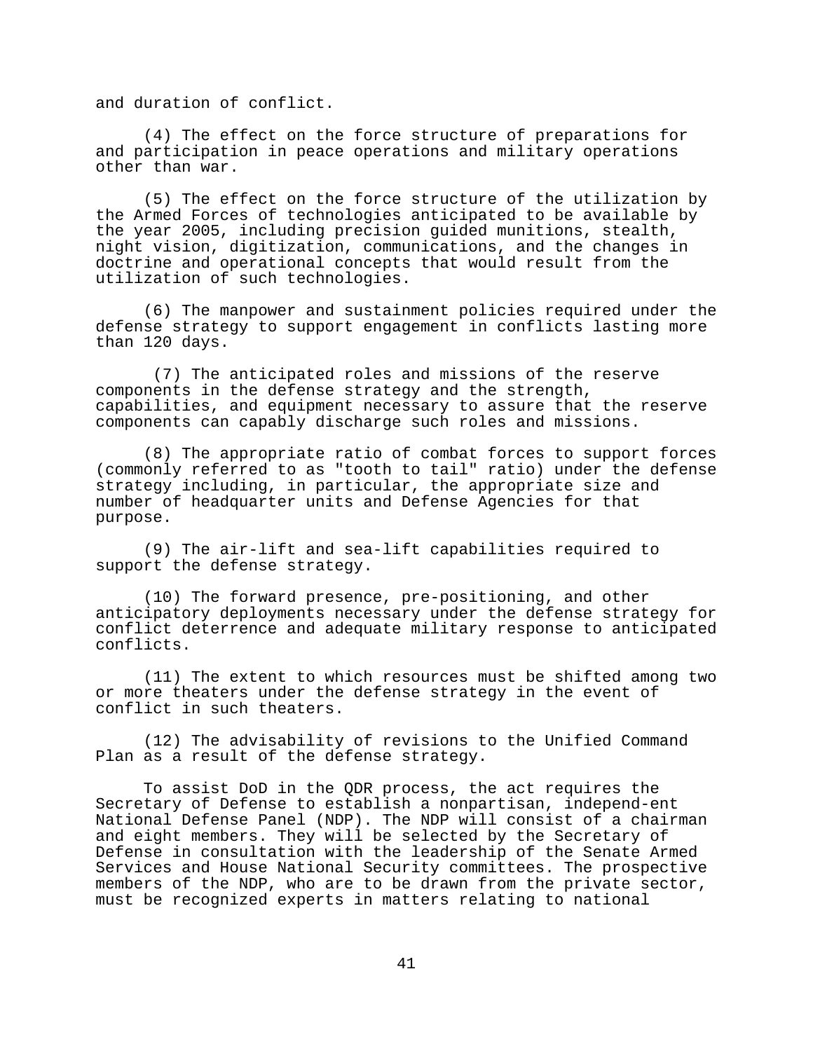and duration of conflict.

(4) The effect on the force structure of preparations for and participation in peace operations and military operations other than war.

(5) The effect on the force structure of the utilization by the Armed Forces of technologies anticipated to be available by the year 2005, including precision guided munitions, stealth, night vision, digitization, communications, and the changes in doctrine and operational concepts that would result from the utilization of such technologies.

(6) The manpower and sustainment policies required under the defense strategy to support engagement in conflicts lasting more than 120 days.

(7) The anticipated roles and missions of the reserve components in the defense strategy and the strength, capabilities, and equipment necessary to assure that the reserve components can capably discharge such roles and missions.

(8) The appropriate ratio of combat forces to support forces (commonly referred to as "tooth to tail" ratio) under the defense strategy including, in particular, the appropriate size and number of headquarter units and Defense Agencies for that purpose.

(9) The air-lift and sea-lift capabilities required to support the defense strategy.

(10) The forward presence, pre-positioning, and other anticipatory deployments necessary under the defense strategy for conflict deterrence and adequate military response to anticipated conflicts.

(11) The extent to which resources must be shifted among two or more theaters under the defense strategy in the event of conflict in such theaters.

(12) The advisability of revisions to the Unified Command Plan as a result of the defense strategy.

To assist DoD in the QDR process, the act requires the Secretary of Defense to establish a nonpartisan, independ-ent National Defense Panel (NDP). The NDP will consist of a chairman and eight members. They will be selected by the Secretary of Defense in consultation with the leadership of the Senate Armed Services and House National Security committees. The prospective members of the NDP, who are to be drawn from the private sector, must be recognized experts in matters relating to national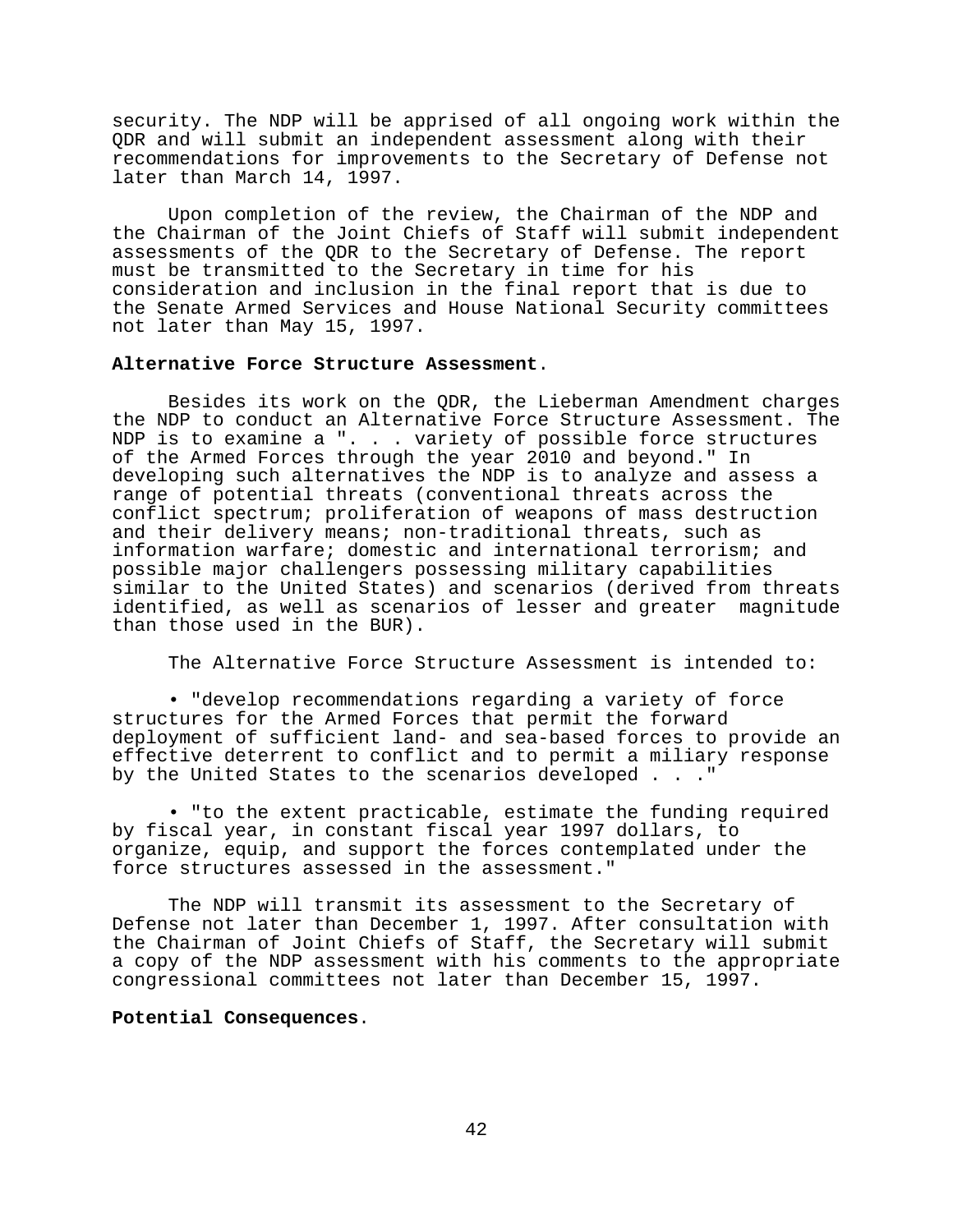security. The NDP will be apprised of all ongoing work within the QDR and will submit an independent assessment along with their recommendations for improvements to the Secretary of Defense not later than March 14, 1997.

Upon completion of the review, the Chairman of the NDP and the Chairman of the Joint Chiefs of Staff will submit independent assessments of the QDR to the Secretary of Defense. The report must be transmitted to the Secretary in time for his consideration and inclusion in the final report that is due to the Senate Armed Services and House National Security committees not later than May 15, 1997.

**Alternative Force Structure Assessment**.

Besides its work on the QDR, the Lieberman Amendment charges the NDP to conduct an Alternative Force Structure Assessment. The NDP is to examine a ". . . variety of possible force structures of the Armed Forces through the year 2010 and beyond." In developing such alternatives the NDP is to analyze and assess a range of potential threats (conventional threats across the conflict spectrum; proliferation of weapons of mass destruction and their delivery means; non-traditional threats, such as information warfare; domestic and international terrorism; and possible major challengers possessing military capabilities similar to the United States) and scenarios (derived from threats identified, as well as scenarios of lesser and greater magnitude than those used in the BUR).

The Alternative Force Structure Assessment is intended to:

- "develop recommendations regarding a variety of force structures for the Armed Forces that permit the forward deployment of sufficient land- and sea-based forces to provide an effective deterrent to conflict and to permit a miliary response by the United States to the scenarios developed . . ."

- "to the extent practicable, estimate the funding required by fiscal year, in constant fiscal year 1997 dollars, to organize, equip, and support the forces contemplated under the force structures assessed in the assessment."

The NDP will transmit its assessment to the Secretary of Defense not later than December 1, 1997. After consultation with the Chairman of Joint Chiefs of Staff, the Secretary will submit a copy of the NDP assessment with his comments to the appropriate congressional committees not later than December 15, 1997.

**Potential Consequences**.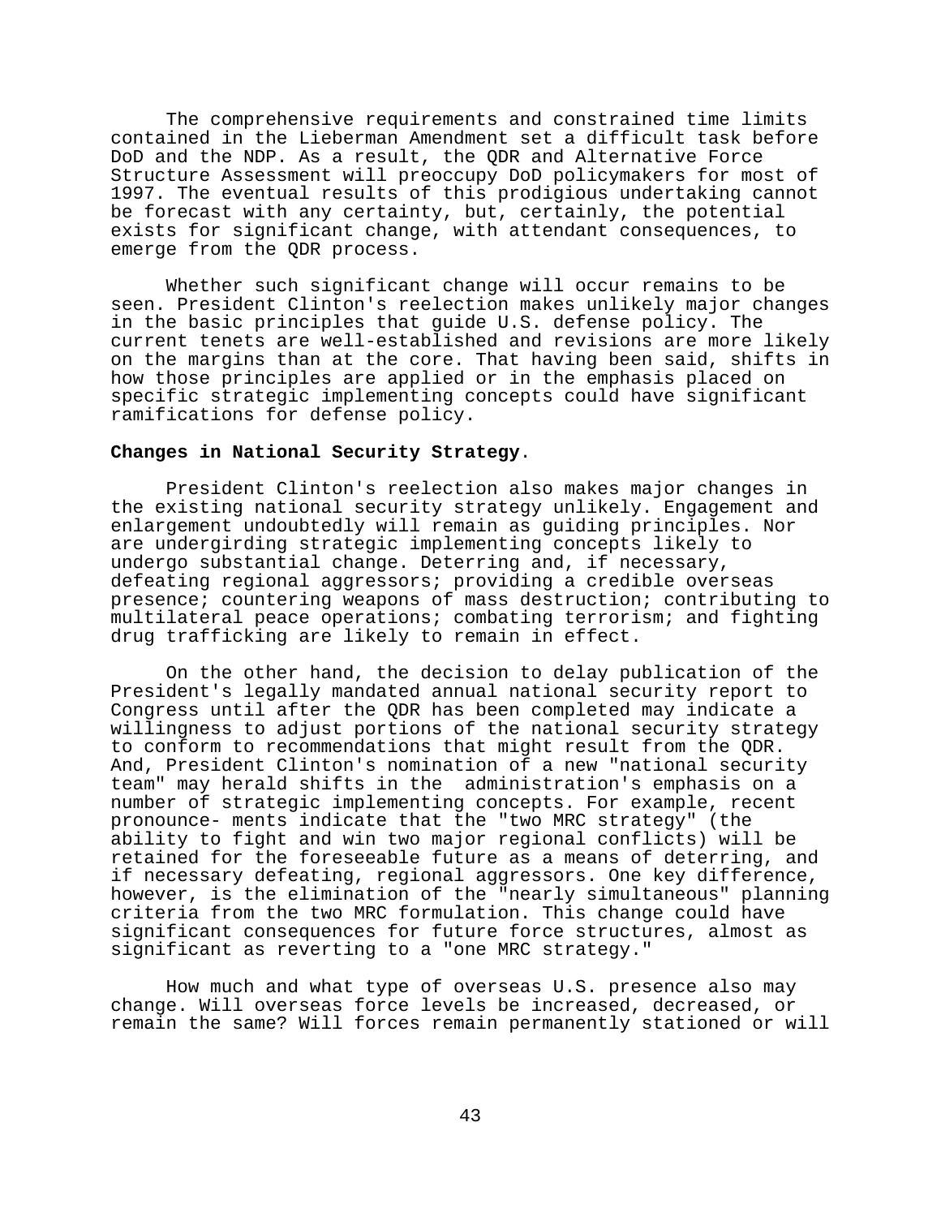The comprehensive requirements and constrained time limits contained in the Lieberman Amendment set a difficult task before DoD and the NDP. As a result, the QDR and Alternative Force Structure Assessment will preoccupy DoD policymakers for most of 1997. The eventual results of this prodigious undertaking cannot be forecast with any certainty, but, certainly, the potential exists for significant change, with attendant consequences, to emerge from the QDR process.

Whether such significant change will occur remains to be seen. President Clinton's reelection makes unlikely major changes in the basic principles that guide U.S. defense policy. The current tenets are well-established and revisions are more likely on the margins than at the core. That having been said, shifts in how those principles are applied or in the emphasis placed on specific strategic implementing concepts could have significant ramifications for defense policy.

**Changes in National Security Strategy**.

President Clinton's reelection also makes major changes in the existing national security strategy unlikely. Engagement and enlargement undoubtedly will remain as guiding principles. Nor are undergirding strategic implementing concepts likely to undergo substantial change. Deterring and, if necessary, defeating regional aggressors; providing a credible overseas presence; countering weapons of mass destruction; contributing to multilateral peace operations; combating terrorism; and fighting drug trafficking are likely to remain in effect.

On the other hand, the decision to delay publication of the President's legally mandated annual national security report to Congress until after the QDR has been completed may indicate a willingness to adjust portions of the national security strategy to conform to recommendations that might result from the QDR. And, President Clinton's nomination of a new "national security team" may herald shifts in the administration's emphasis on a number of strategic implementing concepts. For example, recent pronounce- ments indicate that the "two MRC strategy" (the ability to fight and win two major regional conflicts) will be retained for the foreseeable future as a means of deterring, and if necessary defeating, regional aggressors. One key difference, however, is the elimination of the "nearly simultaneous" planning criteria from the two MRC formulation. This change could have significant consequences for future force structures, almost as significant as reverting to a "one MRC strategy."

How much and what type of overseas U.S. presence also may change. Will overseas force levels be increased, decreased, or remain the same? Will forces remain permanently stationed or will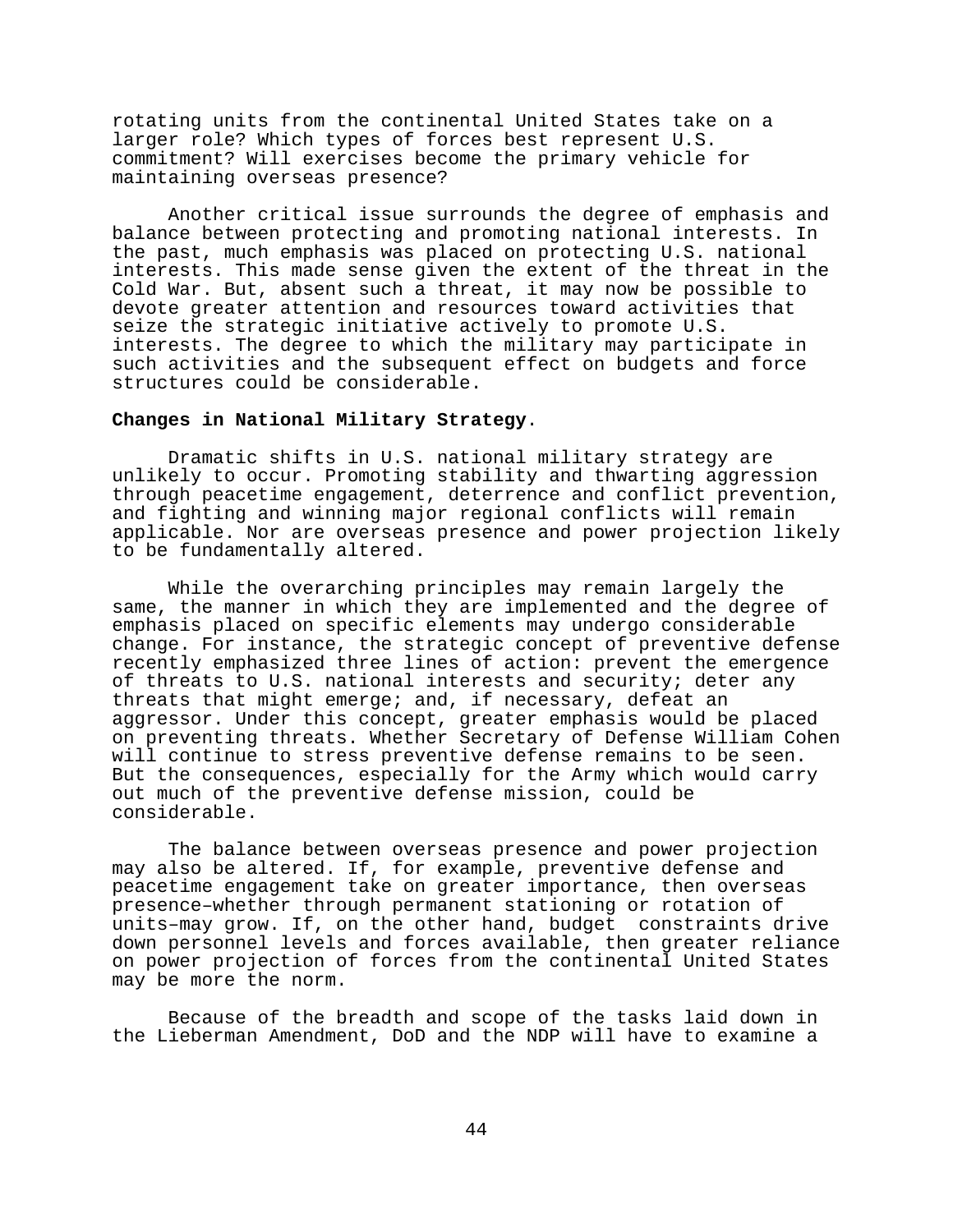rotating units from the continental United States take on a larger role? Which types of forces best represent U.S. commitment? Will exercises become the primary vehicle for maintaining overseas presence?

Another critical issue surrounds the degree of emphasis and balance between protecting and promoting national interests. In the past, much emphasis was placed on protecting U.S. national interests. This made sense given the extent of the threat in the Cold War. But, absent such a threat, it may now be possible to devote greater attention and resources toward activities that seize the strategic initiative actively to promote U.S. interests. The degree to which the military may participate in such activities and the subsequent effect on budgets and force structures could be considerable.

**Changes in National Military Strategy**.

Dramatic shifts in U.S. national military strategy are unlikely to occur. Promoting stability and thwarting aggression through peacetime engagement, deterrence and conflict prevention, and fighting and winning major regional conflicts will remain applicable. Nor are overseas presence and power projection likely to be fundamentally altered.

While the overarching principles may remain largely the same, the manner in which they are implemented and the degree of emphasis placed on specific elements may undergo considerable change. For instance, the strategic concept of preventive defense recently emphasized three lines of action: prevent the emergence of threats to U.S. national interests and security; deter any threats that might emerge; and, if necessary, defeat an aggressor. Under this concept, greater emphasis would be placed on preventing threats. Whether Secretary of Defense William Cohen will continue to stress preventive defense remains to be seen. But the consequences, especially for the Army which would carry out much of the preventive defense mission, could be considerable.

The balance between overseas presence and power projection may also be altered. If, for example, preventive defense and peacetime engagement take on greater importance, then overseas presence–whether through permanent stationing or rotation of units–may grow. If, on the other hand, budget constraints drive down personnel levels and forces available, then greater reliance on power projection of forces from the continental United States may be more the norm.

Because of the breadth and scope of the tasks laid down in the Lieberman Amendment, DoD and the NDP will have to examine a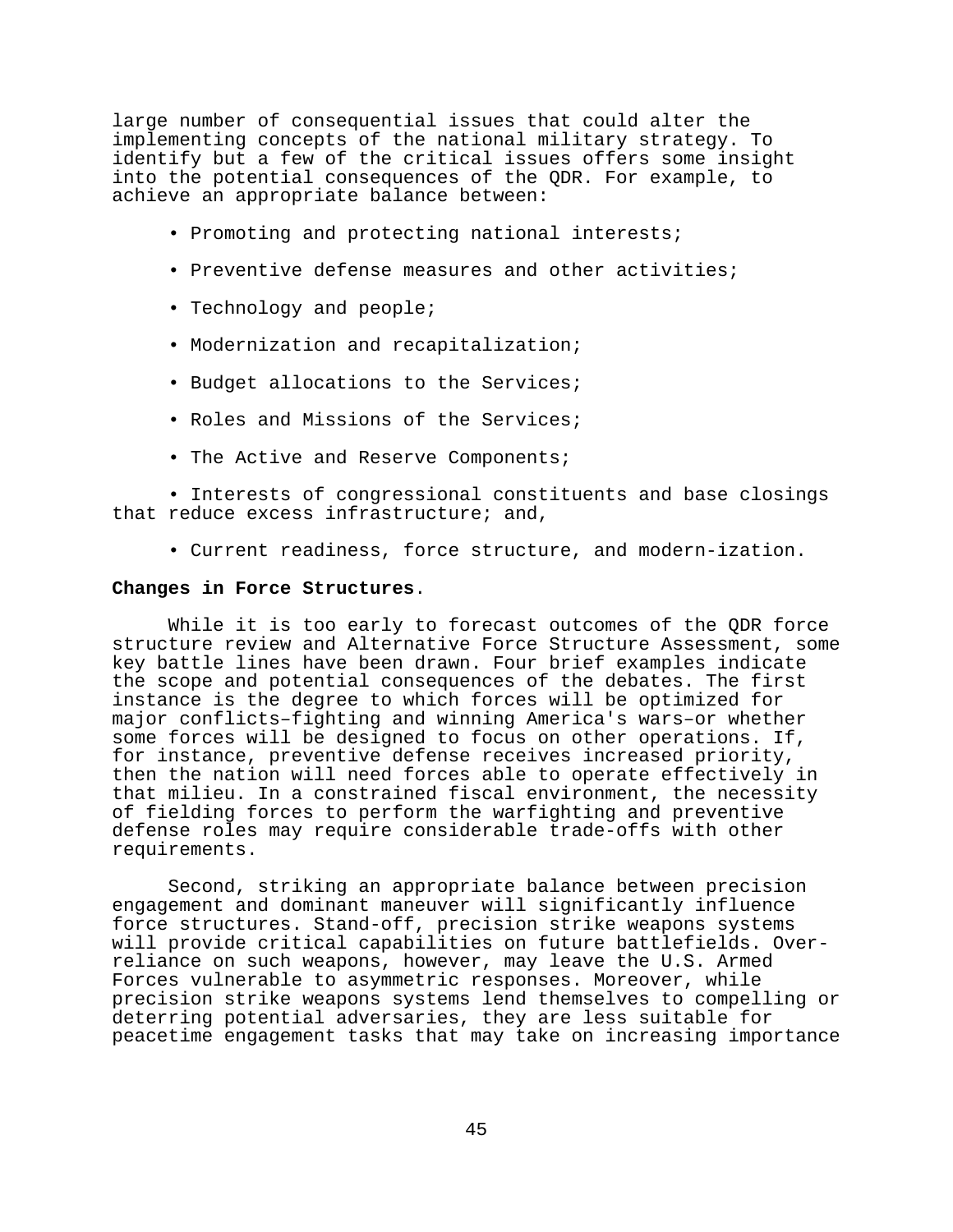large number of consequential issues that could alter the implementing concepts of the national military strategy. To identify but a few of the critical issues offers some insight into the potential consequences of the QDR. For example, to achieve an appropriate balance between:

- Promoting and protecting national interests;
- Preventive defense measures and other activities;
- Technology and people;
- Modernization and recapitalization;
- Budget allocations to the Services;
- Roles and Missions of the Services;
- The Active and Reserve Components;
- Interests of congressional constituents and base closings that reduce excess infrastructure; and,
- Current readiness, force structure, and modern-ization.

**Changes in Force Structures**.

While it is too early to forecast outcomes of the QDR force structure review and Alternative Force Structure Assessment, some key battle lines have been drawn. Four brief examples indicate the scope and potential consequences of the debates. The first instance is the degree to which forces will be optimized for major conflicts–fighting and winning America's wars–or whether some forces will be designed to focus on other operations. If, for instance, preventive defense receives increased priority, then the nation will need forces able to operate effectively in that milieu. In a constrained fiscal environment, the necessity of fielding forces to perform the warfighting and preventive defense roles may require considerable trade-offs with other requirements.

Second, striking an appropriate balance between precision engagement and dominant maneuver will significantly influence force structures. Stand-off, precision strike weapons systems will provide critical capabilities on future battlefields. Over-reliance on such weapons, however, may leave the U.S. Armed Forces vulnerable to asymmetric responses. Moreover, while precision strike weapons systems lend themselves to compelling or deterring potential adversaries, they are less suitable for peacetime engagement tasks that may take on increasing importance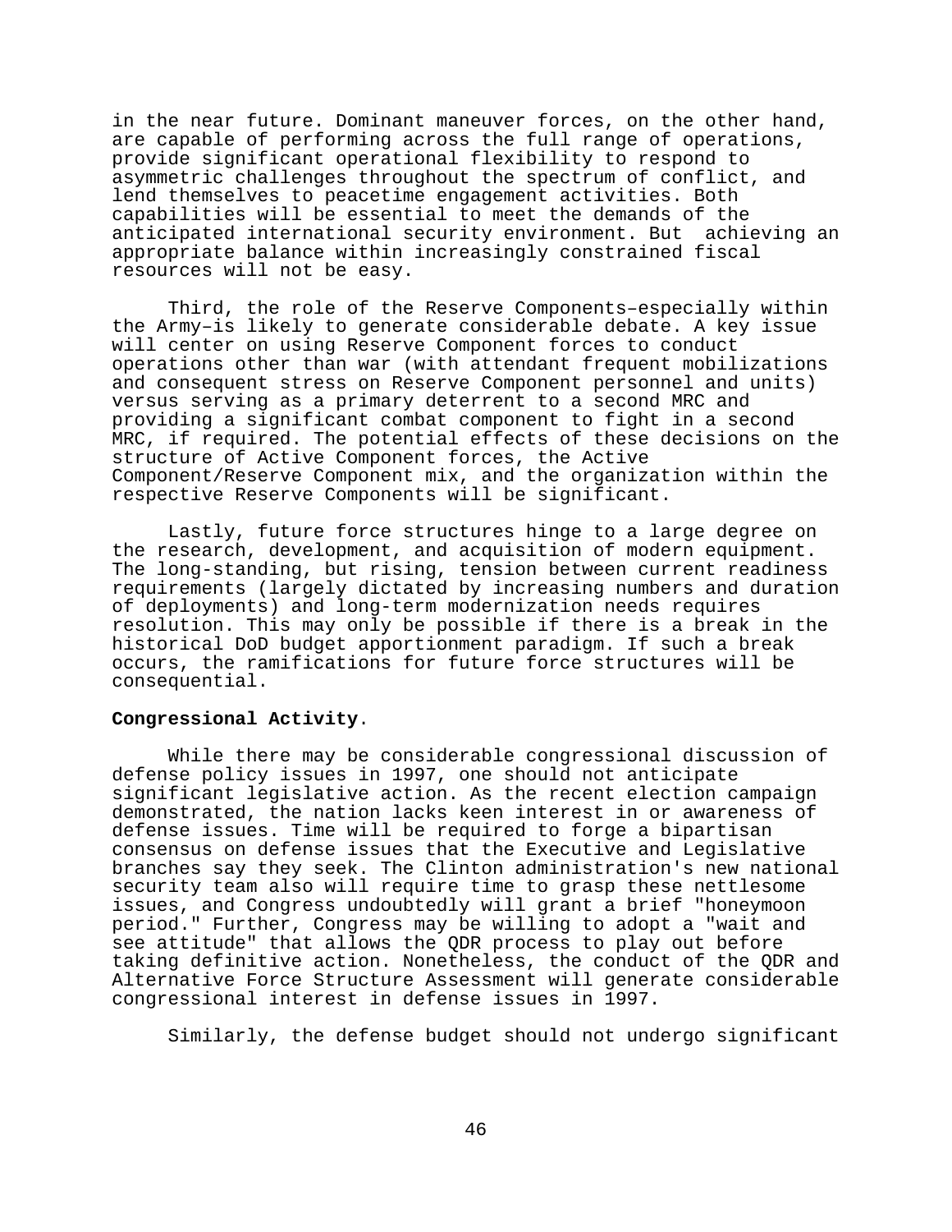in the near future. Dominant maneuver forces, on the other hand, are capable of performing across the full range of operations, provide significant operational flexibility to respond to asymmetric challenges throughout the spectrum of conflict, and lend themselves to peacetime engagement activities. Both capabilities will be essential to meet the demands of the anticipated international security environment. But achieving an appropriate balance within increasingly constrained fiscal resources will not be easy.

Third, the role of the Reserve Components–especially within the Army–is likely to generate considerable debate. A key issue will center on using Reserve Component forces to conduct operations other than war (with attendant frequent mobilizations and consequent stress on Reserve Component personnel and units) versus serving as a primary deterrent to a second MRC and providing a significant combat component to fight in a second MRC, if required. The potential effects of these decisions on the structure of Active Component forces, the Active Component/Reserve Component mix, and the organization within the respective Reserve Components will be significant.

Lastly, future force structures hinge to a large degree on the research, development, and acquisition of modern equipment. The long-standing, but rising, tension between current readiness requirements (largely dictated by increasing numbers and duration of deployments) and long-term modernization needs requires resolution. This may only be possible if there is a break in the historical DoD budget apportionment paradigm. If such a break occurs, the ramifications for future force structures will be consequential.

**Congressional Activity**.

While there may be considerable congressional discussion of defense policy issues in 1997, one should not anticipate significant legislative action. As the recent election campaign demonstrated, the nation lacks keen interest in or awareness of defense issues. Time will be required to forge a bipartisan consensus on defense issues that the Executive and Legislative branches say they seek. The Clinton administration's new national security team also will require time to grasp these nettlesome issues, and Congress undoubtedly will grant a brief "honeymoon period." Further, Congress may be willing to adopt a "wait and see attitude" that allows the QDR process to play out before taking definitive action. Nonetheless, the conduct of the QDR and Alternative Force Structure Assessment will generate considerable congressional interest in defense issues in 1997.

Similarly, the defense budget should not undergo significant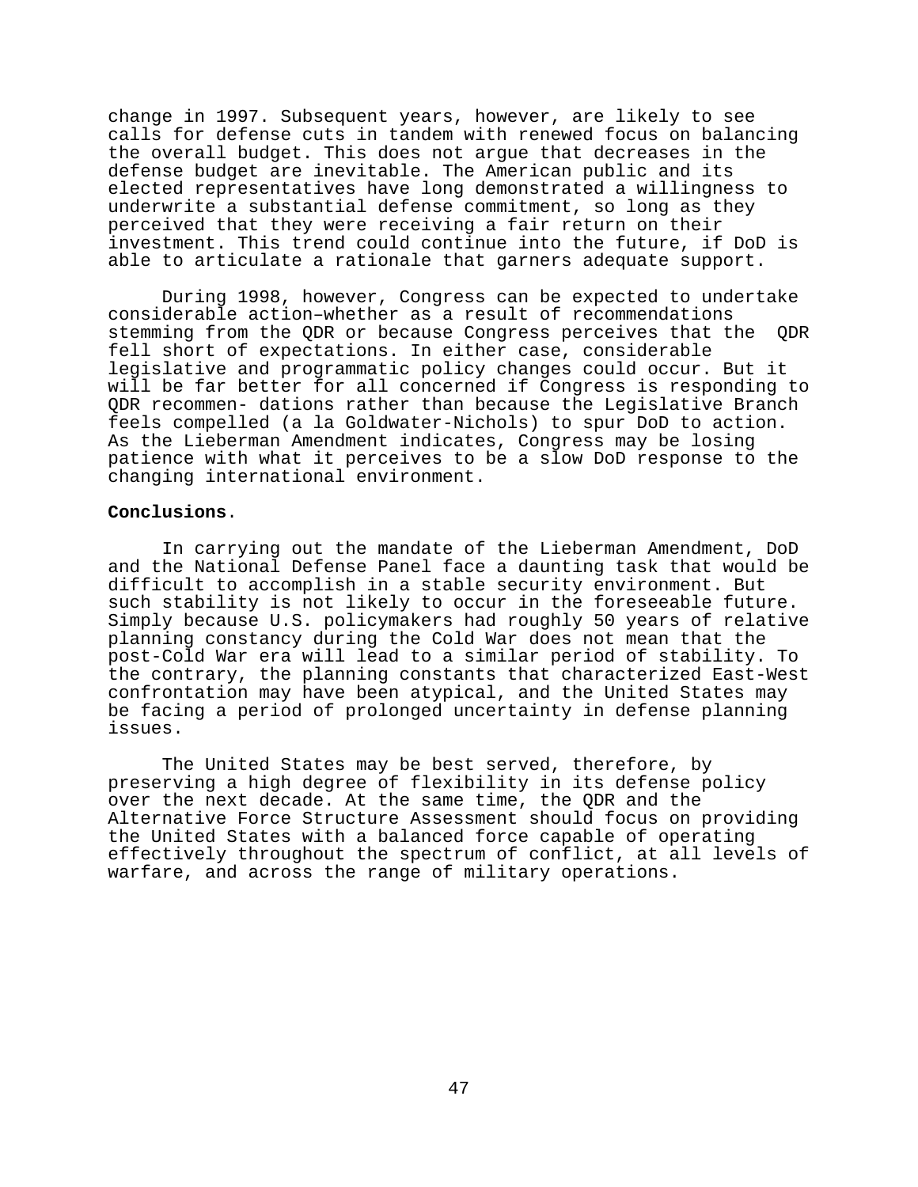change in 1997. Subsequent years, however, are likely to see calls for defense cuts in tandem with renewed focus on balancing the overall budget. This does not argue that decreases in the defense budget are inevitable. The American public and its elected representatives have long demonstrated a willingness to underwrite a substantial defense commitment, so long as they perceived that they were receiving a fair return on their investment. This trend could continue into the future, if DoD is able to articulate a rationale that garners adequate support.

During 1998, however, Congress can be expected to undertake considerable action–whether as a result of recommendations stemming from the QDR or because Congress perceives that the QDR fell short of expectations. In either case, considerable legislative and programmatic policy changes could occur. But it will be far better for all concerned if Congress is responding to QDR recommen- dations rather than because the Legislative Branch feels compelled (a la Goldwater-Nichols) to spur DoD to action. As the Lieberman Amendment indicates, Congress may be losing patience with what it perceives to be a slow DoD response to the changing international environment.

**Conclusions**.

In carrying out the mandate of the Lieberman Amendment, DoD and the National Defense Panel face a daunting task that would be difficult to accomplish in a stable security environment. But such stability is not likely to occur in the foreseeable future. Simply because U.S. policymakers had roughly 50 years of relative planning constancy during the Cold War does not mean that the post-Cold War era will lead to a similar period of stability. To the contrary, the planning constants that characterized East-West confrontation may have been atypical, and the United States may be facing a period of prolonged uncertainty in defense planning issues.

The United States may be best served, therefore, by preserving a high degree of flexibility in its defense policy over the next decade. At the same time, the QDR and the Alternative Force Structure Assessment should focus on providing the United States with a balanced force capable of operating effectively throughout the spectrum of conflict, at all levels of warfare, and across the range of military operations.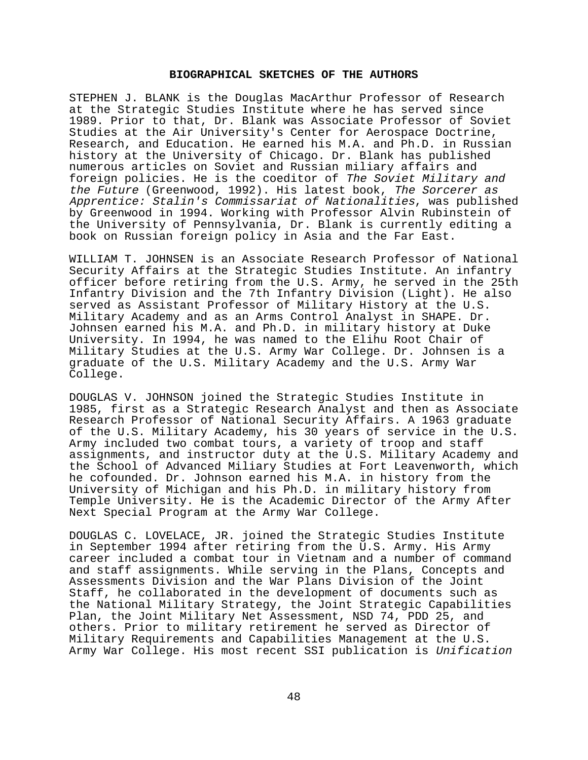## BIOGRAPHICAL SKETCHES OF THE AUTHORS

STEPHEN J. BLANK is the Douglas MacArthur Professor of Research at the Strategic Studies Institute where he has served since 1989. Prior to that, Dr. Blank was Associate Professor of Soviet Studies at the Air University's Center for Aerospace Doctrine, Research, and Education. He earned his M.A. and Ph.D. in Russian history at the University of Chicago. Dr. Blank has published numerous articles on Soviet and Russian miliary affairs and foreign policies. He is the coeditor of *The Soviet Military and the Future* (Greenwood, 1992). His latest book, *The Sorcerer as Apprentice: Stalin's Commissariat of Nationalities*, was published by Greenwood in 1994. Working with Professor Alvin Rubinstein of the University of Pennsylvania, Dr. Blank is currently editing a book on Russian foreign policy in Asia and the Far East.

WILLIAM T. JOHNSEN is an Associate Research Professor of National Security Affairs at the Strategic Studies Institute. An infantry officer before retiring from the U.S. Army, he served in the 25th Infantry Division and the 7th Infantry Division (Light). He also served as Assistant Professor of Military History at the U.S. Military Academy and as an Arms Control Analyst in SHAPE. Dr. Johnsen earned his M.A. and Ph.D. in military history at Duke University. In 1994, he was named to the Elihu Root Chair of Military Studies at the U.S. Army War College. Dr. Johnsen is a graduate of the U.S. Military Academy and the U.S. Army War College.

DOUGLAS V. JOHNSON joined the Strategic Studies Institute in 1985, first as a Strategic Research Analyst and then as Associate Research Professor of National Security Affairs. A 1963 graduate of the U.S. Military Academy, his 30 years of service in the U.S. Army included two combat tours, a variety of troop and staff assignments, and instructor duty at the U.S. Military Academy and the School of Advanced Miliary Studies at Fort Leavenworth, which he cofounded. Dr. Johnson earned his M.A. in history from the University of Michigan and his Ph.D. in military history from Temple University. He is the Academic Director of the Army After Next Special Program at the Army War College.

DOUGLAS C. LOVELACE, JR. joined the Strategic Studies Institute in September 1994 after retiring from the U.S. Army. His Army career included a combat tour in Vietnam and a number of command and staff assignments. While serving in the Plans, Concepts and Assessments Division and the War Plans Division of the Joint Staff, he collaborated in the development of documents such as the National Military Strategy, the Joint Strategic Capabilities Plan, the Joint Military Net Assessment, NSD 74, PDD 25, and others. Prior to military retirement he served as Director of Military Requirements and Capabilities Management at the U.S. Army War College. His most recent SSI publication is *Unification*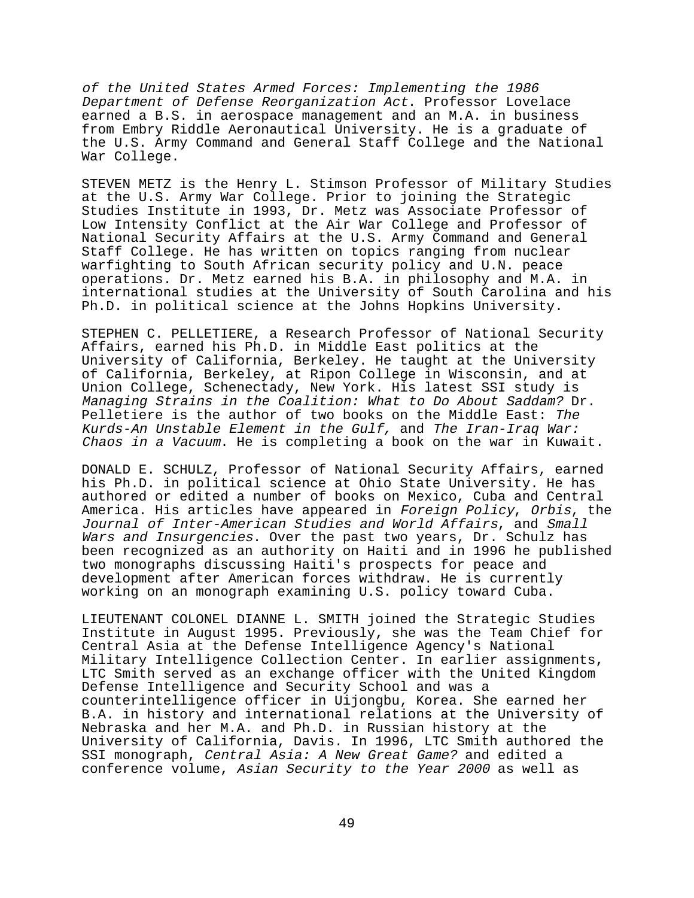*of the United States Armed Forces: Implementing the 1986 Department of Defense Reorganization Act*. Professor Lovelace earned a B.S. in aerospace management and an M.A. in business from Embry Riddle Aeronautical University. He is a graduate of the U.S. Army Command and General Staff College and the National War College.

STEVEN METZ is the Henry L. Stimson Professor of Military Studies at the U.S. Army War College. Prior to joining the Strategic Studies Institute in 1993, Dr. Metz was Associate Professor of Low Intensity Conflict at the Air War College and Professor of National Security Affairs at the U.S. Army Command and General Staff College. He has written on topics ranging from nuclear warfighting to South African security policy and U.N. peace operations. Dr. Metz earned his B.A. in philosophy and M.A. in international studies at the University of South Carolina and his Ph.D. in political science at the Johns Hopkins University.

STEPHEN C. PELLETIERE, a Research Professor of National Security Affairs, earned his Ph.D. in Middle East politics at the University of California, Berkeley. He taught at the University of California, Berkeley, at Ripon College in Wisconsin, and at Union College, Schenectady, New York. His latest SSI study is *Managing Strains in the Coalition: What to Do About Saddam?* Dr. Pelletiere is the author of two books on the Middle East: *The Kurds-An Unstable Element in the Gulf,* and *The Iran-Iraq War: Chaos in a Vacuum*. He is completing a book on the war in Kuwait.

DONALD E. SCHULZ, Professor of National Security Affairs, earned his Ph.D. in political science at Ohio State University. He has authored or edited a number of books on Mexico, Cuba and Central America. His articles have appeared in *Foreign Policy*, *Orbis*, the *Journal of Inter-American Studies and World Affairs*, and *Small Wars and Insurgencies*. Over the past two years, Dr. Schulz has been recognized as an authority on Haiti and in 1996 he published two monographs discussing Haiti's prospects for peace and development after American forces withdraw. He is currently working on an monograph examining U.S. policy toward Cuba.

LIEUTENANT COLONEL DIANNE L. SMITH joined the Strategic Studies Institute in August 1995. Previously, she was the Team Chief for Central Asia at the Defense Intelligence Agency's National Military Intelligence Collection Center. In earlier assignments, LTC Smith served as an exchange officer with the United Kingdom Defense Intelligence and Security School and was a counterintelligence officer in Uijongbu, Korea. She earned her B.A. in history and international relations at the University of Nebraska and her M.A. and Ph.D. in Russian history at the University of California, Davis. In 1996, LTC Smith authored the SSI monograph, *Central Asia: A New Great Game?* and edited a conference volume, *Asian Security to the Year 2000* as well as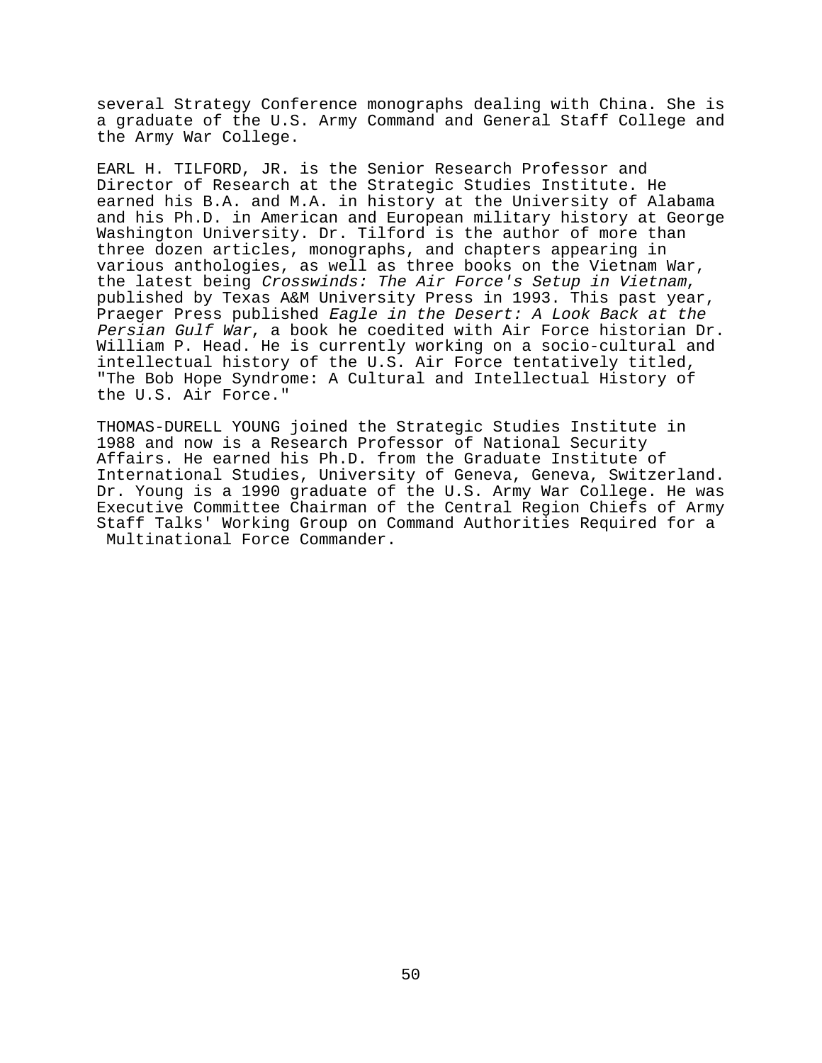several Strategy Conference monographs dealing with China. She is a graduate of the U.S. Army Command and General Staff College and the Army War College.

EARL H. TILFORD, JR. is the Senior Research Professor and Director of Research at the Strategic Studies Institute. He earned his B.A. and M.A. in history at the University of Alabama and his Ph.D. in American and European military history at George Washington University. Dr. Tilford is the author of more than three dozen articles, monographs, and chapters appearing in various anthologies, as well as three books on the Vietnam War, the latest being *Crosswinds: The Air Force's Setup in Vietnam*, published by Texas A&M University Press in 1993. This past year, Praeger Press published *Eagle in the Desert: A Look Back at the Persian Gulf War*, a book he coedited with Air Force historian Dr. William P. Head. He is currently working on a socio-cultural and intellectual history of the U.S. Air Force tentatively titled, "The Bob Hope Syndrome: A Cultural and Intellectual History of the U.S. Air Force."

THOMAS-DURELL YOUNG joined the Strategic Studies Institute in 1988 and now is a Research Professor of National Security Affairs. He earned his Ph.D. from the Graduate Institute of International Studies, University of Geneva, Geneva, Switzerland. Dr. Young is a 1990 graduate of the U.S. Army War College. He was Executive Committee Chairman of the Central Region Chiefs of Army Staff Talks' Working Group on Command Authorities Required for a Multinational Force Commander.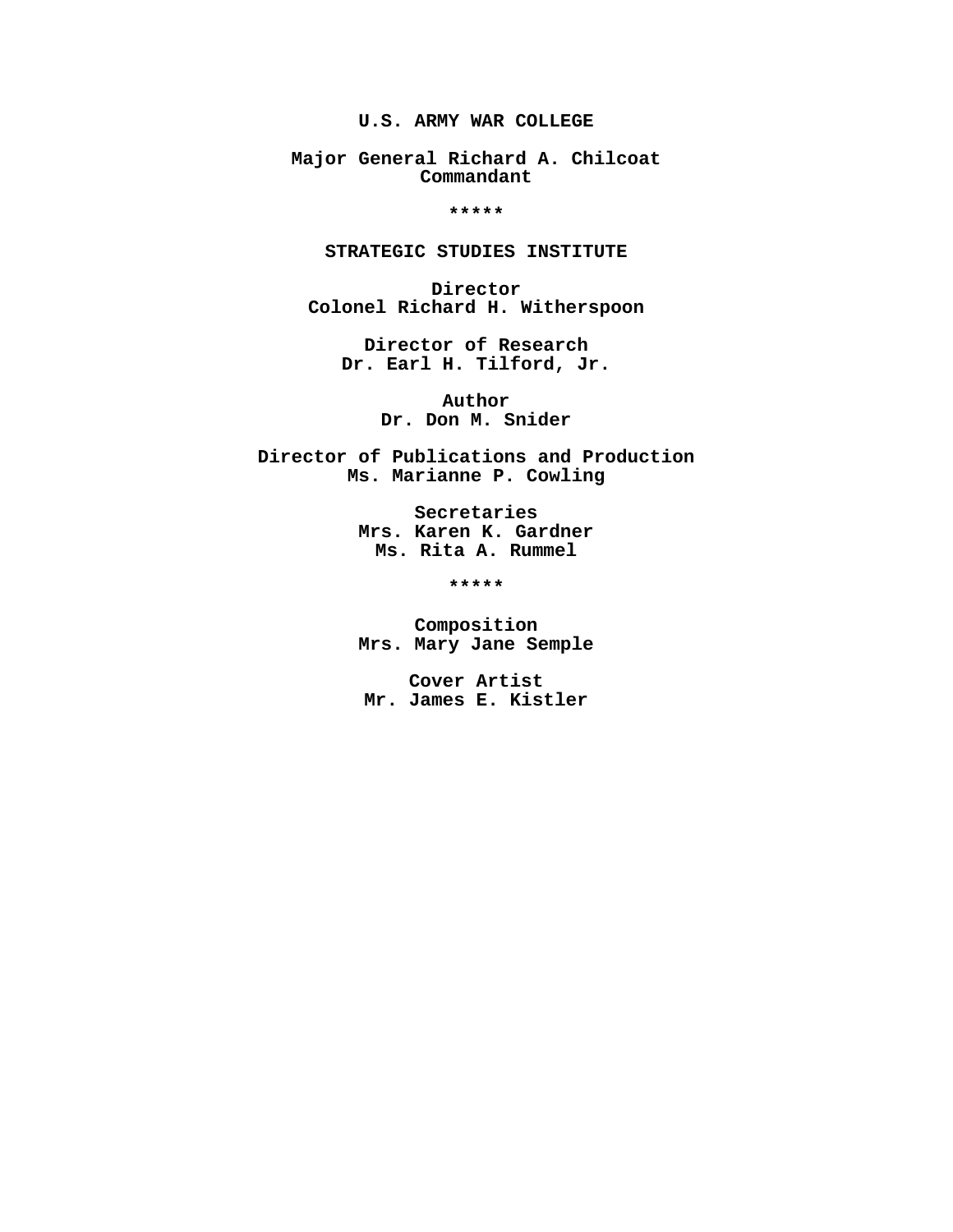**U.S. ARMY WAR COLLEGE**

**Major General Richard A. Chilcoat**
**Commandant**

*****

**STRATEGIC STUDIES INSTITUTE**

**Director**
**Colonel Richard H. Witherspoon**

**Director of Research**
**Dr. Earl H. Tilford, Jr.**

**Author**
**Dr. Don M. Snider**

**Director of Publications and Production**
**Ms. Marianne P. Cowling**

**Secretaries**
**Mrs. Karen K. Gardner**
**Ms. Rita A. Rummel**

*****

**Composition**
**Mrs. Mary Jane Semple**

**Cover Artist**
**Mr. James E. Kistler**